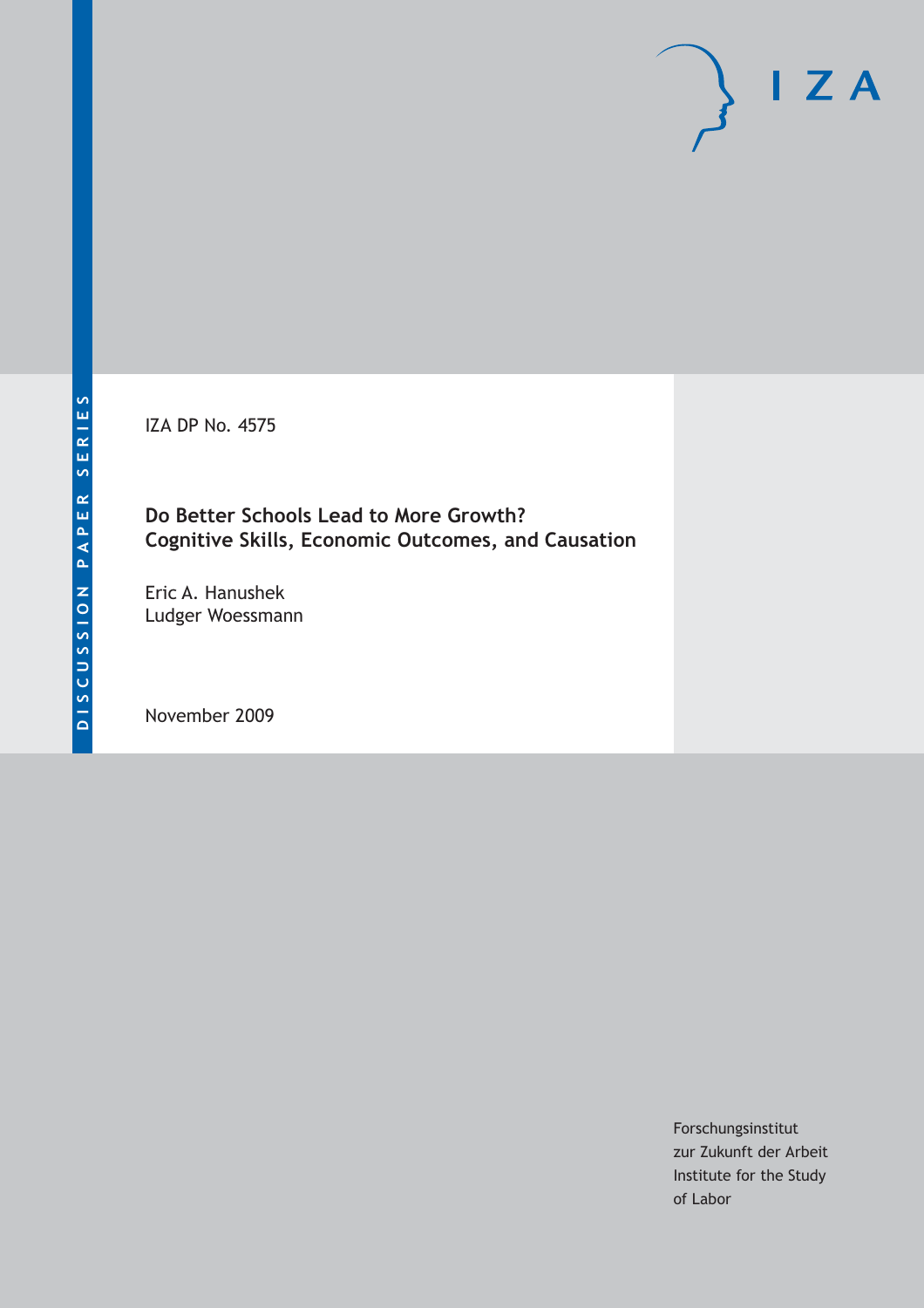DISCUSSION PAPER SERIES

IZA DP No. 4575

# Do Better Schools Lead to More Growth? Cognitive Skills, Economic Outcomes, and Causation

Eric A. Hanushek
Ludger Woessmann

November 2009

Forschungsinstitut
zur Zukunft der Arbeit
Institute for the Study
of Labor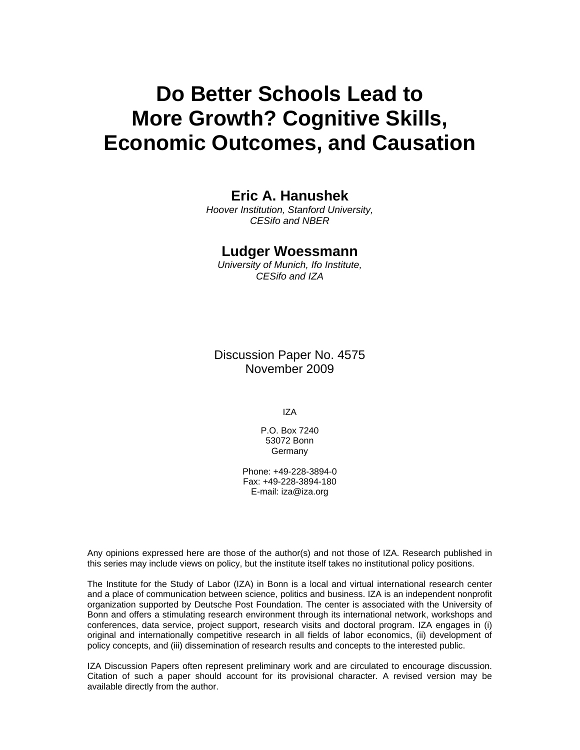# Do Better Schools Lead to More Growth? Cognitive Skills, Economic Outcomes, and Causation

**Eric A. Hanushek**

*Hoover Institution, Stanford University, CESifo and NBER*

**Ludger Woessmann**

*University of Munich, Ifo Institute, CESifo and IZA*

Discussion Paper No. 4575
November 2009

IZA

P.O. Box 7240
53072 Bonn
Germany

Phone: +49-228-3894-0
Fax: +49-228-3894-180
E-mail: iza@iza.org

Any opinions expressed here are those of the author(s) and not those of IZA. Research published in this series may include views on policy, but the institute itself takes no institutional policy positions.

The Institute for the Study of Labor (IZA) in Bonn is a local and virtual international research center and a place of communication between science, politics and business. IZA is an independent nonprofit organization supported by Deutsche Post Foundation. The center is associated with the University of Bonn and offers a stimulating research environment through its international network, workshops and conferences, data service, project support, research visits and doctoral program. IZA engages in (i) original and internationally competitive research in all fields of labor economics, (ii) development of policy concepts, and (iii) dissemination of research results and concepts to the interested public.

IZA Discussion Papers often represent preliminary work and are circulated to encourage discussion. Citation of such a paper should account for its provisional character. A revised version may be available directly from the author.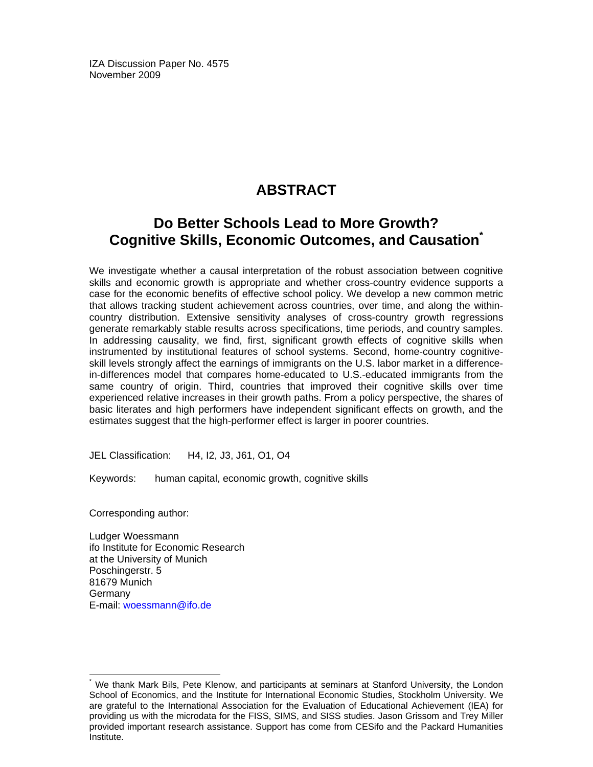IZA Discussion Paper No. 4575
November 2009

# ABSTRACT

## Do Better Schools Lead to More Growth? Cognitive Skills, Economic Outcomes, and Causation*

We investigate whether a causal interpretation of the robust association between cognitive skills and economic growth is appropriate and whether cross-country evidence supports a case for the economic benefits of effective school policy. We develop a new common metric that allows tracking student achievement across countries, over time, and along the within-country distribution. Extensive sensitivity analyses of cross-country growth regressions generate remarkably stable results across specifications, time periods, and country samples. In addressing causality, we find, first, significant growth effects of cognitive skills when instrumented by institutional features of school systems. Second, home-country cognitive-skill levels strongly affect the earnings of immigrants on the U.S. labor market in a difference-in-differences model that compares home-educated to U.S.-educated immigrants from the same country of origin. Third, countries that improved their cognitive skills over time experienced relative increases in their growth paths. From a policy perspective, the shares of basic literates and high performers have independent significant effects on growth, and the estimates suggest that the high-performer effect is larger in poorer countries.

JEL Classification: H4, I2, J3, J61, O1, O4

Keywords: human capital, economic growth, cognitive skills

Corresponding author:

Ludger Woessmann
ifo Institute for Economic Research
at the University of Munich
Poschingerstr. 5
81679 Munich
Germany
E-mail: woessmann@ifo.de

---

* We thank Mark Bils, Pete Klenow, and participants at seminars at Stanford University, the London School of Economics, and the Institute for International Economic Studies, Stockholm University. We are grateful to the International Association for the Evaluation of Educational Achievement (IEA) for providing us with the microdata for the FISS, SIMS, and SISS studies. Jason Grissom and Trey Miller provided important research assistance. Support has come from CESifo and the Packard Humanities Institute.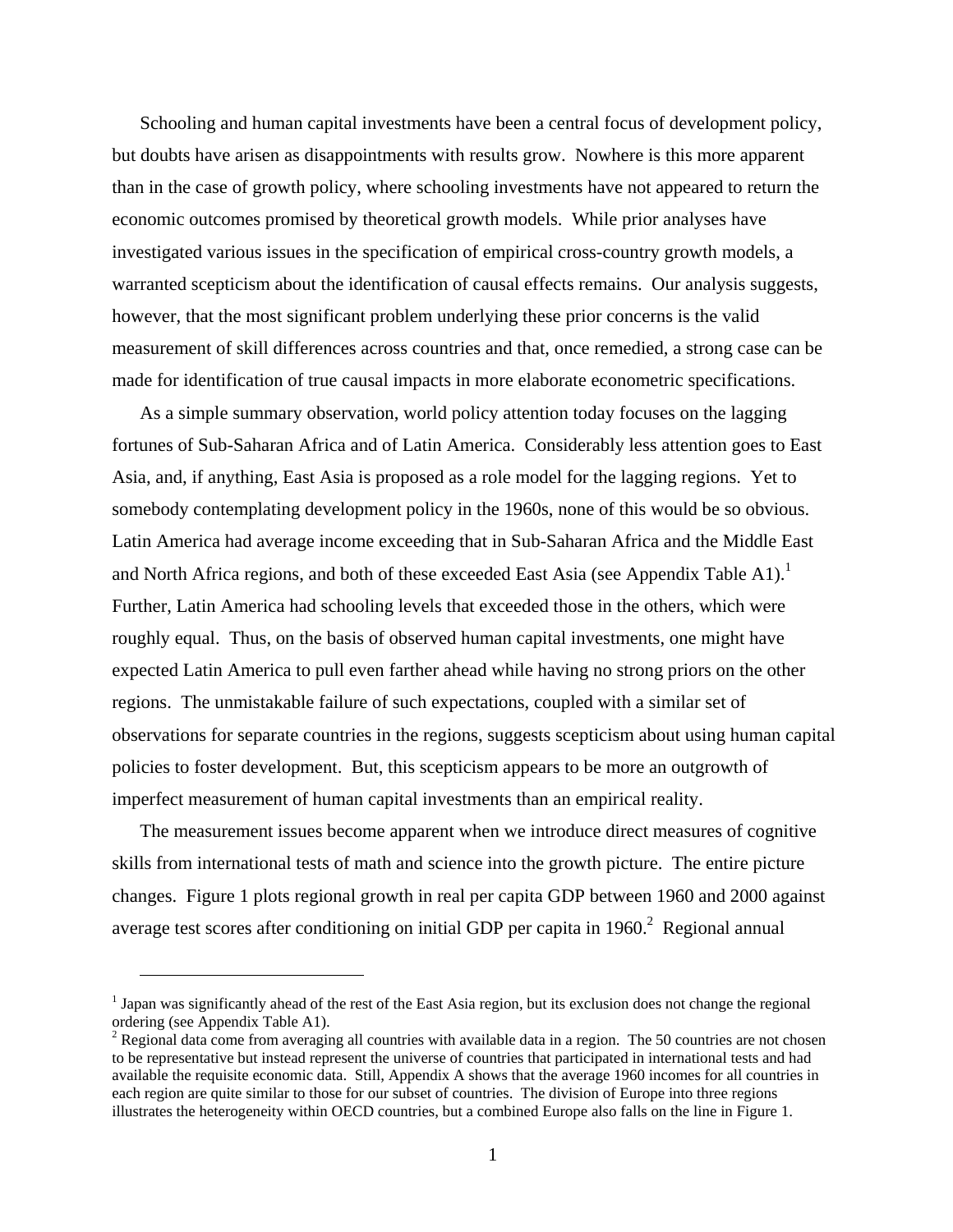Schooling and human capital investments have been a central focus of development policy, but doubts have arisen as disappointments with results grow. Nowhere is this more apparent than in the case of growth policy, where schooling investments have not appeared to return the economic outcomes promised by theoretical growth models. While prior analyses have investigated various issues in the specification of empirical cross-country growth models, a warranted scepticism about the identification of causal effects remains. Our analysis suggests, however, that the most significant problem underlying these prior concerns is the valid measurement of skill differences across countries and that, once remedied, a strong case can be made for identification of true causal impacts in more elaborate econometric specifications.

As a simple summary observation, world policy attention today focuses on the lagging fortunes of Sub-Saharan Africa and of Latin America. Considerably less attention goes to East Asia, and, if anything, East Asia is proposed as a role model for the lagging regions. Yet to somebody contemplating development policy in the 1960s, none of this would be so obvious. Latin America had average income exceeding that in Sub-Saharan Africa and the Middle East and North Africa regions, and both of these exceeded East Asia (see Appendix Table A1).[1] Further, Latin America had schooling levels that exceeded those in the others, which were roughly equal. Thus, on the basis of observed human capital investments, one might have expected Latin America to pull even farther ahead while having no strong priors on the other regions. The unmistakable failure of such expectations, coupled with a similar set of observations for separate countries in the regions, suggests scepticism about using human capital policies to foster development. But, this scepticism appears to be more an outgrowth of imperfect measurement of human capital investments than an empirical reality.

The measurement issues become apparent when we introduce direct measures of cognitive skills from international tests of math and science into the growth picture. The entire picture changes. Figure 1 plots regional growth in real per capita GDP between 1960 and 2000 against average test scores after conditioning on initial GDP per capita in 1960.[2] Regional annual

---

[1] Japan was significantly ahead of the rest of the East Asia region, but its exclusion does not change the regional ordering (see Appendix Table A1).

[2] Regional data come from averaging all countries with available data in a region. The 50 countries are not chosen to be representative but instead represent the universe of countries that participated in international tests and had available the requisite economic data. Still, Appendix A shows that the average 1960 incomes for all countries in each region are quite similar to those for our subset of countries. The division of Europe into three regions illustrates the heterogeneity within OECD countries, but a combined Europe also falls on the line in Figure 1.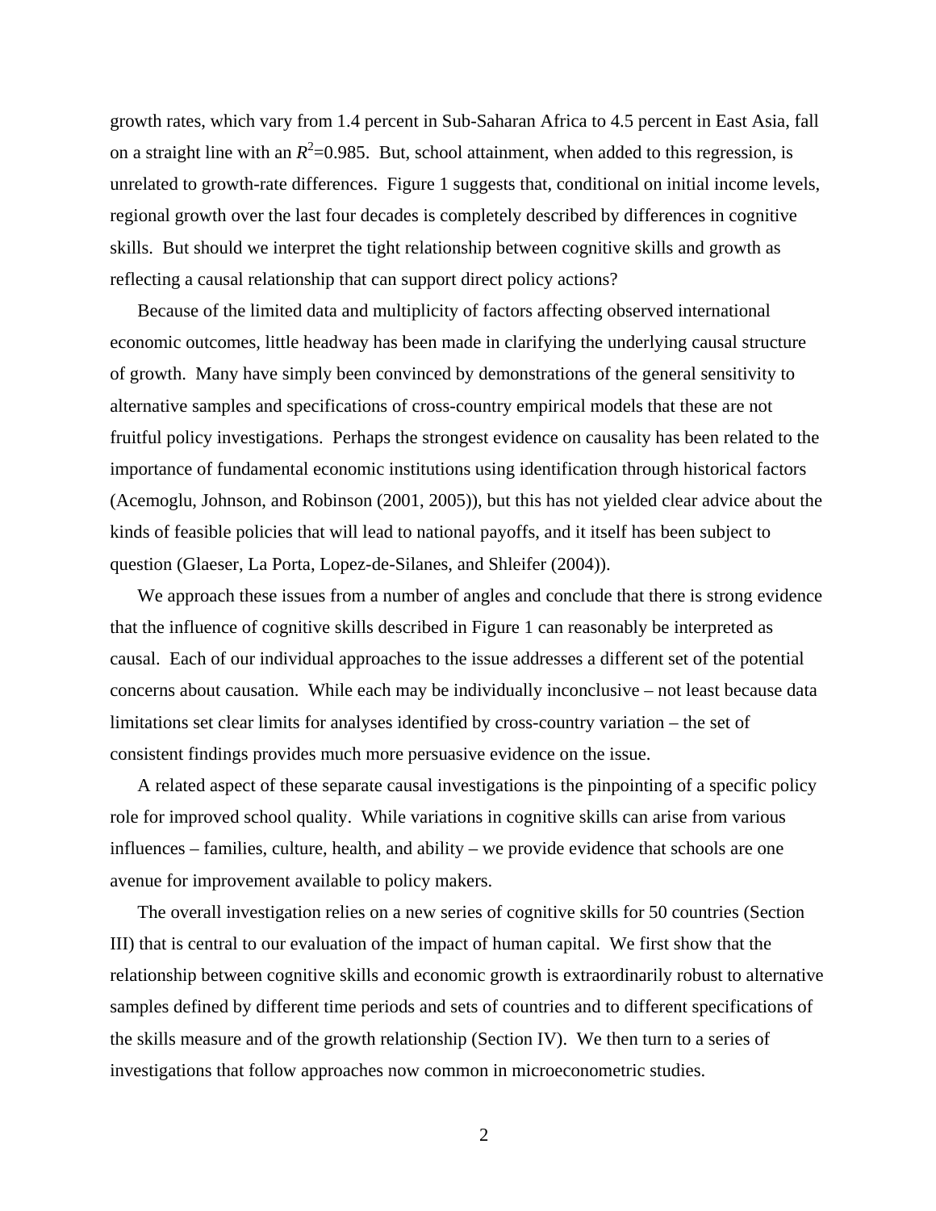growth rates, which vary from 1.4 percent in Sub-Saharan Africa to 4.5 percent in East Asia, fall on a straight line with an $R^2$=0.985. But, school attainment, when added to this regression, is unrelated to growth-rate differences. Figure 1 suggests that, conditional on initial income levels, regional growth over the last four decades is completely described by differences in cognitive skills. But should we interpret the tight relationship between cognitive skills and growth as reflecting a causal relationship that can support direct policy actions?

Because of the limited data and multiplicity of factors affecting observed international economic outcomes, little headway has been made in clarifying the underlying causal structure of growth. Many have simply been convinced by demonstrations of the general sensitivity to alternative samples and specifications of cross-country empirical models that these are not fruitful policy investigations. Perhaps the strongest evidence on causality has been related to the importance of fundamental economic institutions using identification through historical factors (Acemoglu, Johnson, and Robinson (2001, 2005)), but this has not yielded clear advice about the kinds of feasible policies that will lead to national payoffs, and it itself has been subject to question (Glaeser, La Porta, Lopez-de-Silanes, and Shleifer (2004)).

We approach these issues from a number of angles and conclude that there is strong evidence that the influence of cognitive skills described in Figure 1 can reasonably be interpreted as causal. Each of our individual approaches to the issue addresses a different set of the potential concerns about causation. While each may be individually inconclusive – not least because data limitations set clear limits for analyses identified by cross-country variation – the set of consistent findings provides much more persuasive evidence on the issue.

A related aspect of these separate causal investigations is the pinpointing of a specific policy role for improved school quality. While variations in cognitive skills can arise from various influences – families, culture, health, and ability – we provide evidence that schools are one avenue for improvement available to policy makers.

The overall investigation relies on a new series of cognitive skills for 50 countries (Section III) that is central to our evaluation of the impact of human capital. We first show that the relationship between cognitive skills and economic growth is extraordinarily robust to alternative samples defined by different time periods and sets of countries and to different specifications of the skills measure and of the growth relationship (Section IV). We then turn to a series of investigations that follow approaches now common in microeconometric studies.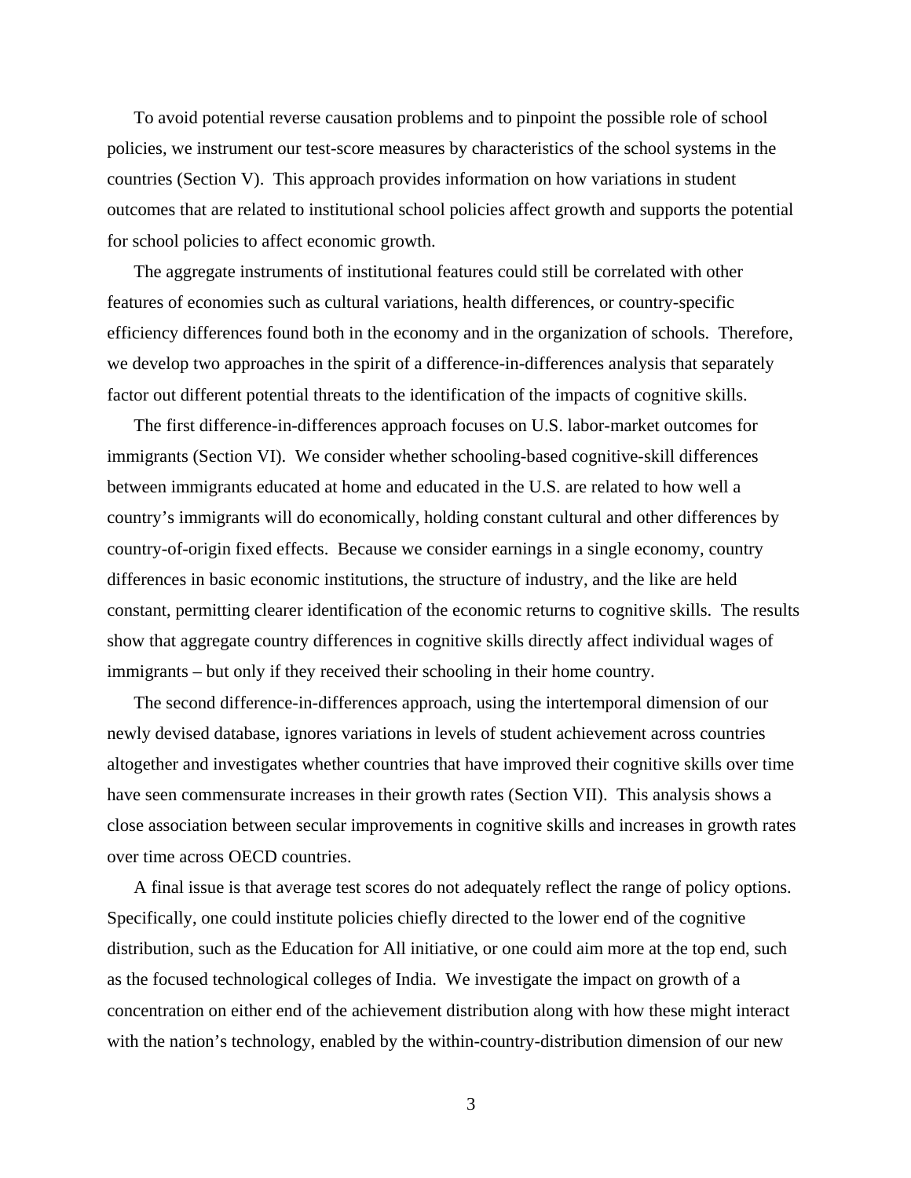To avoid potential reverse causation problems and to pinpoint the possible role of school policies, we instrument our test-score measures by characteristics of the school systems in the countries (Section V). This approach provides information on how variations in student outcomes that are related to institutional school policies affect growth and supports the potential for school policies to affect economic growth.

The aggregate instruments of institutional features could still be correlated with other features of economies such as cultural variations, health differences, or country-specific efficiency differences found both in the economy and in the organization of schools. Therefore, we develop two approaches in the spirit of a difference-in-differences analysis that separately factor out different potential threats to the identification of the impacts of cognitive skills.

The first difference-in-differences approach focuses on U.S. labor-market outcomes for immigrants (Section VI). We consider whether schooling-based cognitive-skill differences between immigrants educated at home and educated in the U.S. are related to how well a country's immigrants will do economically, holding constant cultural and other differences by country-of-origin fixed effects. Because we consider earnings in a single economy, country differences in basic economic institutions, the structure of industry, and the like are held constant, permitting clearer identification of the economic returns to cognitive skills. The results show that aggregate country differences in cognitive skills directly affect individual wages of immigrants – but only if they received their schooling in their home country.

The second difference-in-differences approach, using the intertemporal dimension of our newly devised database, ignores variations in levels of student achievement across countries altogether and investigates whether countries that have improved their cognitive skills over time have seen commensurate increases in their growth rates (Section VII). This analysis shows a close association between secular improvements in cognitive skills and increases in growth rates over time across OECD countries.

A final issue is that average test scores do not adequately reflect the range of policy options. Specifically, one could institute policies chiefly directed to the lower end of the cognitive distribution, such as the Education for All initiative, or one could aim more at the top end, such as the focused technological colleges of India. We investigate the impact on growth of a concentration on either end of the achievement distribution along with how these might interact with the nation's technology, enabled by the within-country-distribution dimension of our new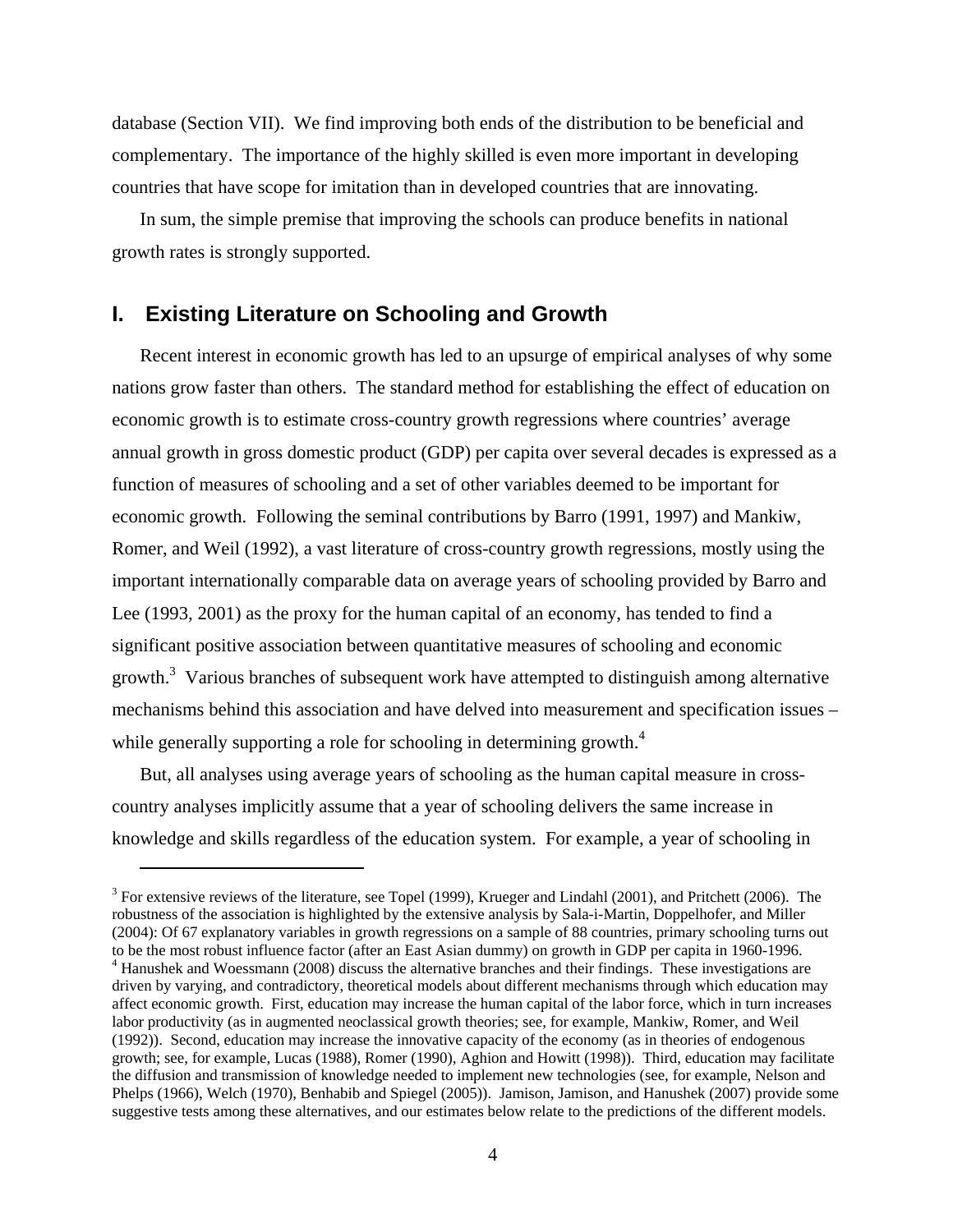database (Section VII). We find improving both ends of the distribution to be beneficial and complementary. The importance of the highly skilled is even more important in developing countries that have scope for imitation than in developed countries that are innovating.

In sum, the simple premise that improving the schools can produce benefits in national growth rates is strongly supported.

## I. Existing Literature on Schooling and Growth

Recent interest in economic growth has led to an upsurge of empirical analyses of why some nations grow faster than others. The standard method for establishing the effect of education on economic growth is to estimate cross-country growth regressions where countries' average annual growth in gross domestic product (GDP) per capita over several decades is expressed as a function of measures of schooling and a set of other variables deemed to be important for economic growth. Following the seminal contributions by Barro (1991, 1997) and Mankiw, Romer, and Weil (1992), a vast literature of cross-country growth regressions, mostly using the important internationally comparable data on average years of schooling provided by Barro and Lee (1993, 2001) as the proxy for the human capital of an economy, has tended to find a significant positive association between quantitative measures of schooling and economic growth.[3] Various branches of subsequent work have attempted to distinguish among alternative mechanisms behind this association and have delved into measurement and specification issues – while generally supporting a role for schooling in determining growth.[4]

But, all analyses using average years of schooling as the human capital measure in cross-country analyses implicitly assume that a year of schooling delivers the same increase in knowledge and skills regardless of the education system. For example, a year of schooling in

[3] For extensive reviews of the literature, see Topel (1999), Krueger and Lindahl (2001), and Pritchett (2006). The robustness of the association is highlighted by the extensive analysis by Sala-i-Martin, Doppelhofer, and Miller (2004): Of 67 explanatory variables in growth regressions on a sample of 88 countries, primary schooling turns out to be the most robust influence factor (after an East Asian dummy) on growth in GDP per capita in 1960-1996.

[4] Hanushek and Woessmann (2008) discuss the alternative branches and their findings. These investigations are driven by varying, and contradictory, theoretical models about different mechanisms through which education may affect economic growth. First, education may increase the human capital of the labor force, which in turn increases labor productivity (as in augmented neoclassical growth theories; see, for example, Mankiw, Romer, and Weil (1992)). Second, education may increase the innovative capacity of the economy (as in theories of endogenous growth; see, for example, Lucas (1988), Romer (1990), Aghion and Howitt (1998)). Third, education may facilitate the diffusion and transmission of knowledge needed to implement new technologies (see, for example, Nelson and Phelps (1966), Welch (1970), Benhabib and Spiegel (2005)). Jamison, Jamison, and Hanushek (2007) provide some suggestive tests among these alternatives, and our estimates below relate to the predictions of the different models.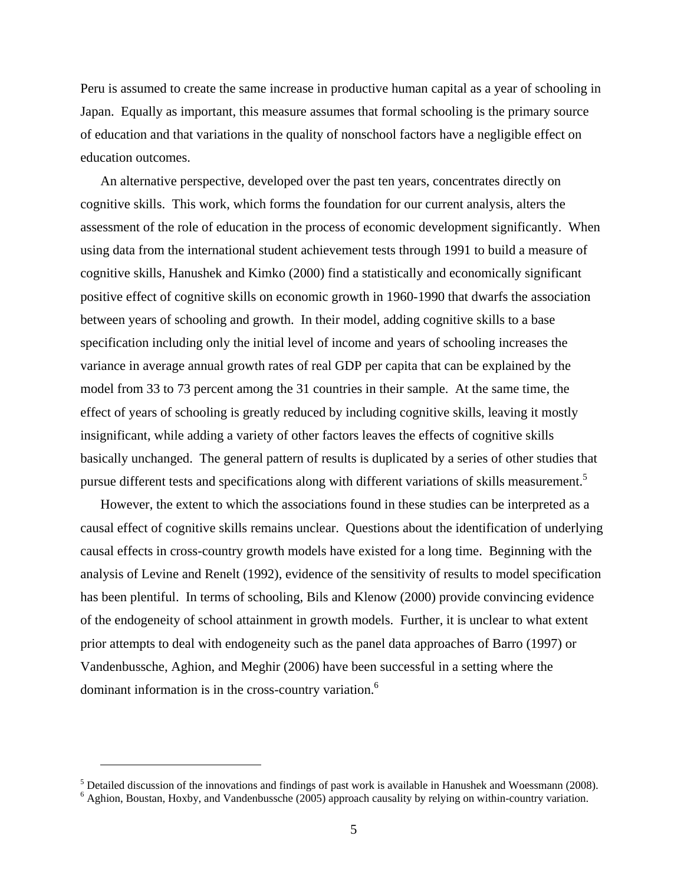Peru is assumed to create the same increase in productive human capital as a year of schooling in Japan. Equally as important, this measure assumes that formal schooling is the primary source of education and that variations in the quality of nonschool factors have a negligible effect on education outcomes.

An alternative perspective, developed over the past ten years, concentrates directly on cognitive skills. This work, which forms the foundation for our current analysis, alters the assessment of the role of education in the process of economic development significantly. When using data from the international student achievement tests through 1991 to build a measure of cognitive skills, Hanushek and Kimko (2000) find a statistically and economically significant positive effect of cognitive skills on economic growth in 1960-1990 that dwarfs the association between years of schooling and growth. In their model, adding cognitive skills to a base specification including only the initial level of income and years of schooling increases the variance in average annual growth rates of real GDP per capita that can be explained by the model from 33 to 73 percent among the 31 countries in their sample. At the same time, the effect of years of schooling is greatly reduced by including cognitive skills, leaving it mostly insignificant, while adding a variety of other factors leaves the effects of cognitive skills basically unchanged. The general pattern of results is duplicated by a series of other studies that pursue different tests and specifications along with different variations of skills measurement.[5]

However, the extent to which the associations found in these studies can be interpreted as a causal effect of cognitive skills remains unclear. Questions about the identification of underlying causal effects in cross-country growth models have existed for a long time. Beginning with the analysis of Levine and Renelt (1992), evidence of the sensitivity of results to model specification has been plentiful. In terms of schooling, Bils and Klenow (2000) provide convincing evidence of the endogeneity of school attainment in growth models. Further, it is unclear to what extent prior attempts to deal with endogeneity such as the panel data approaches of Barro (1997) or Vandenbussche, Aghion, and Meghir (2006) have been successful in a setting where the dominant information is in the cross-country variation.[6]

---

[5] Detailed discussion of the innovations and findings of past work is available in Hanushek and Woessmann (2008).

[6] Aghion, Boustan, Hoxby, and Vandenbussche (2005) approach causality by relying on within-country variation.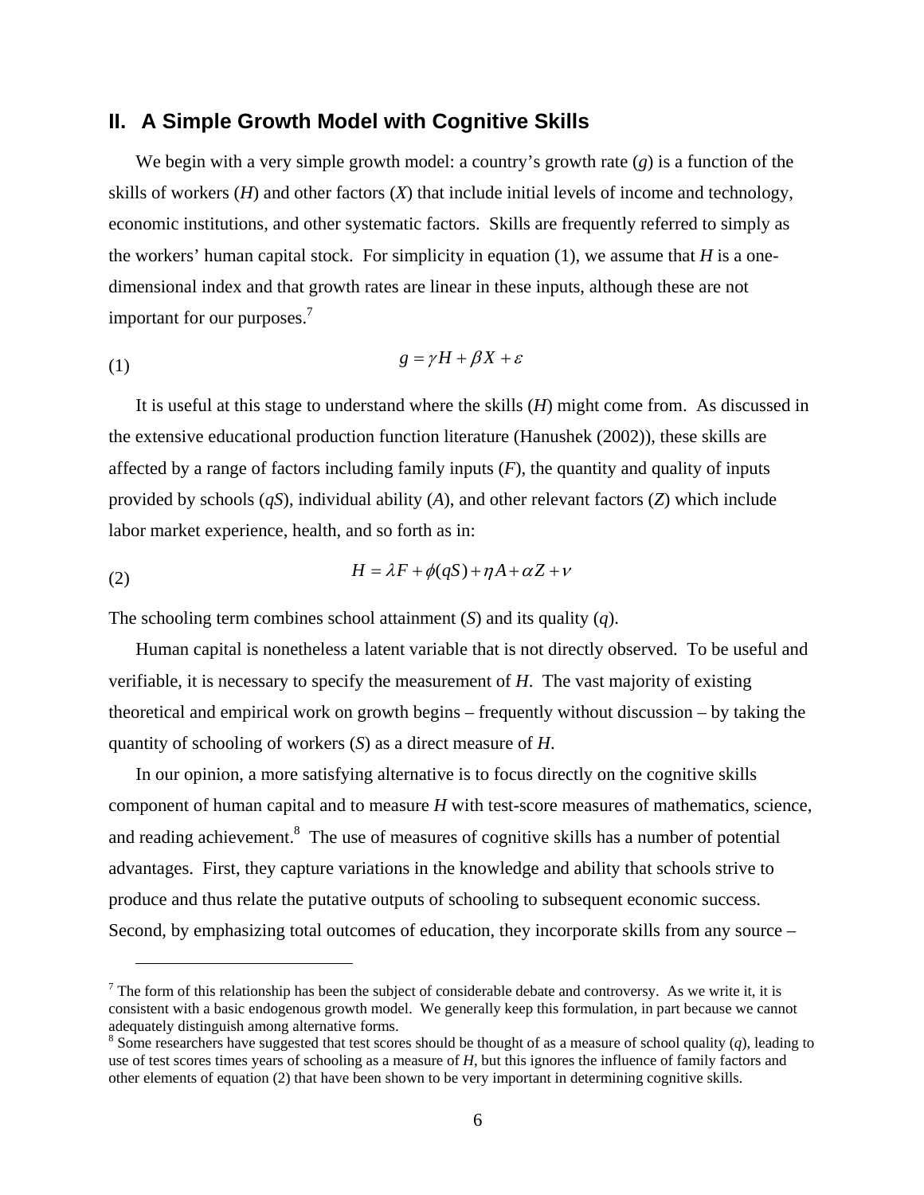## II. A Simple Growth Model with Cognitive Skills

We begin with a very simple growth model: a country's growth rate ($g$) is a function of the skills of workers ($H$) and other factors ($X$) that include initial levels of income and technology, economic institutions, and other systematic factors. Skills are frequently referred to simply as the workers' human capital stock. For simplicity in equation (1), we assume that $H$ is a one-dimensional index and that growth rates are linear in these inputs, although these are not important for our purposes.[7]

$$g = \gamma H + \beta X + \varepsilon \tag{1}$$

It is useful at this stage to understand where the skills ($H$) might come from. As discussed in the extensive educational production function literature (Hanushek (2002)), these skills are affected by a range of factors including family inputs ($F$), the quantity and quality of inputs provided by schools ($qS$), individual ability ($A$), and other relevant factors ($Z$) which include labor market experience, health, and so forth as in:

$$H = \lambda F + \phi(qS) + \eta A + \alpha Z + \nu \tag{2}$$

The schooling term combines school attainment ($S$) and its quality ($q$).

Human capital is nonetheless a latent variable that is not directly observed. To be useful and verifiable, it is necessary to specify the measurement of $H$. The vast majority of existing theoretical and empirical work on growth begins – frequently without discussion – by taking the quantity of schooling of workers ($S$) as a direct measure of $H$.

In our opinion, a more satisfying alternative is to focus directly on the cognitive skills component of human capital and to measure $H$ with test-score measures of mathematics, science, and reading achievement.[8] The use of measures of cognitive skills has a number of potential advantages. First, they capture variations in the knowledge and ability that schools strive to produce and thus relate the putative outputs of schooling to subsequent economic success. Second, by emphasizing total outcomes of education, they incorporate skills from any source –

---

[7] The form of this relationship has been the subject of considerable debate and controversy. As we write it, it is consistent with a basic endogenous growth model. We generally keep this formulation, in part because we cannot adequately distinguish among alternative forms.

[8] Some researchers have suggested that test scores should be thought of as a measure of school quality ($q$), leading to use of test scores times years of schooling as a measure of $H$, but this ignores the influence of family factors and other elements of equation (2) that have been shown to be very important in determining cognitive skills.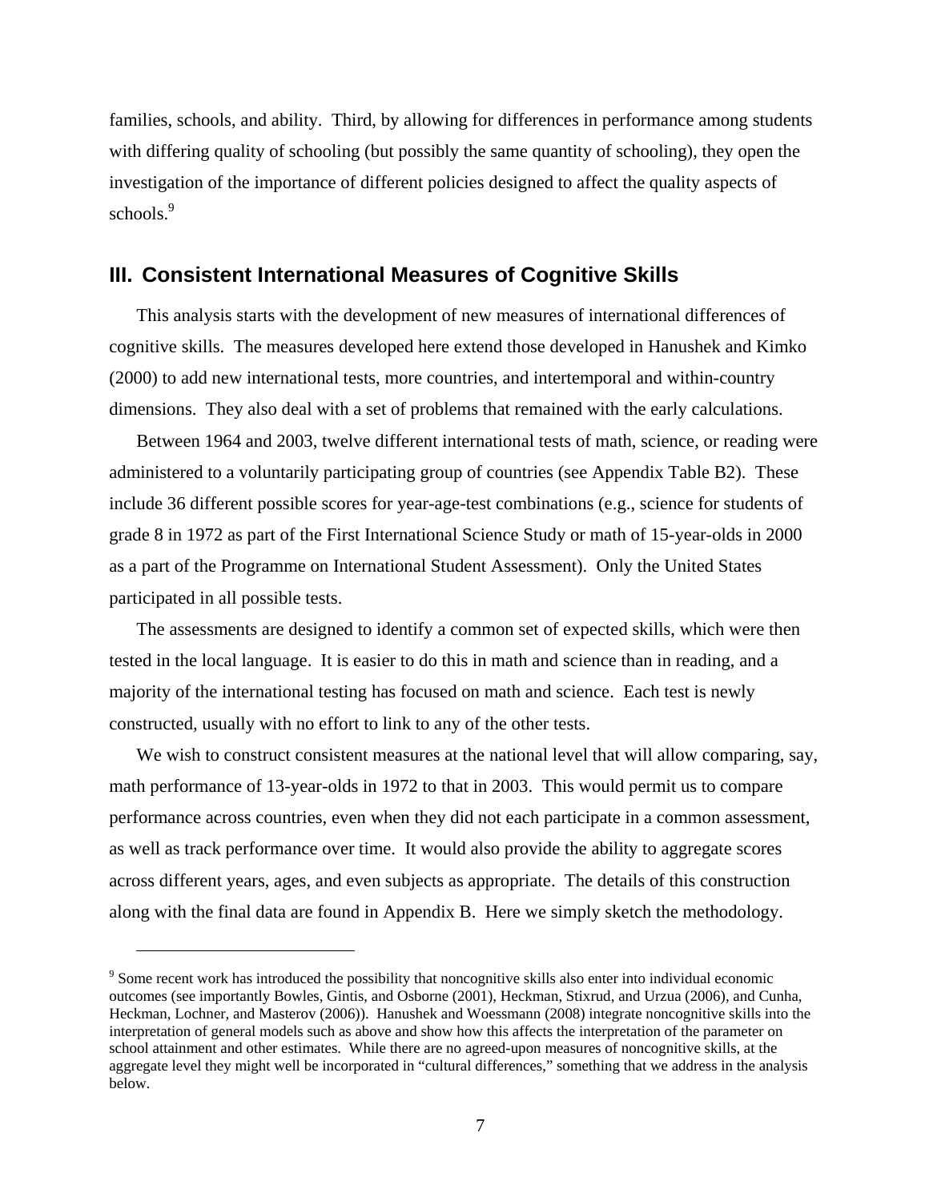families, schools, and ability. Third, by allowing for differences in performance among students with differing quality of schooling (but possibly the same quantity of schooling), they open the investigation of the importance of different policies designed to affect the quality aspects of schools.[9]

## III. Consistent International Measures of Cognitive Skills

This analysis starts with the development of new measures of international differences of cognitive skills. The measures developed here extend those developed in Hanushek and Kimko (2000) to add new international tests, more countries, and intertemporal and within-country dimensions. They also deal with a set of problems that remained with the early calculations.

Between 1964 and 2003, twelve different international tests of math, science, or reading were administered to a voluntarily participating group of countries (see Appendix Table B2). These include 36 different possible scores for year-age-test combinations (e.g., science for students of grade 8 in 1972 as part of the First International Science Study or math of 15-year-olds in 2000 as a part of the Programme on International Student Assessment). Only the United States participated in all possible tests.

The assessments are designed to identify a common set of expected skills, which were then tested in the local language. It is easier to do this in math and science than in reading, and a majority of the international testing has focused on math and science. Each test is newly constructed, usually with no effort to link to any of the other tests.

We wish to construct consistent measures at the national level that will allow comparing, say, math performance of 13-year-olds in 1972 to that in 2003. This would permit us to compare performance across countries, even when they did not each participate in a common assessment, as well as track performance over time. It would also provide the ability to aggregate scores across different years, ages, and even subjects as appropriate. The details of this construction along with the final data are found in Appendix B. Here we simply sketch the methodology.

[9] Some recent work has introduced the possibility that noncognitive skills also enter into individual economic outcomes (see importantly Bowles, Gintis, and Osborne (2001), Heckman, Stixrud, and Urzua (2006), and Cunha, Heckman, Lochner, and Masterov (2006)). Hanushek and Woessmann (2008) integrate noncognitive skills into the interpretation of general models such as above and show how this affects the interpretation of the parameter on school attainment and other estimates. While there are no agreed-upon measures of noncognitive skills, at the aggregate level they might well be incorporated in "cultural differences," something that we address in the analysis below.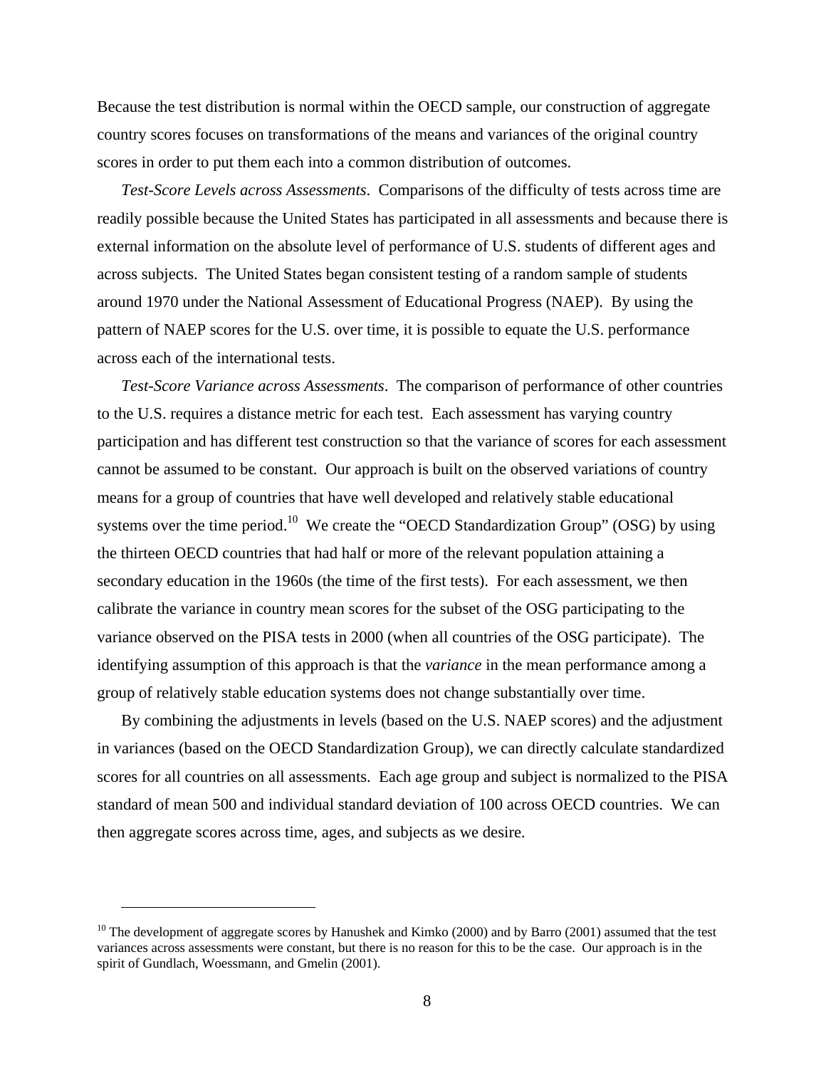Because the test distribution is normal within the OECD sample, our construction of aggregate country scores focuses on transformations of the means and variances of the original country scores in order to put them each into a common distribution of outcomes.

*Test-Score Levels across Assessments*. Comparisons of the difficulty of tests across time are readily possible because the United States has participated in all assessments and because there is external information on the absolute level of performance of U.S. students of different ages and across subjects. The United States began consistent testing of a random sample of students around 1970 under the National Assessment of Educational Progress (NAEP). By using the pattern of NAEP scores for the U.S. over time, it is possible to equate the U.S. performance across each of the international tests.

*Test-Score Variance across Assessments*. The comparison of performance of other countries to the U.S. requires a distance metric for each test. Each assessment has varying country participation and has different test construction so that the variance of scores for each assessment cannot be assumed to be constant. Our approach is built on the observed variations of country means for a group of countries that have well developed and relatively stable educational systems over the time period.[10] We create the "OECD Standardization Group" (OSG) by using the thirteen OECD countries that had half or more of the relevant population attaining a secondary education in the 1960s (the time of the first tests). For each assessment, we then calibrate the variance in country mean scores for the subset of the OSG participating to the variance observed on the PISA tests in 2000 (when all countries of the OSG participate). The identifying assumption of this approach is that the *variance* in the mean performance among a group of relatively stable education systems does not change substantially over time.

By combining the adjustments in levels (based on the U.S. NAEP scores) and the adjustment in variances (based on the OECD Standardization Group), we can directly calculate standardized scores for all countries on all assessments. Each age group and subject is normalized to the PISA standard of mean 500 and individual standard deviation of 100 across OECD countries. We can then aggregate scores across time, ages, and subjects as we desire.

---

[10] The development of aggregate scores by Hanushek and Kimko (2000) and by Barro (2001) assumed that the test variances across assessments were constant, but there is no reason for this to be the case. Our approach is in the spirit of Gundlach, Woessmann, and Gmelin (2001).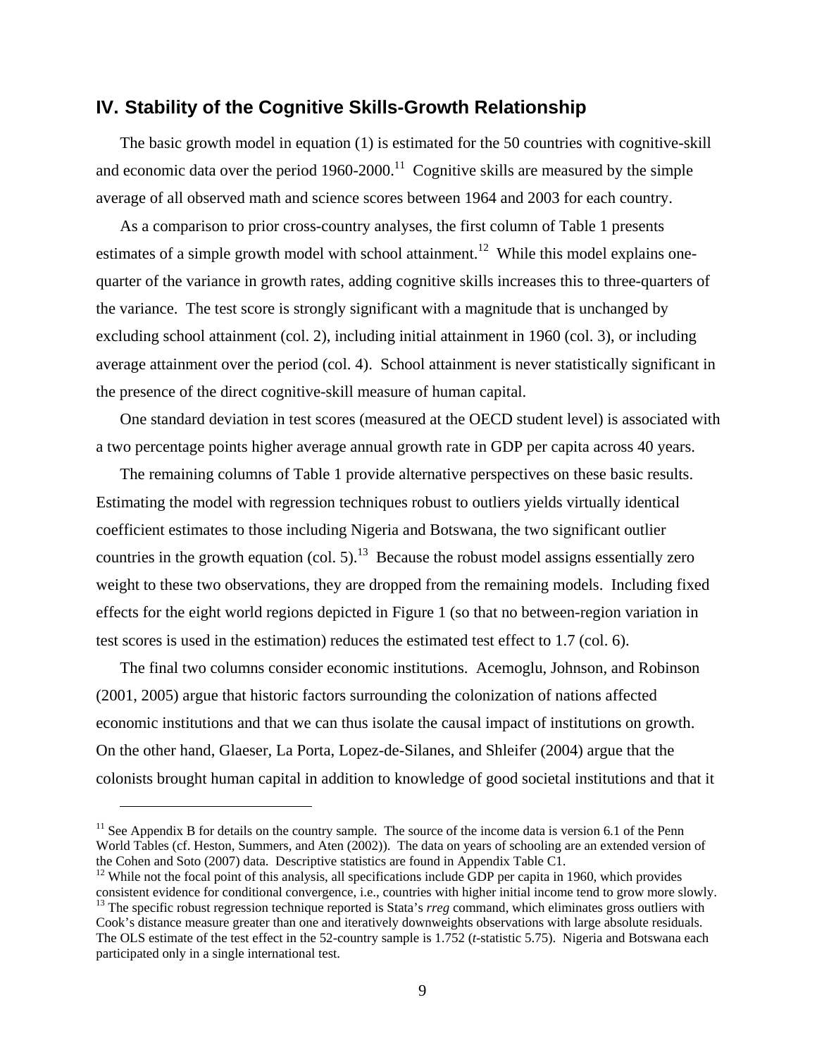## IV. Stability of the Cognitive Skills-Growth Relationship

The basic growth model in equation (1) is estimated for the 50 countries with cognitive-skill and economic data over the period 1960-2000.[11] Cognitive skills are measured by the simple average of all observed math and science scores between 1964 and 2003 for each country.

As a comparison to prior cross-country analyses, the first column of Table 1 presents estimates of a simple growth model with school attainment.[12] While this model explains one-quarter of the variance in growth rates, adding cognitive skills increases this to three-quarters of the variance. The test score is strongly significant with a magnitude that is unchanged by excluding school attainment (col. 2), including initial attainment in 1960 (col. 3), or including average attainment over the period (col. 4). School attainment is never statistically significant in the presence of the direct cognitive-skill measure of human capital.

One standard deviation in test scores (measured at the OECD student level) is associated with a two percentage points higher average annual growth rate in GDP per capita across 40 years.

The remaining columns of Table 1 provide alternative perspectives on these basic results. Estimating the model with regression techniques robust to outliers yields virtually identical coefficient estimates to those including Nigeria and Botswana, the two significant outlier countries in the growth equation (col. 5).[13] Because the robust model assigns essentially zero weight to these two observations, they are dropped from the remaining models. Including fixed effects for the eight world regions depicted in Figure 1 (so that no between-region variation in test scores is used in the estimation) reduces the estimated test effect to 1.7 (col. 6).

The final two columns consider economic institutions. Acemoglu, Johnson, and Robinson (2001, 2005) argue that historic factors surrounding the colonization of nations affected economic institutions and that we can thus isolate the causal impact of institutions on growth. On the other hand, Glaeser, La Porta, Lopez-de-Silanes, and Shleifer (2004) argue that the colonists brought human capital in addition to knowledge of good societal institutions and that it

---

[11] See Appendix B for details on the country sample. The source of the income data is version 6.1 of the Penn World Tables (cf. Heston, Summers, and Aten (2002)). The data on years of schooling are an extended version of the Cohen and Soto (2007) data. Descriptive statistics are found in Appendix Table C1.

[12] While not the focal point of this analysis, all specifications include GDP per capita in 1960, which provides consistent evidence for conditional convergence, i.e., countries with higher initial income tend to grow more slowly.

[13] The specific robust regression technique reported is Stata's *rreg* command, which eliminates gross outliers with Cook's distance measure greater than one and iteratively downweights observations with large absolute residuals. The OLS estimate of the test effect in the 52-country sample is 1.752 (*t*-statistic 5.75). Nigeria and Botswana each participated only in a single international test.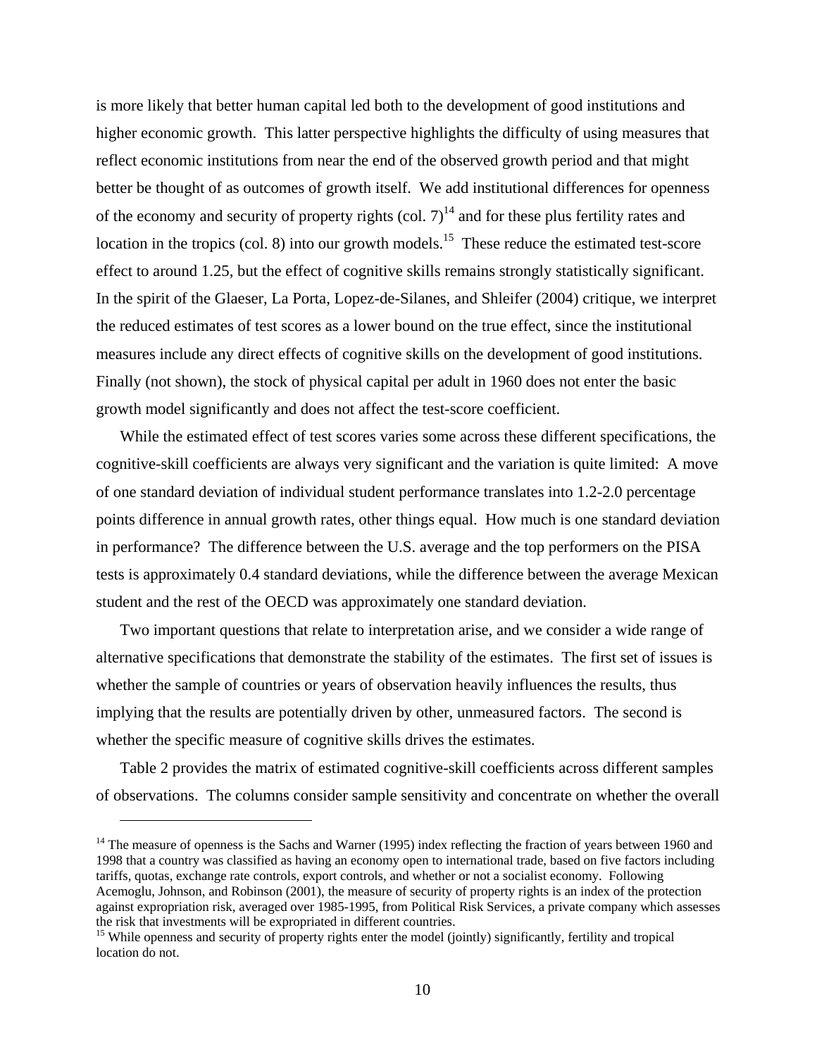is more likely that better human capital led both to the development of good institutions and higher economic growth. This latter perspective highlights the difficulty of using measures that reflect economic institutions from near the end of the observed growth period and that might better be thought of as outcomes of growth itself. We add institutional differences for openness of the economy and security of property rights (col. 7)[14] and for these plus fertility rates and location in the tropics (col. 8) into our growth models.[15] These reduce the estimated test-score effect to around 1.25, but the effect of cognitive skills remains strongly statistically significant. In the spirit of the Glaeser, La Porta, Lopez-de-Silanes, and Shleifer (2004) critique, we interpret the reduced estimates of test scores as a lower bound on the true effect, since the institutional measures include any direct effects of cognitive skills on the development of good institutions. Finally (not shown), the stock of physical capital per adult in 1960 does not enter the basic growth model significantly and does not affect the test-score coefficient.

While the estimated effect of test scores varies some across these different specifications, the cognitive-skill coefficients are always very significant and the variation is quite limited: A move of one standard deviation of individual student performance translates into 1.2-2.0 percentage points difference in annual growth rates, other things equal. How much is one standard deviation in performance? The difference between the U.S. average and the top performers on the PISA tests is approximately 0.4 standard deviations, while the difference between the average Mexican student and the rest of the OECD was approximately one standard deviation.

Two important questions that relate to interpretation arise, and we consider a wide range of alternative specifications that demonstrate the stability of the estimates. The first set of issues is whether the sample of countries or years of observation heavily influences the results, thus implying that the results are potentially driven by other, unmeasured factors. The second is whether the specific measure of cognitive skills drives the estimates.

Table 2 provides the matrix of estimated cognitive-skill coefficients across different samples of observations. The columns consider sample sensitivity and concentrate on whether the overall

---

[14] The measure of openness is the Sachs and Warner (1995) index reflecting the fraction of years between 1960 and 1998 that a country was classified as having an economy open to international trade, based on five factors including tariffs, quotas, exchange rate controls, export controls, and whether or not a socialist economy. Following Acemoglu, Johnson, and Robinson (2001), the measure of security of property rights is an index of the protection against expropriation risk, averaged over 1985-1995, from Political Risk Services, a private company which assesses the risk that investments will be expropriated in different countries.

[15] While openness and security of property rights enter the model (jointly) significantly, fertility and tropical location do not.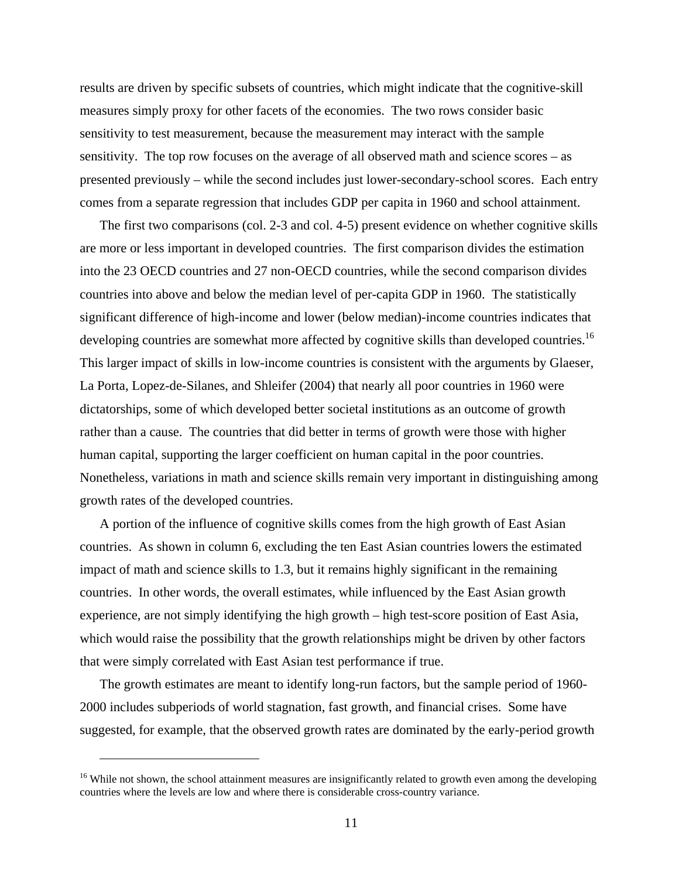results are driven by specific subsets of countries, which might indicate that the cognitive-skill measures simply proxy for other facets of the economies. The two rows consider basic sensitivity to test measurement, because the measurement may interact with the sample sensitivity. The top row focuses on the average of all observed math and science scores – as presented previously – while the second includes just lower-secondary-school scores. Each entry comes from a separate regression that includes GDP per capita in 1960 and school attainment.

The first two comparisons (col. 2-3 and col. 4-5) present evidence on whether cognitive skills are more or less important in developed countries. The first comparison divides the estimation into the 23 OECD countries and 27 non-OECD countries, while the second comparison divides countries into above and below the median level of per-capita GDP in 1960. The statistically significant difference of high-income and lower (below median)-income countries indicates that developing countries are somewhat more affected by cognitive skills than developed countries.[16] This larger impact of skills in low-income countries is consistent with the arguments by Glaeser, La Porta, Lopez-de-Silanes, and Shleifer (2004) that nearly all poor countries in 1960 were dictatorships, some of which developed better societal institutions as an outcome of growth rather than a cause. The countries that did better in terms of growth were those with higher human capital, supporting the larger coefficient on human capital in the poor countries. Nonetheless, variations in math and science skills remain very important in distinguishing among growth rates of the developed countries.

A portion of the influence of cognitive skills comes from the high growth of East Asian countries. As shown in column 6, excluding the ten East Asian countries lowers the estimated impact of math and science skills to 1.3, but it remains highly significant in the remaining countries. In other words, the overall estimates, while influenced by the East Asian growth experience, are not simply identifying the high growth – high test-score position of East Asia, which would raise the possibility that the growth relationships might be driven by other factors that were simply correlated with East Asian test performance if true.

The growth estimates are meant to identify long-run factors, but the sample period of 1960-2000 includes subperiods of world stagnation, fast growth, and financial crises. Some have suggested, for example, that the observed growth rates are dominated by the early-period growth

---

[16] While not shown, the school attainment measures are insignificantly related to growth even among the developing countries where the levels are low and where there is considerable cross-country variance.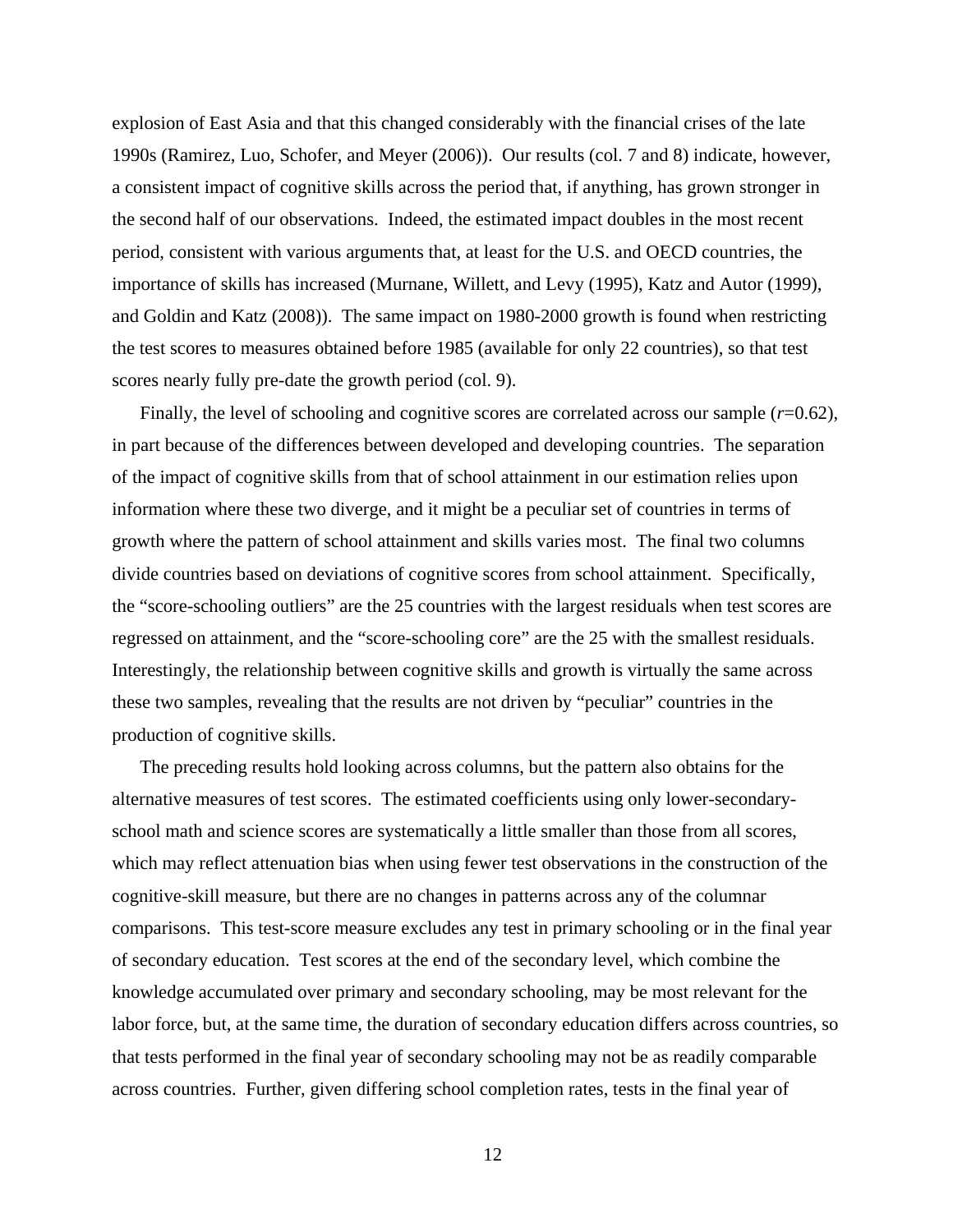explosion of East Asia and that this changed considerably with the financial crises of the late 1990s (Ramirez, Luo, Schofer, and Meyer (2006)). Our results (col. 7 and 8) indicate, however, a consistent impact of cognitive skills across the period that, if anything, has grown stronger in the second half of our observations. Indeed, the estimated impact doubles in the most recent period, consistent with various arguments that, at least for the U.S. and OECD countries, the importance of skills has increased (Murnane, Willett, and Levy (1995), Katz and Autor (1999), and Goldin and Katz (2008)). The same impact on 1980-2000 growth is found when restricting the test scores to measures obtained before 1985 (available for only 22 countries), so that test scores nearly fully pre-date the growth period (col. 9).

Finally, the level of schooling and cognitive scores are correlated across our sample ($r$=0.62), in part because of the differences between developed and developing countries. The separation of the impact of cognitive skills from that of school attainment in our estimation relies upon information where these two diverge, and it might be a peculiar set of countries in terms of growth where the pattern of school attainment and skills varies most. The final two columns divide countries based on deviations of cognitive scores from school attainment. Specifically, the "score-schooling outliers" are the 25 countries with the largest residuals when test scores are regressed on attainment, and the "score-schooling core" are the 25 with the smallest residuals. Interestingly, the relationship between cognitive skills and growth is virtually the same across these two samples, revealing that the results are not driven by "peculiar" countries in the production of cognitive skills.

The preceding results hold looking across columns, but the pattern also obtains for the alternative measures of test scores. The estimated coefficients using only lower-secondary-school math and science scores are systematically a little smaller than those from all scores, which may reflect attenuation bias when using fewer test observations in the construction of the cognitive-skill measure, but there are no changes in patterns across any of the columnar comparisons. This test-score measure excludes any test in primary schooling or in the final year of secondary education. Test scores at the end of the secondary level, which combine the knowledge accumulated over primary and secondary schooling, may be most relevant for the labor force, but, at the same time, the duration of secondary education differs across countries, so that tests performed in the final year of secondary schooling may not be as readily comparable across countries. Further, given differing school completion rates, tests in the final year of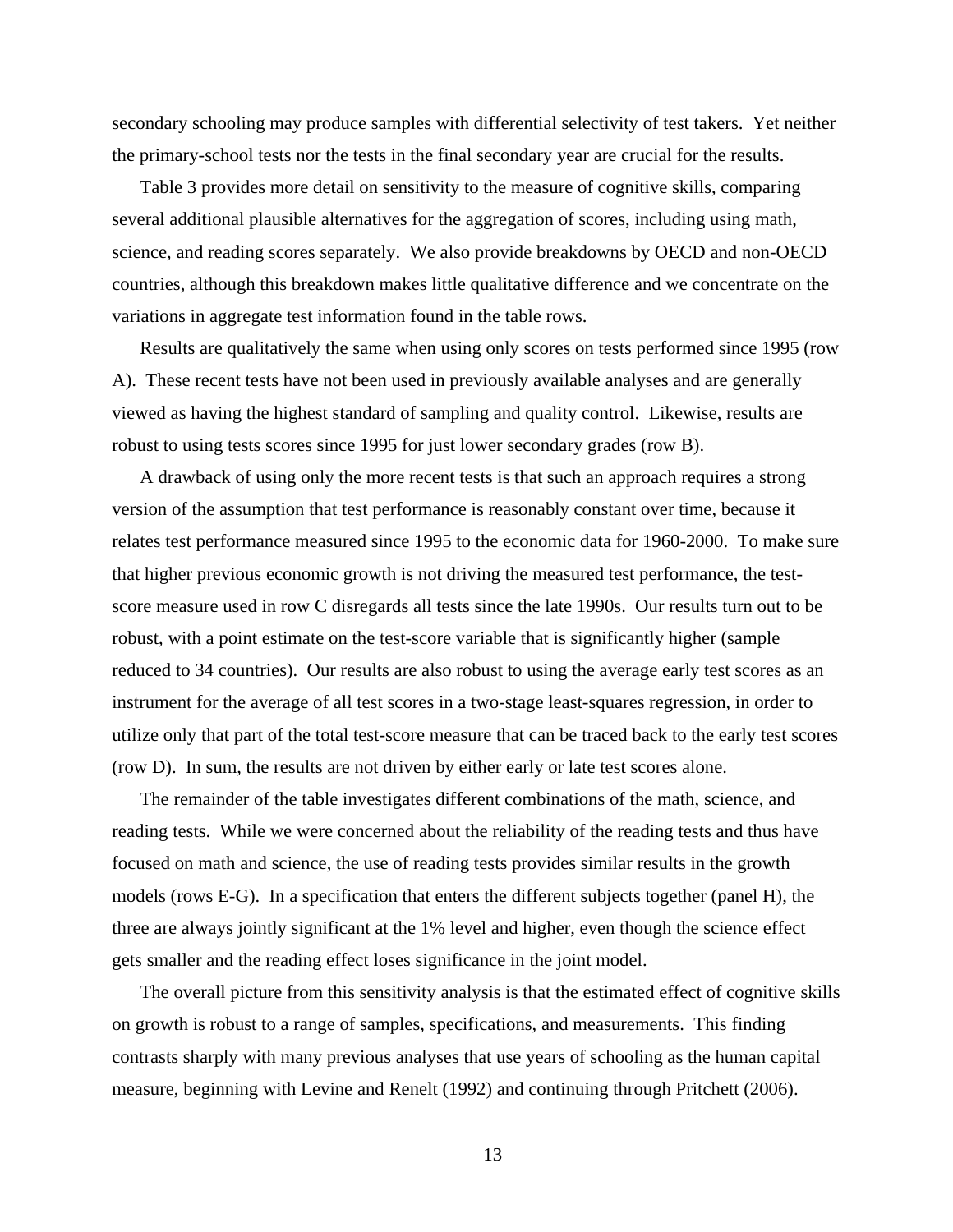secondary schooling may produce samples with differential selectivity of test takers. Yet neither the primary-school tests nor the tests in the final secondary year are crucial for the results.

Table 3 provides more detail on sensitivity to the measure of cognitive skills, comparing several additional plausible alternatives for the aggregation of scores, including using math, science, and reading scores separately. We also provide breakdowns by OECD and non-OECD countries, although this breakdown makes little qualitative difference and we concentrate on the variations in aggregate test information found in the table rows.

Results are qualitatively the same when using only scores on tests performed since 1995 (row A). These recent tests have not been used in previously available analyses and are generally viewed as having the highest standard of sampling and quality control. Likewise, results are robust to using tests scores since 1995 for just lower secondary grades (row B).

A drawback of using only the more recent tests is that such an approach requires a strong version of the assumption that test performance is reasonably constant over time, because it relates test performance measured since 1995 to the economic data for 1960-2000. To make sure that higher previous economic growth is not driving the measured test performance, the test-score measure used in row C disregards all tests since the late 1990s. Our results turn out to be robust, with a point estimate on the test-score variable that is significantly higher (sample reduced to 34 countries). Our results are also robust to using the average early test scores as an instrument for the average of all test scores in a two-stage least-squares regression, in order to utilize only that part of the total test-score measure that can be traced back to the early test scores (row D). In sum, the results are not driven by either early or late test scores alone.

The remainder of the table investigates different combinations of the math, science, and reading tests. While we were concerned about the reliability of the reading tests and thus have focused on math and science, the use of reading tests provides similar results in the growth models (rows E-G). In a specification that enters the different subjects together (panel H), the three are always jointly significant at the 1% level and higher, even though the science effect gets smaller and the reading effect loses significance in the joint model.

The overall picture from this sensitivity analysis is that the estimated effect of cognitive skills on growth is robust to a range of samples, specifications, and measurements. This finding contrasts sharply with many previous analyses that use years of schooling as the human capital measure, beginning with Levine and Renelt (1992) and continuing through Pritchett (2006).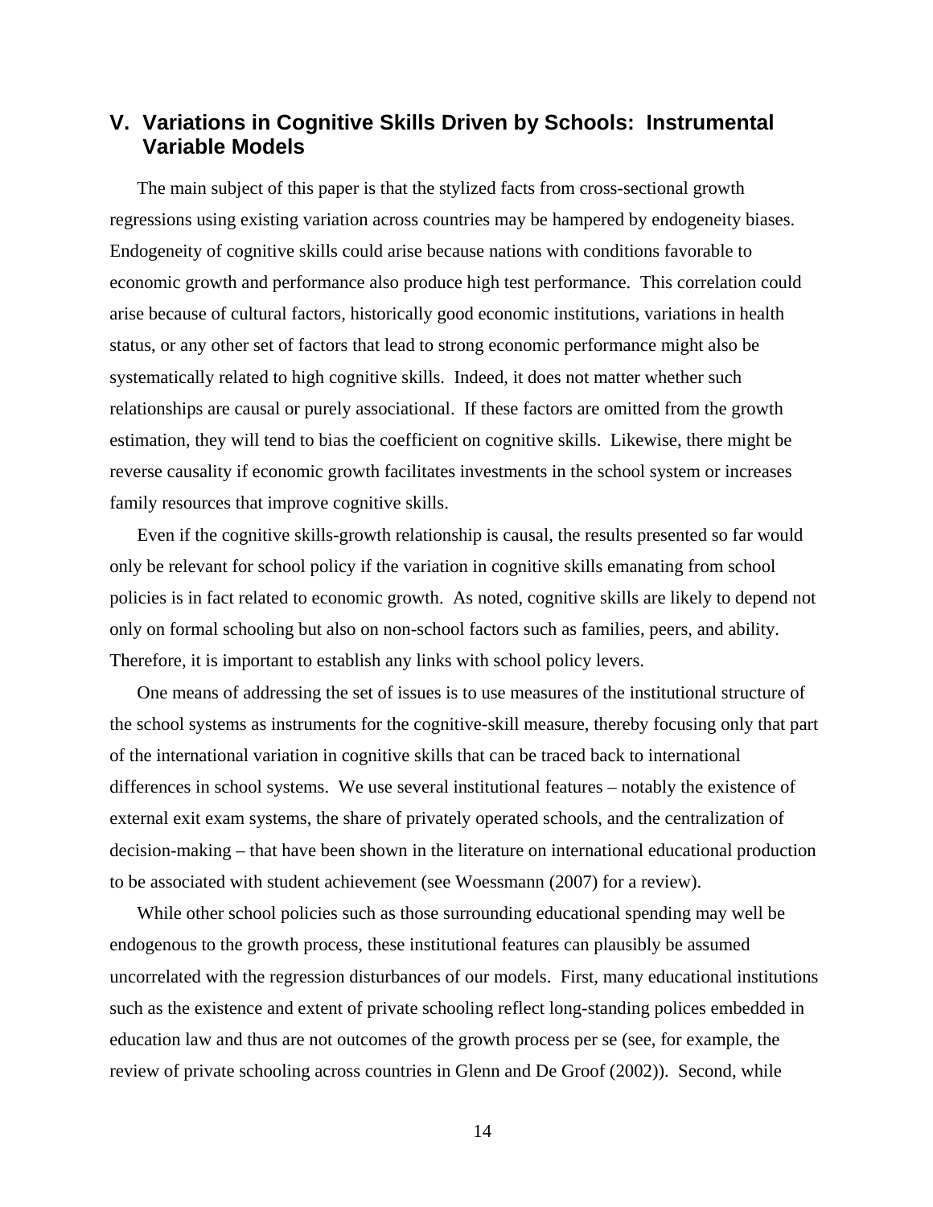## V. Variations in Cognitive Skills Driven by Schools: Instrumental Variable Models

The main subject of this paper is that the stylized facts from cross-sectional growth regressions using existing variation across countries may be hampered by endogeneity biases. Endogeneity of cognitive skills could arise because nations with conditions favorable to economic growth and performance also produce high test performance. This correlation could arise because of cultural factors, historically good economic institutions, variations in health status, or any other set of factors that lead to strong economic performance might also be systematically related to high cognitive skills. Indeed, it does not matter whether such relationships are causal or purely associational. If these factors are omitted from the growth estimation, they will tend to bias the coefficient on cognitive skills. Likewise, there might be reverse causality if economic growth facilitates investments in the school system or increases family resources that improve cognitive skills.

Even if the cognitive skills-growth relationship is causal, the results presented so far would only be relevant for school policy if the variation in cognitive skills emanating from school policies is in fact related to economic growth. As noted, cognitive skills are likely to depend not only on formal schooling but also on non-school factors such as families, peers, and ability. Therefore, it is important to establish any links with school policy levers.

One means of addressing the set of issues is to use measures of the institutional structure of the school systems as instruments for the cognitive-skill measure, thereby focusing only that part of the international variation in cognitive skills that can be traced back to international differences in school systems. We use several institutional features – notably the existence of external exit exam systems, the share of privately operated schools, and the centralization of decision-making – that have been shown in the literature on international educational production to be associated with student achievement (see Woessmann (2007) for a review).

While other school policies such as those surrounding educational spending may well be endogenous to the growth process, these institutional features can plausibly be assumed uncorrelated with the regression disturbances of our models. First, many educational institutions such as the existence and extent of private schooling reflect long-standing polices embedded in education law and thus are not outcomes of the growth process per se (see, for example, the review of private schooling across countries in Glenn and De Groof (2002)). Second, while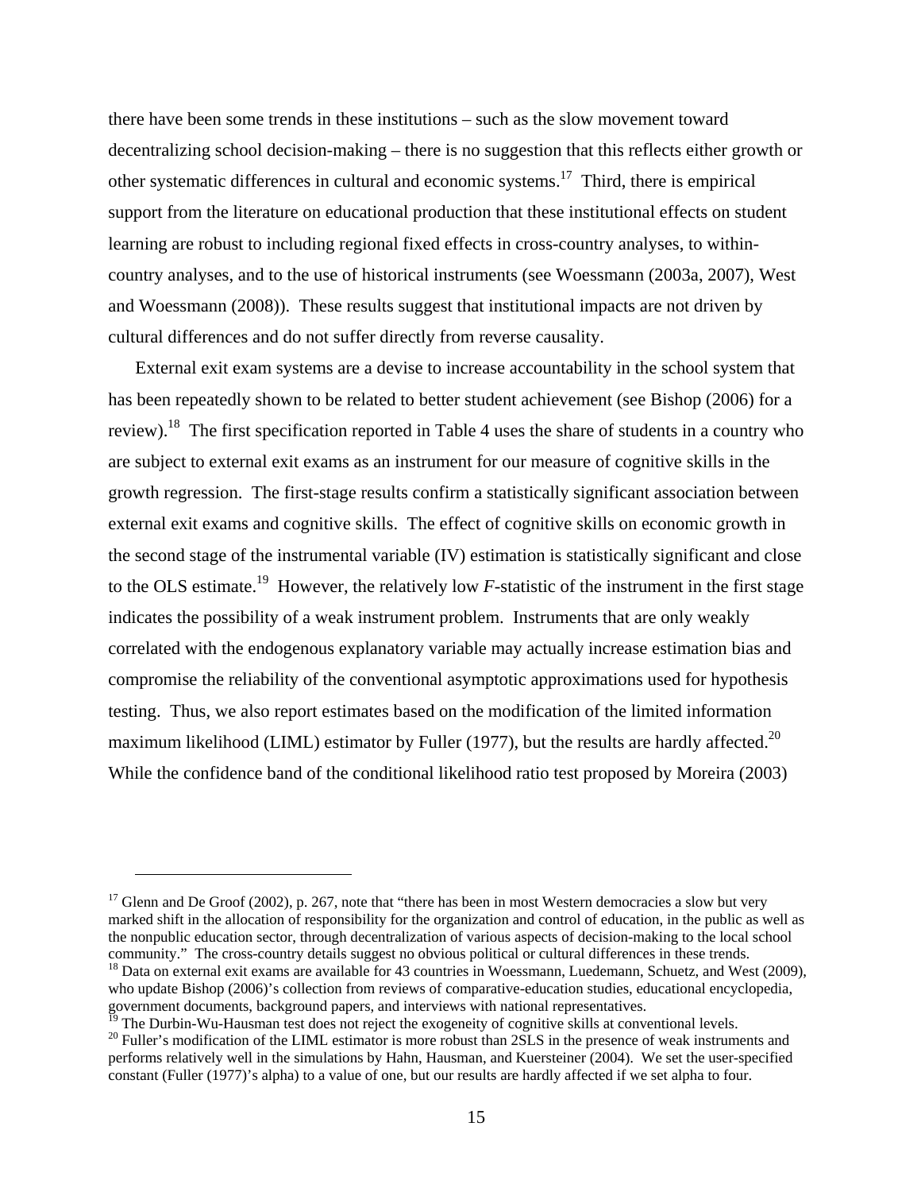there have been some trends in these institutions – such as the slow movement toward decentralizing school decision-making – there is no suggestion that this reflects either growth or other systematic differences in cultural and economic systems.[17] Third, there is empirical support from the literature on educational production that these institutional effects on student learning are robust to including regional fixed effects in cross-country analyses, to within-country analyses, and to the use of historical instruments (see Woessmann (2003a, 2007), West and Woessmann (2008)). These results suggest that institutional impacts are not driven by cultural differences and do not suffer directly from reverse causality.

External exit exam systems are a devise to increase accountability in the school system that has been repeatedly shown to be related to better student achievement (see Bishop (2006) for a review).[18] The first specification reported in Table 4 uses the share of students in a country who are subject to external exit exams as an instrument for our measure of cognitive skills in the growth regression. The first-stage results confirm a statistically significant association between external exit exams and cognitive skills. The effect of cognitive skills on economic growth in the second stage of the instrumental variable (IV) estimation is statistically significant and close to the OLS estimate.[19] However, the relatively low *F*-statistic of the instrument in the first stage indicates the possibility of a weak instrument problem. Instruments that are only weakly correlated with the endogenous explanatory variable may actually increase estimation bias and compromise the reliability of the conventional asymptotic approximations used for hypothesis testing. Thus, we also report estimates based on the modification of the limited information maximum likelihood (LIML) estimator by Fuller (1977), but the results are hardly affected.[20] While the confidence band of the conditional likelihood ratio test proposed by Moreira (2003)

---

[17] Glenn and De Groof (2002), p. 267, note that "there has been in most Western democracies a slow but very marked shift in the allocation of responsibility for the organization and control of education, in the public as well as the nonpublic education sector, through decentralization of various aspects of decision-making to the local school community." The cross-country details suggest no obvious political or cultural differences in these trends.

[18] Data on external exit exams are available for 43 countries in Woessmann, Luedemann, Schuetz, and West (2009), who update Bishop (2006)'s collection from reviews of comparative-education studies, educational encyclopedia, government documents, background papers, and interviews with national representatives.

[19] The Durbin-Wu-Hausman test does not reject the exogeneity of cognitive skills at conventional levels.

[20] Fuller's modification of the LIML estimator is more robust than 2SLS in the presence of weak instruments and performs relatively well in the simulations by Hahn, Hausman, and Kuersteiner (2004). We set the user-specified constant (Fuller (1977)'s alpha) to a value of one, but our results are hardly affected if we set alpha to four.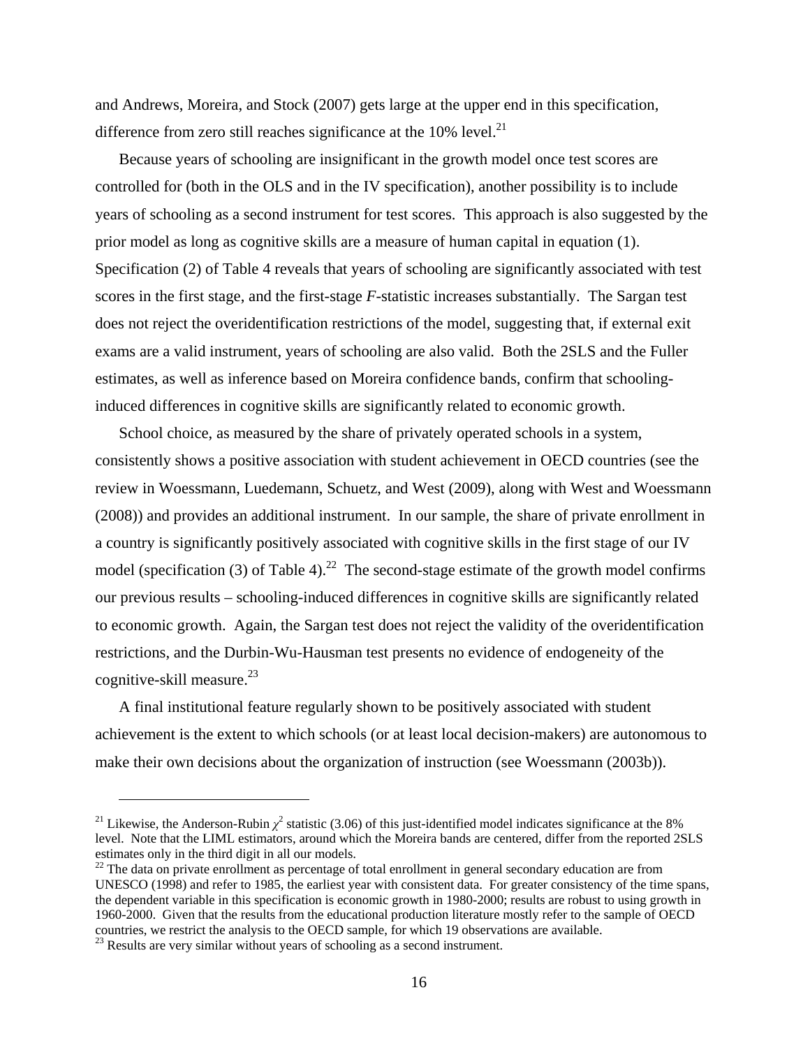and Andrews, Moreira, and Stock (2007) gets large at the upper end in this specification, difference from zero still reaches significance at the 10% level.[21]

Because years of schooling are insignificant in the growth model once test scores are controlled for (both in the OLS and in the IV specification), another possibility is to include years of schooling as a second instrument for test scores. This approach is also suggested by the prior model as long as cognitive skills are a measure of human capital in equation (1). Specification (2) of Table 4 reveals that years of schooling are significantly associated with test scores in the first stage, and the first-stage *F*-statistic increases substantially. The Sargan test does not reject the overidentification restrictions of the model, suggesting that, if external exit exams are a valid instrument, years of schooling are also valid. Both the 2SLS and the Fuller estimates, as well as inference based on Moreira confidence bands, confirm that schooling-induced differences in cognitive skills are significantly related to economic growth.

School choice, as measured by the share of privately operated schools in a system, consistently shows a positive association with student achievement in OECD countries (see the review in Woessmann, Luedemann, Schuetz, and West (2009), along with West and Woessmann (2008)) and provides an additional instrument. In our sample, the share of private enrollment in a country is significantly positively associated with cognitive skills in the first stage of our IV model (specification (3) of Table 4).[22] The second-stage estimate of the growth model confirms our previous results – schooling-induced differences in cognitive skills are significantly related to economic growth. Again, the Sargan test does not reject the validity of the overidentification restrictions, and the Durbin-Wu-Hausman test presents no evidence of endogeneity of the cognitive-skill measure.[23]

A final institutional feature regularly shown to be positively associated with student achievement is the extent to which schools (or at least local decision-makers) are autonomous to make their own decisions about the organization of instruction (see Woessmann (2003b)).

---

[21] Likewise, the Anderson-Rubin $\chi^2$ statistic (3.06) of this just-identified model indicates significance at the 8% level. Note that the LIML estimators, around which the Moreira bands are centered, differ from the reported 2SLS estimates only in the third digit in all our models.

[22] The data on private enrollment as percentage of total enrollment in general secondary education are from UNESCO (1998) and refer to 1985, the earliest year with consistent data. For greater consistency of the time spans, the dependent variable in this specification is economic growth in 1980-2000; results are robust to using growth in 1960-2000. Given that the results from the educational production literature mostly refer to the sample of OECD countries, we restrict the analysis to the OECD sample, for which 19 observations are available.

[23] Results are very similar without years of schooling as a second instrument.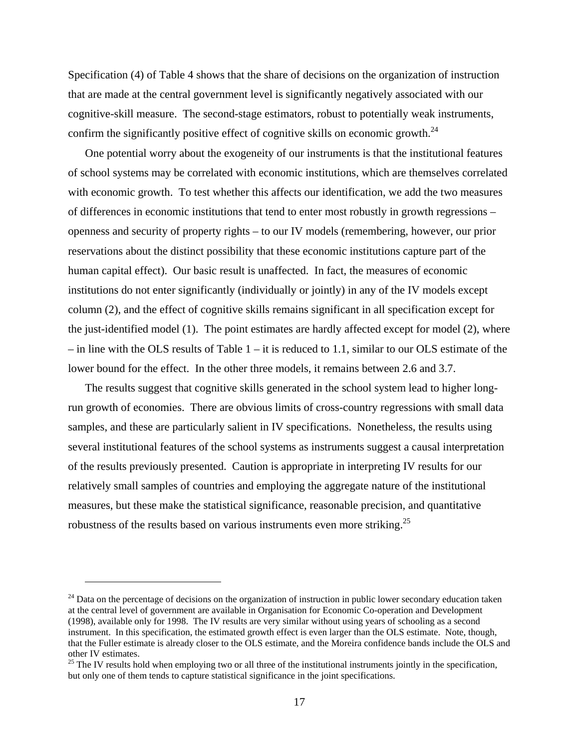Specification (4) of Table 4 shows that the share of decisions on the organization of instruction that are made at the central government level is significantly negatively associated with our cognitive-skill measure. The second-stage estimators, robust to potentially weak instruments, confirm the significantly positive effect of cognitive skills on economic growth.[24]

One potential worry about the exogeneity of our instruments is that the institutional features of school systems may be correlated with economic institutions, which are themselves correlated with economic growth. To test whether this affects our identification, we add the two measures of differences in economic institutions that tend to enter most robustly in growth regressions – openness and security of property rights – to our IV models (remembering, however, our prior reservations about the distinct possibility that these economic institutions capture part of the human capital effect). Our basic result is unaffected. In fact, the measures of economic institutions do not enter significantly (individually or jointly) in any of the IV models except column (2), and the effect of cognitive skills remains significant in all specification except for the just-identified model (1). The point estimates are hardly affected except for model (2), where – in line with the OLS results of Table 1 – it is reduced to 1.1, similar to our OLS estimate of the lower bound for the effect. In the other three models, it remains between 2.6 and 3.7.

The results suggest that cognitive skills generated in the school system lead to higher long-run growth of economies. There are obvious limits of cross-country regressions with small data samples, and these are particularly salient in IV specifications. Nonetheless, the results using several institutional features of the school systems as instruments suggest a causal interpretation of the results previously presented. Caution is appropriate in interpreting IV results for our relatively small samples of countries and employing the aggregate nature of the institutional measures, but these make the statistical significance, reasonable precision, and quantitative robustness of the results based on various instruments even more striking.[25]

---

[24] Data on the percentage of decisions on the organization of instruction in public lower secondary education taken at the central level of government are available in Organisation for Economic Co-operation and Development (1998), available only for 1998. The IV results are very similar without using years of schooling as a second instrument. In this specification, the estimated growth effect is even larger than the OLS estimate. Note, though, that the Fuller estimate is already closer to the OLS estimate, and the Moreira confidence bands include the OLS and other IV estimates.

[25] The IV results hold when employing two or all three of the institutional instruments jointly in the specification, but only one of them tends to capture statistical significance in the joint specifications.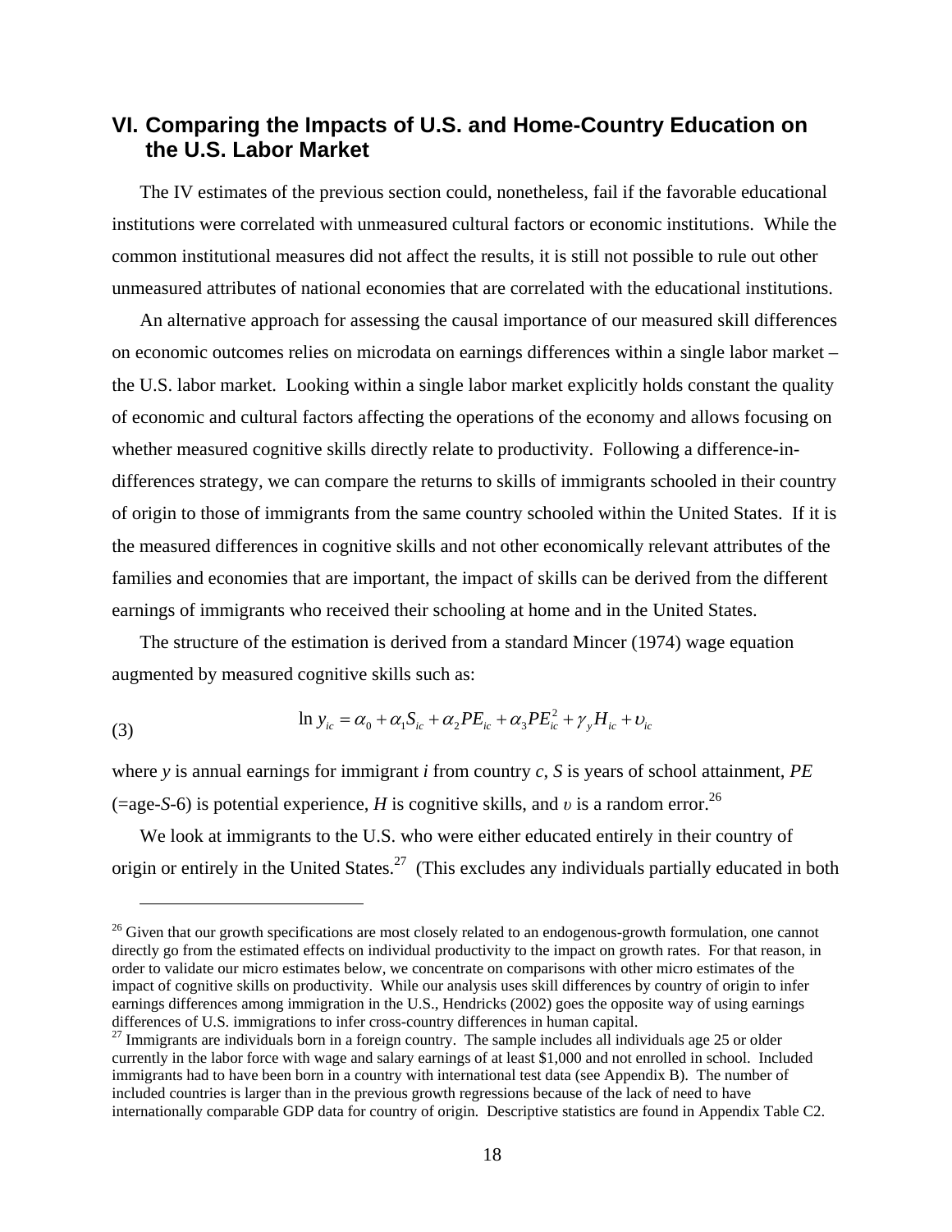## VI. Comparing the Impacts of U.S. and Home-Country Education on the U.S. Labor Market

The IV estimates of the previous section could, nonetheless, fail if the favorable educational institutions were correlated with unmeasured cultural factors or economic institutions. While the common institutional measures did not affect the results, it is still not possible to rule out other unmeasured attributes of national economies that are correlated with the educational institutions.

An alternative approach for assessing the causal importance of our measured skill differences on economic outcomes relies on microdata on earnings differences within a single labor market – the U.S. labor market. Looking within a single labor market explicitly holds constant the quality of economic and cultural factors affecting the operations of the economy and allows focusing on whether measured cognitive skills directly relate to productivity. Following a difference-in-differences strategy, we can compare the returns to skills of immigrants schooled in their country of origin to those of immigrants from the same country schooled within the United States. If it is the measured differences in cognitive skills and not other economically relevant attributes of the families and economies that are important, the impact of skills can be derived from the different earnings of immigrants who received their schooling at home and in the United States.

The structure of the estimation is derived from a standard Mincer (1974) wage equation augmented by measured cognitive skills such as:

$$\ln y_{ic} = \alpha_0 + \alpha_1 S_{ic} + \alpha_2 PE_{ic} + \alpha_3 PE_{ic}^2 + \gamma_y H_{ic} + \upsilon_{ic} \tag{3}$$

where $y$ is annual earnings for immigrant $i$ from country $c$, $S$ is years of school attainment, $PE$ (=age-$S$-6) is potential experience, $H$ is cognitive skills, and $\upsilon$ is a random error.[26]

We look at immigrants to the U.S. who were either educated entirely in their country of origin or entirely in the United States.[27] (This excludes any individuals partially educated in both

[26] Given that our growth specifications are most closely related to an endogenous-growth formulation, one cannot directly go from the estimated effects on individual productivity to the impact on growth rates. For that reason, in order to validate our micro estimates below, we concentrate on comparisons with other micro estimates of the impact of cognitive skills on productivity. While our analysis uses skill differences by country of origin to infer earnings differences among immigration in the U.S., Hendricks (2002) goes the opposite way of using earnings differences of U.S. immigrations to infer cross-country differences in human capital.

[27] Immigrants are individuals born in a foreign country. The sample includes all individuals age 25 or older currently in the labor force with wage and salary earnings of at least $1,000 and not enrolled in school. Included immigrants had to have been born in a country with international test data (see Appendix B). The number of included countries is larger than in the previous growth regressions because of the lack of need to have internationally comparable GDP data for country of origin. Descriptive statistics are found in Appendix Table C2.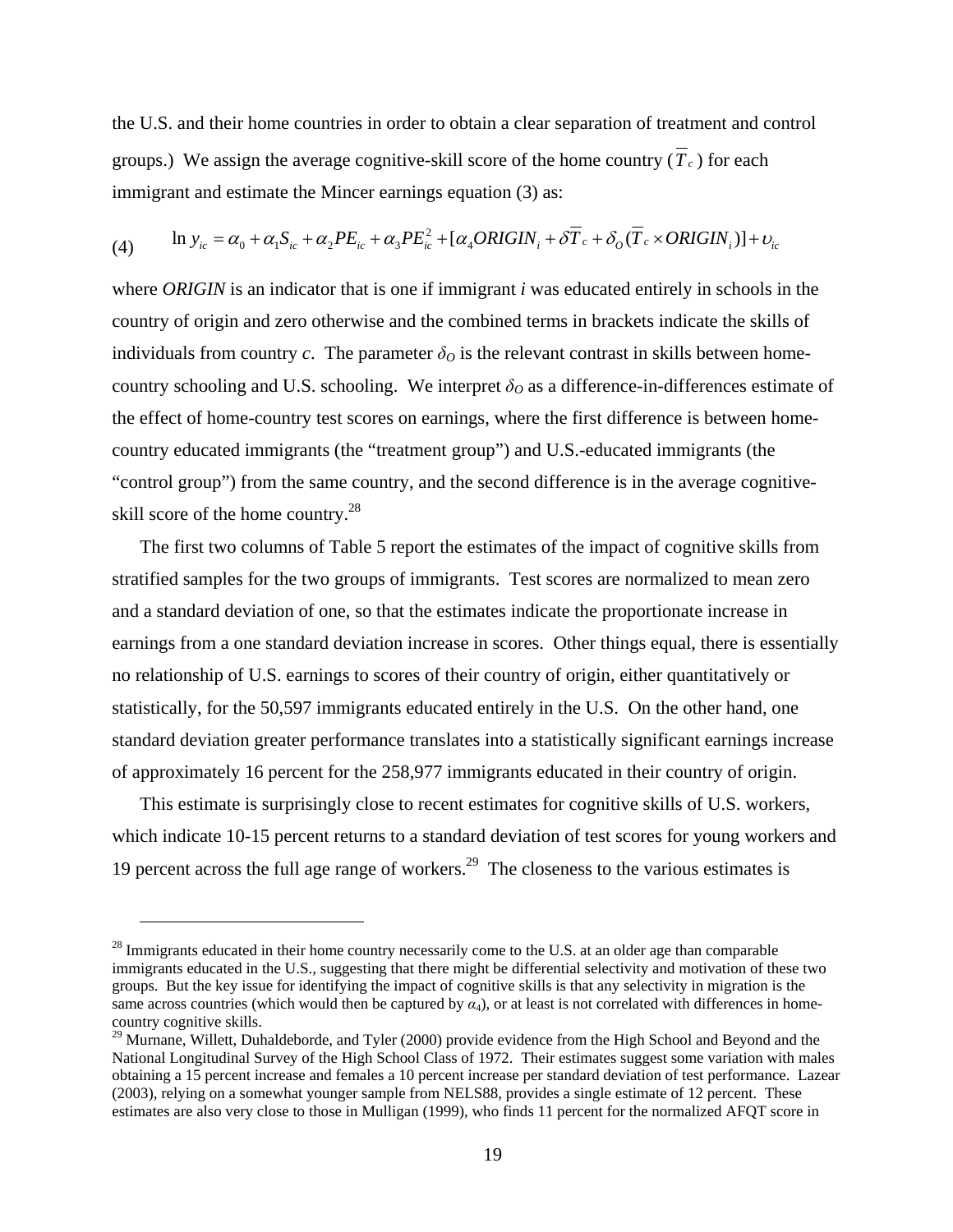the U.S. and their home countries in order to obtain a clear separation of treatment and control groups.) We assign the average cognitive-skill score of the home country ($\overline{T}_c$) for each immigrant and estimate the Mincer earnings equation (3) as:

$$\ln y_{ic} = \alpha_0 + \alpha_1 S_{ic} + \alpha_2 PE_{ic} + \alpha_3 PE_{ic}^2 + [\alpha_4 ORIGIN_i + \delta \overline{T}_c + \delta_O (\overline{T}_c \times ORIGIN_i)] + \upsilon_{ic} \tag{4}$$

where *ORIGIN* is an indicator that is one if immigrant *i* was educated entirely in schools in the country of origin and zero otherwise and the combined terms in brackets indicate the skills of individuals from country *c*. The parameter $\delta_O$ is the relevant contrast in skills between home-country schooling and U.S. schooling. We interpret $\delta_O$ as a difference-in-differences estimate of the effect of home-country test scores on earnings, where the first difference is between home-country educated immigrants (the "treatment group") and U.S.-educated immigrants (the "control group") from the same country, and the second difference is in the average cognitive-skill score of the home country.[28]

The first two columns of Table 5 report the estimates of the impact of cognitive skills from stratified samples for the two groups of immigrants. Test scores are normalized to mean zero and a standard deviation of one, so that the estimates indicate the proportionate increase in earnings from a one standard deviation increase in scores. Other things equal, there is essentially no relationship of U.S. earnings to scores of their country of origin, either quantitatively or statistically, for the 50,597 immigrants educated entirely in the U.S. On the other hand, one standard deviation greater performance translates into a statistically significant earnings increase of approximately 16 percent for the 258,977 immigrants educated in their country of origin.

This estimate is surprisingly close to recent estimates for cognitive skills of U.S. workers, which indicate 10-15 percent returns to a standard deviation of test scores for young workers and 19 percent across the full age range of workers.[29] The closeness to the various estimates is

---

[28] Immigrants educated in their home country necessarily come to the U.S. at an older age than comparable immigrants educated in the U.S., suggesting that there might be differential selectivity and motivation of these two groups. But the key issue for identifying the impact of cognitive skills is that any selectivity in migration is the same across countries (which would then be captured by $\alpha_4$), or at least is not correlated with differences in home-country cognitive skills.

[29] Murnane, Willett, Duhaldeborde, and Tyler (2000) provide evidence from the High School and Beyond and the National Longitudinal Survey of the High School Class of 1972. Their estimates suggest some variation with males obtaining a 15 percent increase and females a 10 percent increase per standard deviation of test performance. Lazear (2003), relying on a somewhat younger sample from NELS88, provides a single estimate of 12 percent. These estimates are also very close to those in Mulligan (1999), who finds 11 percent for the normalized AFQT score in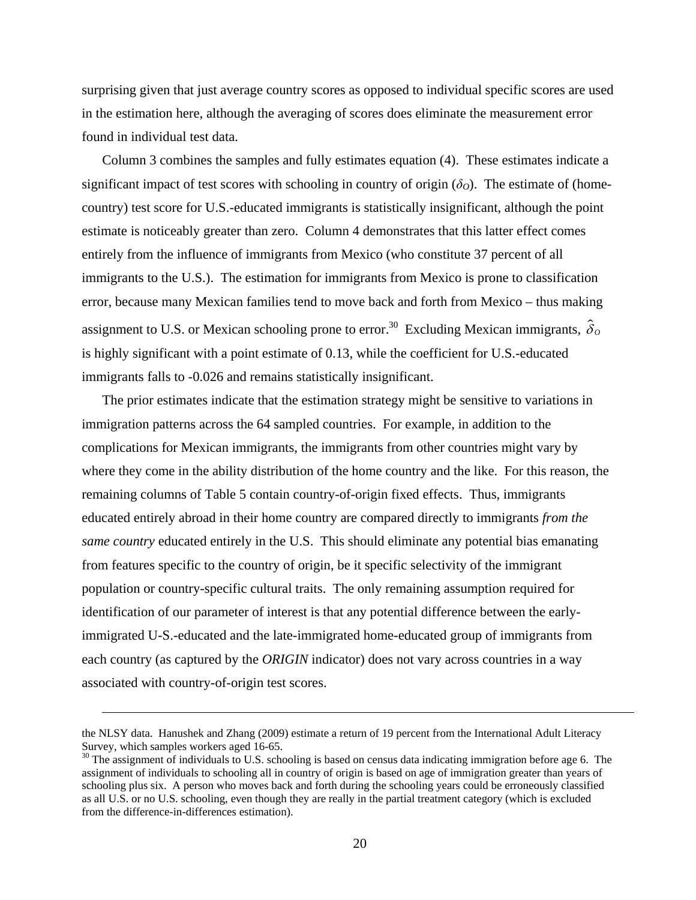surprising given that just average country scores as opposed to individual specific scores are used in the estimation here, although the averaging of scores does eliminate the measurement error found in individual test data.

Column 3 combines the samples and fully estimates equation (4). These estimates indicate a significant impact of test scores with schooling in country of origin ($\delta_O$). The estimate of (home-country) test score for U.S.-educated immigrants is statistically insignificant, although the point estimate is noticeably greater than zero. Column 4 demonstrates that this latter effect comes entirely from the influence of immigrants from Mexico (who constitute 37 percent of all immigrants to the U.S.). The estimation for immigrants from Mexico is prone to classification error, because many Mexican families tend to move back and forth from Mexico – thus making assignment to U.S. or Mexican schooling prone to error.[30] Excluding Mexican immigrants, $\hat{\delta}_O$ is highly significant with a point estimate of 0.13, while the coefficient for U.S.-educated immigrants falls to -0.026 and remains statistically insignificant.

The prior estimates indicate that the estimation strategy might be sensitive to variations in immigration patterns across the 64 sampled countries. For example, in addition to the complications for Mexican immigrants, the immigrants from other countries might vary by where they come in the ability distribution of the home country and the like. For this reason, the remaining columns of Table 5 contain country-of-origin fixed effects. Thus, immigrants educated entirely abroad in their home country are compared directly to immigrants *from the same country* educated entirely in the U.S. This should eliminate any potential bias emanating from features specific to the country of origin, be it specific selectivity of the immigrant population or country-specific cultural traits. The only remaining assumption required for identification of our parameter of interest is that any potential difference between the early-immigrated U-S.-educated and the late-immigrated home-educated group of immigrants from each country (as captured by the *ORIGIN* indicator) does not vary across countries in a way associated with country-of-origin test scores.

---

the NLSY data. Hanushek and Zhang (2009) estimate a return of 19 percent from the International Adult Literacy Survey, which samples workers aged 16-65.

[30] The assignment of individuals to U.S. schooling is based on census data indicating immigration before age 6. The assignment of individuals to schooling all in country of origin is based on age of immigration greater than years of schooling plus six. A person who moves back and forth during the schooling years could be erroneously classified as all U.S. or no U.S. schooling, even though they are really in the partial treatment category (which is excluded from the difference-in-differences estimation).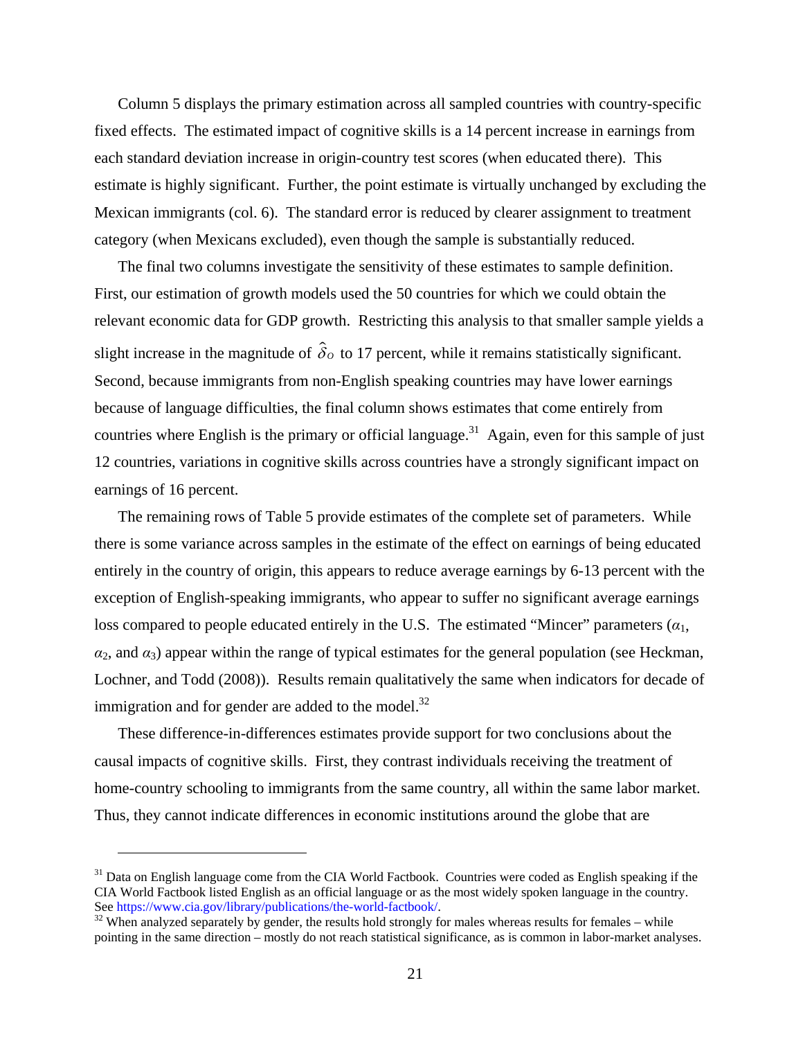Column 5 displays the primary estimation across all sampled countries with country-specific fixed effects. The estimated impact of cognitive skills is a 14 percent increase in earnings from each standard deviation increase in origin-country test scores (when educated there). This estimate is highly significant. Further, the point estimate is virtually unchanged by excluding the Mexican immigrants (col. 6). The standard error is reduced by clearer assignment to treatment category (when Mexicans excluded), even though the sample is substantially reduced.

The final two columns investigate the sensitivity of these estimates to sample definition. First, our estimation of growth models used the 50 countries for which we could obtain the relevant economic data for GDP growth. Restricting this analysis to that smaller sample yields a slight increase in the magnitude of $\hat{\delta}_O$ to 17 percent, while it remains statistically significant. Second, because immigrants from non-English speaking countries may have lower earnings because of language difficulties, the final column shows estimates that come entirely from countries where English is the primary or official language.[31] Again, even for this sample of just 12 countries, variations in cognitive skills across countries have a strongly significant impact on earnings of 16 percent.

The remaining rows of Table 5 provide estimates of the complete set of parameters. While there is some variance across samples in the estimate of the effect on earnings of being educated entirely in the country of origin, this appears to reduce average earnings by 6-13 percent with the exception of English-speaking immigrants, who appear to suffer no significant average earnings loss compared to people educated entirely in the U.S. The estimated "Mincer" parameters ($\alpha_1$, $\alpha_2$, and $\alpha_3$) appear within the range of typical estimates for the general population (see Heckman, Lochner, and Todd (2008)). Results remain qualitatively the same when indicators for decade of immigration and for gender are added to the model.[32]

These difference-in-differences estimates provide support for two conclusions about the causal impacts of cognitive skills. First, they contrast individuals receiving the treatment of home-country schooling to immigrants from the same country, all within the same labor market. Thus, they cannot indicate differences in economic institutions around the globe that are

---

[31] Data on English language come from the CIA World Factbook. Countries were coded as English speaking if the CIA World Factbook listed English as an official language or as the most widely spoken language in the country. See https://www.cia.gov/library/publications/the-world-factbook/.

[32] When analyzed separately by gender, the results hold strongly for males whereas results for females – while pointing in the same direction – mostly do not reach statistical significance, as is common in labor-market analyses.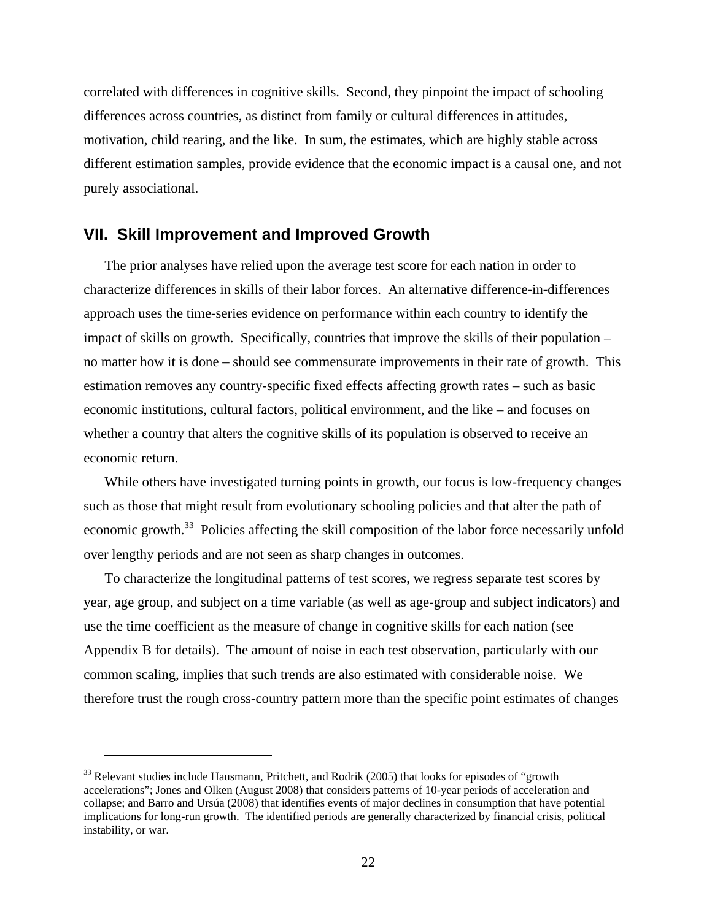correlated with differences in cognitive skills. Second, they pinpoint the impact of schooling differences across countries, as distinct from family or cultural differences in attitudes, motivation, child rearing, and the like. In sum, the estimates, which are highly stable across different estimation samples, provide evidence that the economic impact is a causal one, and not purely associational.

## VII. Skill Improvement and Improved Growth

The prior analyses have relied upon the average test score for each nation in order to characterize differences in skills of their labor forces. An alternative difference-in-differences approach uses the time-series evidence on performance within each country to identify the impact of skills on growth. Specifically, countries that improve the skills of their population – no matter how it is done – should see commensurate improvements in their rate of growth. This estimation removes any country-specific fixed effects affecting growth rates – such as basic economic institutions, cultural factors, political environment, and the like – and focuses on whether a country that alters the cognitive skills of its population is observed to receive an economic return.

While others have investigated turning points in growth, our focus is low-frequency changes such as those that might result from evolutionary schooling policies and that alter the path of economic growth.[33] Policies affecting the skill composition of the labor force necessarily unfold over lengthy periods and are not seen as sharp changes in outcomes.

To characterize the longitudinal patterns of test scores, we regress separate test scores by year, age group, and subject on a time variable (as well as age-group and subject indicators) and use the time coefficient as the measure of change in cognitive skills for each nation (see Appendix B for details). The amount of noise in each test observation, particularly with our common scaling, implies that such trends are also estimated with considerable noise. We therefore trust the rough cross-country pattern more than the specific point estimates of changes

---

[33] Relevant studies include Hausmann, Pritchett, and Rodrik (2005) that looks for episodes of "growth accelerations"; Jones and Olken (August 2008) that considers patterns of 10-year periods of acceleration and collapse; and Barro and Ursúa (2008) that identifies events of major declines in consumption that have potential implications for long-run growth. The identified periods are generally characterized by financial crisis, political instability, or war.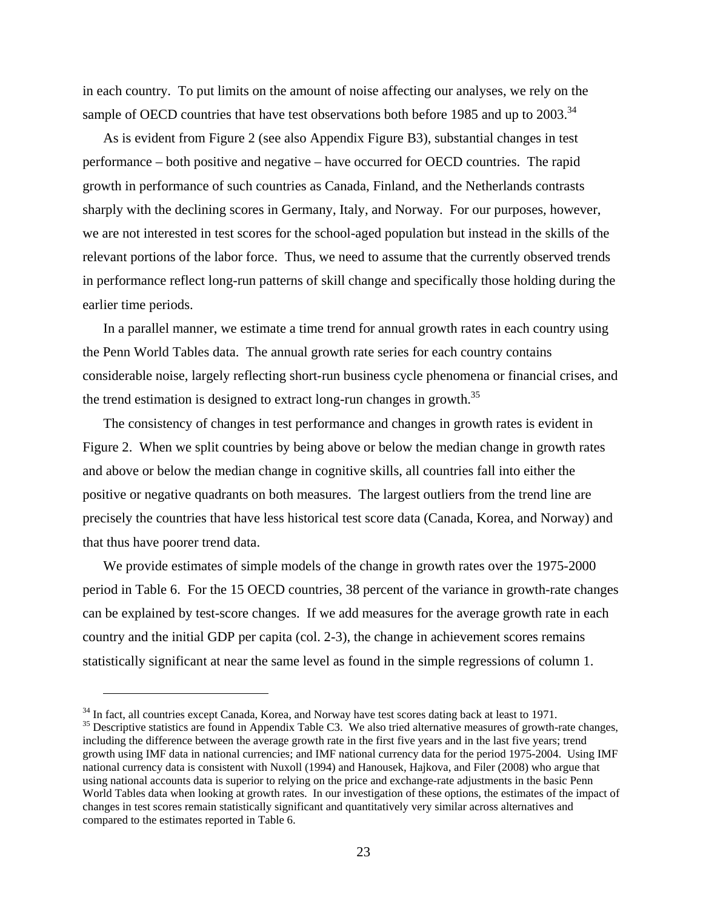in each country. To put limits on the amount of noise affecting our analyses, we rely on the sample of OECD countries that have test observations both before 1985 and up to 2003.[34]

As is evident from Figure 2 (see also Appendix Figure B3), substantial changes in test performance – both positive and negative – have occurred for OECD countries. The rapid growth in performance of such countries as Canada, Finland, and the Netherlands contrasts sharply with the declining scores in Germany, Italy, and Norway. For our purposes, however, we are not interested in test scores for the school-aged population but instead in the skills of the relevant portions of the labor force. Thus, we need to assume that the currently observed trends in performance reflect long-run patterns of skill change and specifically those holding during the earlier time periods.

In a parallel manner, we estimate a time trend for annual growth rates in each country using the Penn World Tables data. The annual growth rate series for each country contains considerable noise, largely reflecting short-run business cycle phenomena or financial crises, and the trend estimation is designed to extract long-run changes in growth.[35]

The consistency of changes in test performance and changes in growth rates is evident in Figure 2. When we split countries by being above or below the median change in growth rates and above or below the median change in cognitive skills, all countries fall into either the positive or negative quadrants on both measures. The largest outliers from the trend line are precisely the countries that have less historical test score data (Canada, Korea, and Norway) and that thus have poorer trend data.

We provide estimates of simple models of the change in growth rates over the 1975-2000 period in Table 6. For the 15 OECD countries, 38 percent of the variance in growth-rate changes can be explained by test-score changes. If we add measures for the average growth rate in each country and the initial GDP per capita (col. 2-3), the change in achievement scores remains statistically significant at near the same level as found in the simple regressions of column 1.

---

[34] In fact, all countries except Canada, Korea, and Norway have test scores dating back at least to 1971.

[35] Descriptive statistics are found in Appendix Table C3. We also tried alternative measures of growth-rate changes, including the difference between the average growth rate in the first five years and in the last five years; trend growth using IMF data in national currencies; and IMF national currency data for the period 1975-2004. Using IMF national currency data is consistent with Nuxoll (1994) and Hanousek, Hajkova, and Filer (2008) who argue that using national accounts data is superior to relying on the price and exchange-rate adjustments in the basic Penn World Tables data when looking at growth rates. In our investigation of these options, the estimates of the impact of changes in test scores remain statistically significant and quantitatively very similar across alternatives and compared to the estimates reported in Table 6.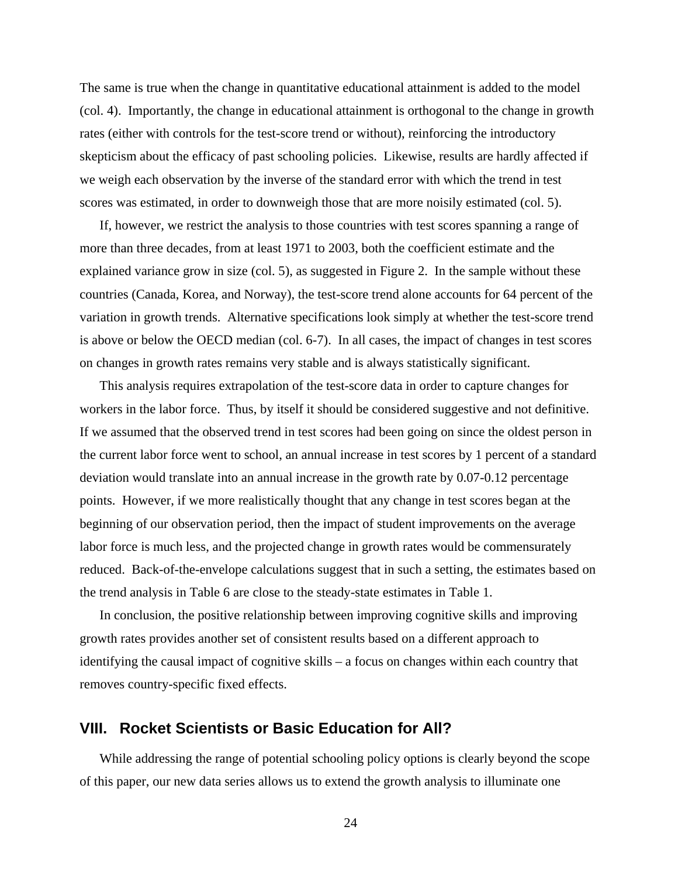The same is true when the change in quantitative educational attainment is added to the model (col. 4). Importantly, the change in educational attainment is orthogonal to the change in growth rates (either with controls for the test-score trend or without), reinforcing the introductory skepticism about the efficacy of past schooling policies. Likewise, results are hardly affected if we weigh each observation by the inverse of the standard error with which the trend in test scores was estimated, in order to downweigh those that are more noisily estimated (col. 5).

If, however, we restrict the analysis to those countries with test scores spanning a range of more than three decades, from at least 1971 to 2003, both the coefficient estimate and the explained variance grow in size (col. 5), as suggested in Figure 2. In the sample without these countries (Canada, Korea, and Norway), the test-score trend alone accounts for 64 percent of the variation in growth trends. Alternative specifications look simply at whether the test-score trend is above or below the OECD median (col. 6-7). In all cases, the impact of changes in test scores on changes in growth rates remains very stable and is always statistically significant.

This analysis requires extrapolation of the test-score data in order to capture changes for workers in the labor force. Thus, by itself it should be considered suggestive and not definitive. If we assumed that the observed trend in test scores had been going on since the oldest person in the current labor force went to school, an annual increase in test scores by 1 percent of a standard deviation would translate into an annual increase in the growth rate by 0.07-0.12 percentage points. However, if we more realistically thought that any change in test scores began at the beginning of our observation period, then the impact of student improvements on the average labor force is much less, and the projected change in growth rates would be commensurately reduced. Back-of-the-envelope calculations suggest that in such a setting, the estimates based on the trend analysis in Table 6 are close to the steady-state estimates in Table 1.

In conclusion, the positive relationship between improving cognitive skills and improving growth rates provides another set of consistent results based on a different approach to identifying the causal impact of cognitive skills – a focus on changes within each country that removes country-specific fixed effects.

## VIII. Rocket Scientists or Basic Education for All?

While addressing the range of potential schooling policy options is clearly beyond the scope of this paper, our new data series allows us to extend the growth analysis to illuminate one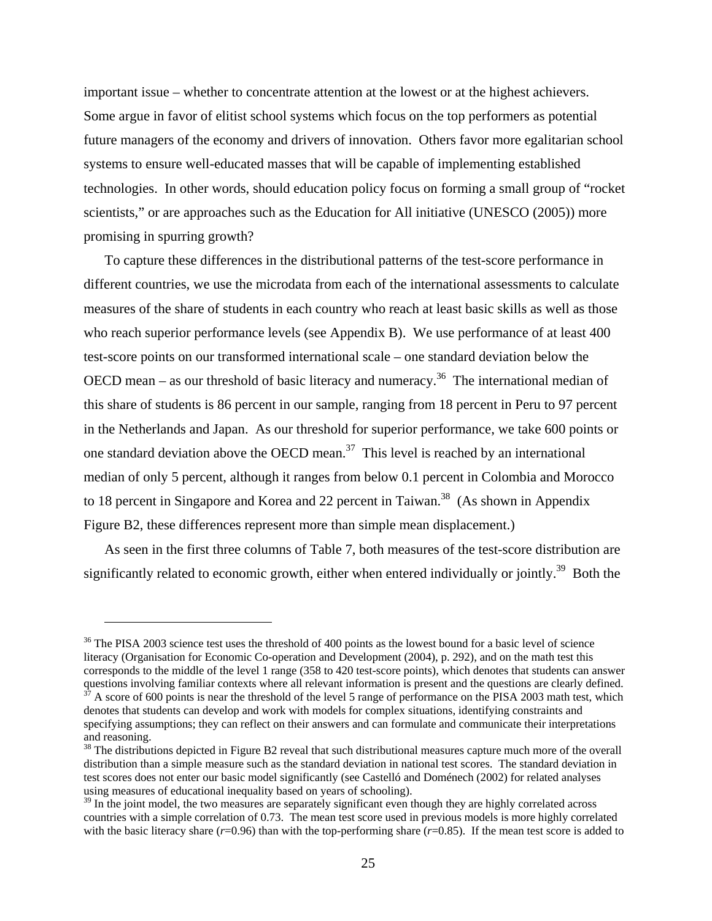important issue – whether to concentrate attention at the lowest or at the highest achievers. Some argue in favor of elitist school systems which focus on the top performers as potential future managers of the economy and drivers of innovation. Others favor more egalitarian school systems to ensure well-educated masses that will be capable of implementing established technologies. In other words, should education policy focus on forming a small group of "rocket scientists," or are approaches such as the Education for All initiative (UNESCO (2005)) more promising in spurring growth?

To capture these differences in the distributional patterns of the test-score performance in different countries, we use the microdata from each of the international assessments to calculate measures of the share of students in each country who reach at least basic skills as well as those who reach superior performance levels (see Appendix B). We use performance of at least 400 test-score points on our transformed international scale – one standard deviation below the OECD mean – as our threshold of basic literacy and numeracy.[36] The international median of this share of students is 86 percent in our sample, ranging from 18 percent in Peru to 97 percent in the Netherlands and Japan. As our threshold for superior performance, we take 600 points or one standard deviation above the OECD mean.[37] This level is reached by an international median of only 5 percent, although it ranges from below 0.1 percent in Colombia and Morocco to 18 percent in Singapore and Korea and 22 percent in Taiwan.[38] (As shown in Appendix Figure B2, these differences represent more than simple mean displacement.)

As seen in the first three columns of Table 7, both measures of the test-score distribution are significantly related to economic growth, either when entered individually or jointly.[39] Both the

---

[36] The PISA 2003 science test uses the threshold of 400 points as the lowest bound for a basic level of science literacy (Organisation for Economic Co-operation and Development (2004), p. 292), and on the math test this corresponds to the middle of the level 1 range (358 to 420 test-score points), which denotes that students can answer questions involving familiar contexts where all relevant information is present and the questions are clearly defined.

[37] A score of 600 points is near the threshold of the level 5 range of performance on the PISA 2003 math test, which denotes that students can develop and work with models for complex situations, identifying constraints and specifying assumptions; they can reflect on their answers and can formulate and communicate their interpretations and reasoning.

[38] The distributions depicted in Figure B2 reveal that such distributional measures capture much more of the overall distribution than a simple measure such as the standard deviation in national test scores. The standard deviation in test scores does not enter our basic model significantly (see Castelló and Doménech (2002) for related analyses using measures of educational inequality based on years of schooling).

[39] In the joint model, the two measures are separately significant even though they are highly correlated across countries with a simple correlation of 0.73. The mean test score used in previous models is more highly correlated with the basic literacy share ($r$=0.96) than with the top-performing share ($r$=0.85). If the mean test score is added to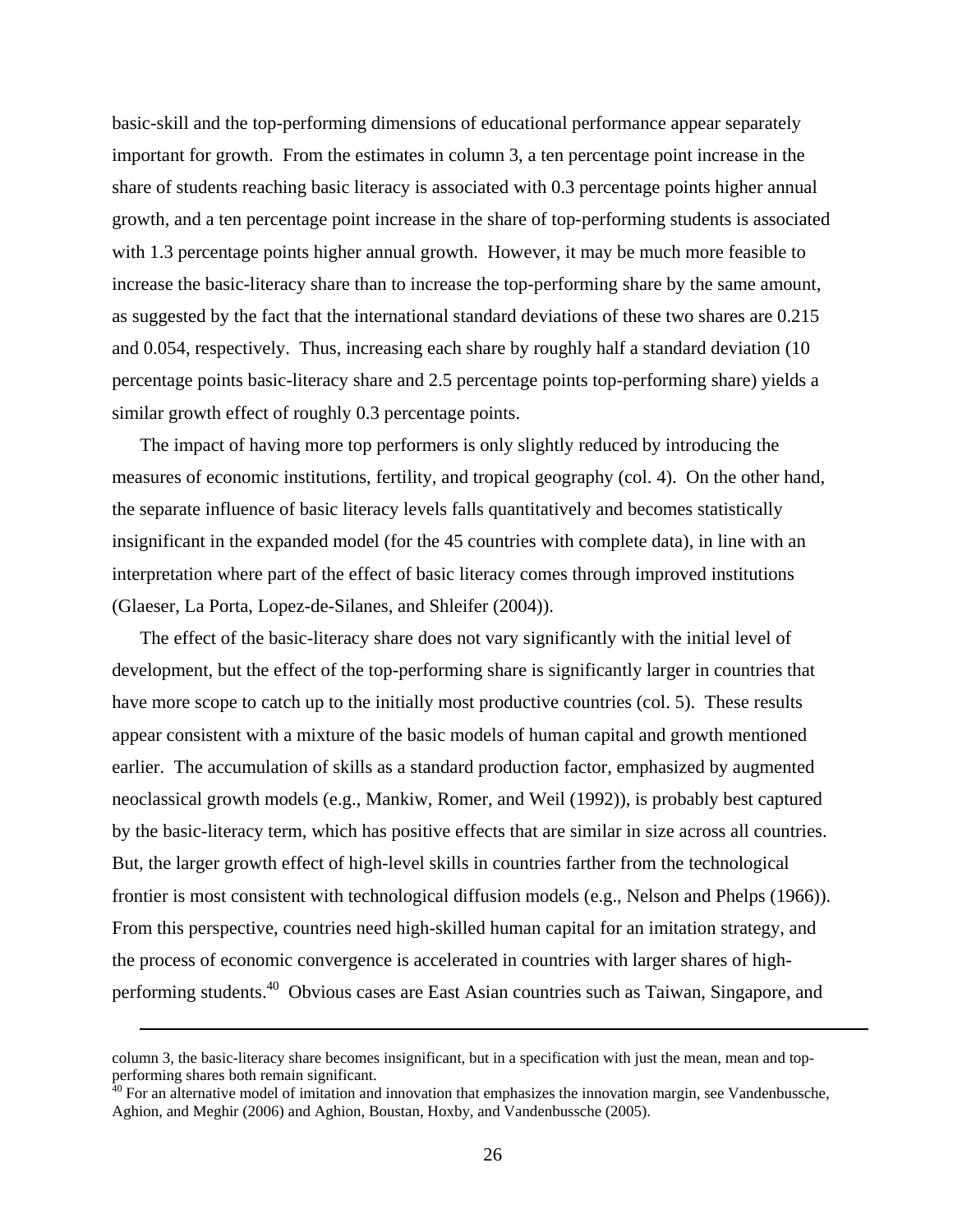basic-skill and the top-performing dimensions of educational performance appear separately important for growth. From the estimates in column 3, a ten percentage point increase in the share of students reaching basic literacy is associated with 0.3 percentage points higher annual growth, and a ten percentage point increase in the share of top-performing students is associated with 1.3 percentage points higher annual growth. However, it may be much more feasible to increase the basic-literacy share than to increase the top-performing share by the same amount, as suggested by the fact that the international standard deviations of these two shares are 0.215 and 0.054, respectively. Thus, increasing each share by roughly half a standard deviation (10 percentage points basic-literacy share and 2.5 percentage points top-performing share) yields a similar growth effect of roughly 0.3 percentage points.

The impact of having more top performers is only slightly reduced by introducing the measures of economic institutions, fertility, and tropical geography (col. 4). On the other hand, the separate influence of basic literacy levels falls quantitatively and becomes statistically insignificant in the expanded model (for the 45 countries with complete data), in line with an interpretation where part of the effect of basic literacy comes through improved institutions (Glaeser, La Porta, Lopez-de-Silanes, and Shleifer (2004)).

The effect of the basic-literacy share does not vary significantly with the initial level of development, but the effect of the top-performing share is significantly larger in countries that have more scope to catch up to the initially most productive countries (col. 5). These results appear consistent with a mixture of the basic models of human capital and growth mentioned earlier. The accumulation of skills as a standard production factor, emphasized by augmented neoclassical growth models (e.g., Mankiw, Romer, and Weil (1992)), is probably best captured by the basic-literacy term, which has positive effects that are similar in size across all countries. But, the larger growth effect of high-level skills in countries farther from the technological frontier is most consistent with technological diffusion models (e.g., Nelson and Phelps (1966)). From this perspective, countries need high-skilled human capital for an imitation strategy, and the process of economic convergence is accelerated in countries with larger shares of high-performing students.[40] Obvious cases are East Asian countries such as Taiwan, Singapore, and

---

column 3, the basic-literacy share becomes insignificant, but in a specification with just the mean, mean and top-performing shares both remain significant.

[40] For an alternative model of imitation and innovation that emphasizes the innovation margin, see Vandenbussche, Aghion, and Meghir (2006) and Aghion, Boustan, Hoxby, and Vandenbussche (2005).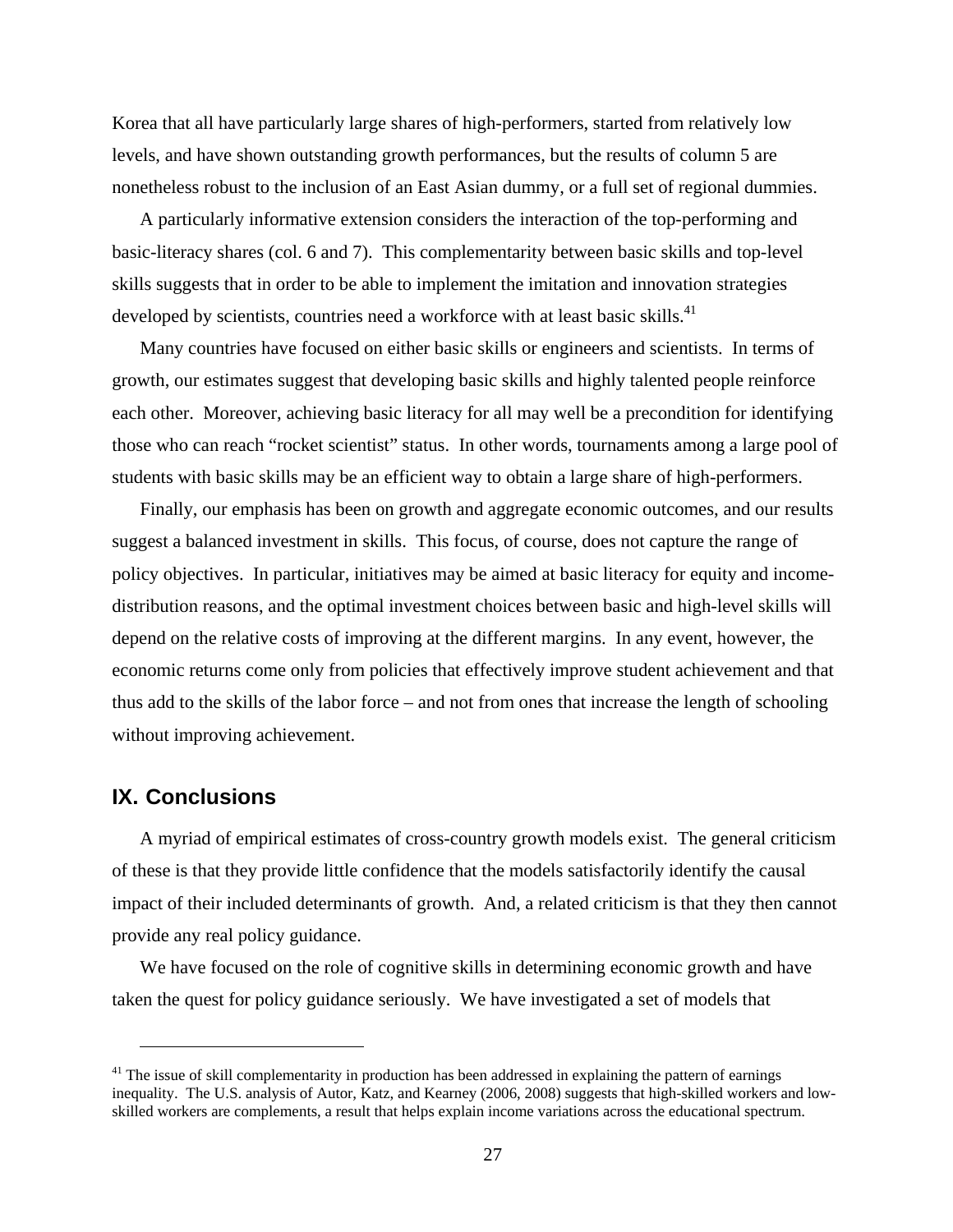Korea that all have particularly large shares of high-performers, started from relatively low levels, and have shown outstanding growth performances, but the results of column 5 are nonetheless robust to the inclusion of an East Asian dummy, or a full set of regional dummies.

A particularly informative extension considers the interaction of the top-performing and basic-literacy shares (col. 6 and 7). This complementarity between basic skills and top-level skills suggests that in order to be able to implement the imitation and innovation strategies developed by scientists, countries need a workforce with at least basic skills.[41]

Many countries have focused on either basic skills or engineers and scientists. In terms of growth, our estimates suggest that developing basic skills and highly talented people reinforce each other. Moreover, achieving basic literacy for all may well be a precondition for identifying those who can reach "rocket scientist" status. In other words, tournaments among a large pool of students with basic skills may be an efficient way to obtain a large share of high-performers.

Finally, our emphasis has been on growth and aggregate economic outcomes, and our results suggest a balanced investment in skills. This focus, of course, does not capture the range of policy objectives. In particular, initiatives may be aimed at basic literacy for equity and income-distribution reasons, and the optimal investment choices between basic and high-level skills will depend on the relative costs of improving at the different margins. In any event, however, the economic returns come only from policies that effectively improve student achievement and that thus add to the skills of the labor force – and not from ones that increase the length of schooling without improving achievement.

## IX. Conclusions

A myriad of empirical estimates of cross-country growth models exist. The general criticism of these is that they provide little confidence that the models satisfactorily identify the causal impact of their included determinants of growth. And, a related criticism is that they then cannot provide any real policy guidance.

We have focused on the role of cognitive skills in determining economic growth and have taken the quest for policy guidance seriously. We have investigated a set of models that

---

[41] The issue of skill complementarity in production has been addressed in explaining the pattern of earnings inequality. The U.S. analysis of Autor, Katz, and Kearney (2006, 2008) suggests that high-skilled workers and low-skilled workers are complements, a result that helps explain income variations across the educational spectrum.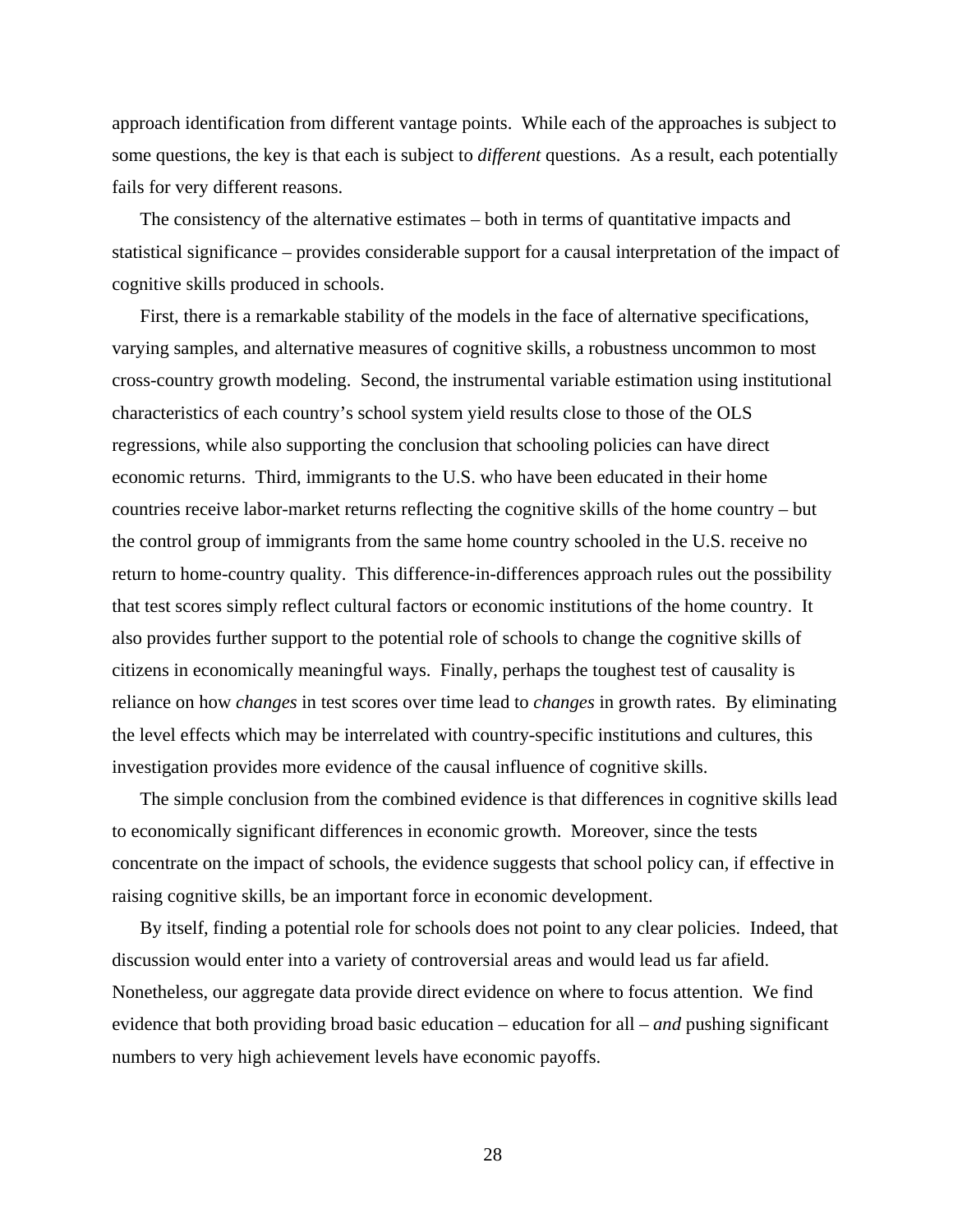approach identification from different vantage points. While each of the approaches is subject to some questions, the key is that each is subject to *different* questions. As a result, each potentially fails for very different reasons.

The consistency of the alternative estimates – both in terms of quantitative impacts and statistical significance – provides considerable support for a causal interpretation of the impact of cognitive skills produced in schools.

First, there is a remarkable stability of the models in the face of alternative specifications, varying samples, and alternative measures of cognitive skills, a robustness uncommon to most cross-country growth modeling. Second, the instrumental variable estimation using institutional characteristics of each country's school system yield results close to those of the OLS regressions, while also supporting the conclusion that schooling policies can have direct economic returns. Third, immigrants to the U.S. who have been educated in their home countries receive labor-market returns reflecting the cognitive skills of the home country – but the control group of immigrants from the same home country schooled in the U.S. receive no return to home-country quality. This difference-in-differences approach rules out the possibility that test scores simply reflect cultural factors or economic institutions of the home country. It also provides further support to the potential role of schools to change the cognitive skills of citizens in economically meaningful ways. Finally, perhaps the toughest test of causality is reliance on how *changes* in test scores over time lead to *changes* in growth rates. By eliminating the level effects which may be interrelated with country-specific institutions and cultures, this investigation provides more evidence of the causal influence of cognitive skills.

The simple conclusion from the combined evidence is that differences in cognitive skills lead to economically significant differences in economic growth. Moreover, since the tests concentrate on the impact of schools, the evidence suggests that school policy can, if effective in raising cognitive skills, be an important force in economic development.

By itself, finding a potential role for schools does not point to any clear policies. Indeed, that discussion would enter into a variety of controversial areas and would lead us far afield. Nonetheless, our aggregate data provide direct evidence on where to focus attention. We find evidence that both providing broad basic education – education for all – *and* pushing significant numbers to very high achievement levels have economic payoffs.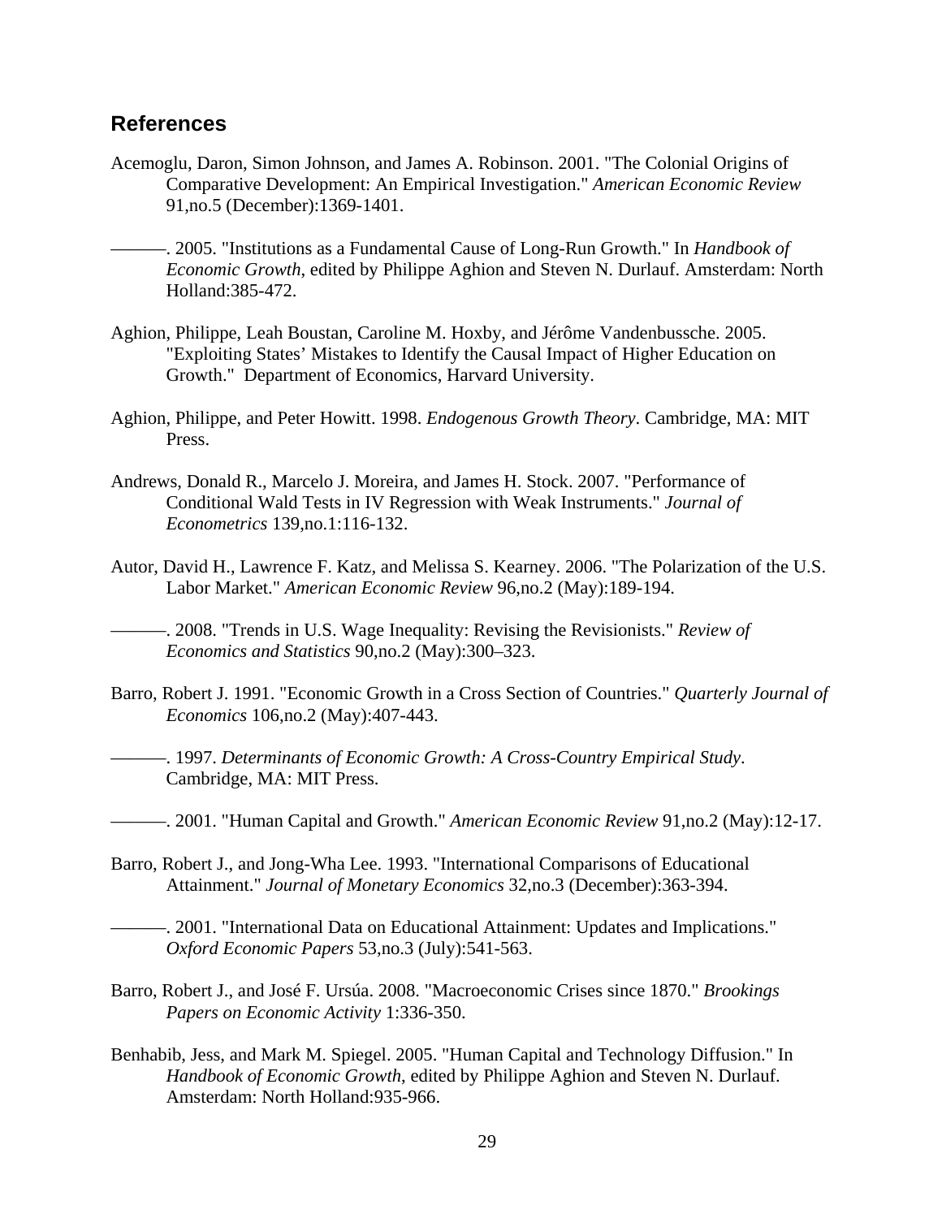## References

Acemoglu, Daron, Simon Johnson, and James A. Robinson. 2001. "The Colonial Origins of Comparative Development: An Empirical Investigation." *American Economic Review* 91,no.5 (December):1369-1401.

———. 2005. "Institutions as a Fundamental Cause of Long-Run Growth." In *Handbook of Economic Growth*, edited by Philippe Aghion and Steven N. Durlauf. Amsterdam: North Holland:385-472.

Aghion, Philippe, Leah Boustan, Caroline M. Hoxby, and Jérôme Vandenbussche. 2005. "Exploiting States' Mistakes to Identify the Causal Impact of Higher Education on Growth." Department of Economics, Harvard University.

Aghion, Philippe, and Peter Howitt. 1998. *Endogenous Growth Theory*. Cambridge, MA: MIT Press.

Andrews, Donald R., Marcelo J. Moreira, and James H. Stock. 2007. "Performance of Conditional Wald Tests in IV Regression with Weak Instruments." *Journal of Econometrics* 139,no.1:116-132.

Autor, David H., Lawrence F. Katz, and Melissa S. Kearney. 2006. "The Polarization of the U.S. Labor Market." *American Economic Review* 96,no.2 (May):189-194.

———. 2008. "Trends in U.S. Wage Inequality: Revising the Revisionists." *Review of Economics and Statistics* 90,no.2 (May):300–323.

Barro, Robert J. 1991. "Economic Growth in a Cross Section of Countries." *Quarterly Journal of Economics* 106,no.2 (May):407-443.

———. 1997. *Determinants of Economic Growth: A Cross-Country Empirical Study*. Cambridge, MA: MIT Press.

———. 2001. "Human Capital and Growth." *American Economic Review* 91,no.2 (May):12-17.

Barro, Robert J., and Jong-Wha Lee. 1993. "International Comparisons of Educational Attainment." *Journal of Monetary Economics* 32,no.3 (December):363-394.

———. 2001. "International Data on Educational Attainment: Updates and Implications." *Oxford Economic Papers* 53,no.3 (July):541-563.

Barro, Robert J., and José F. Ursúa. 2008. "Macroeconomic Crises since 1870." *Brookings Papers on Economic Activity* 1:336-350.

Benhabib, Jess, and Mark M. Spiegel. 2005. "Human Capital and Technology Diffusion." In *Handbook of Economic Growth*, edited by Philippe Aghion and Steven N. Durlauf. Amsterdam: North Holland:935-966.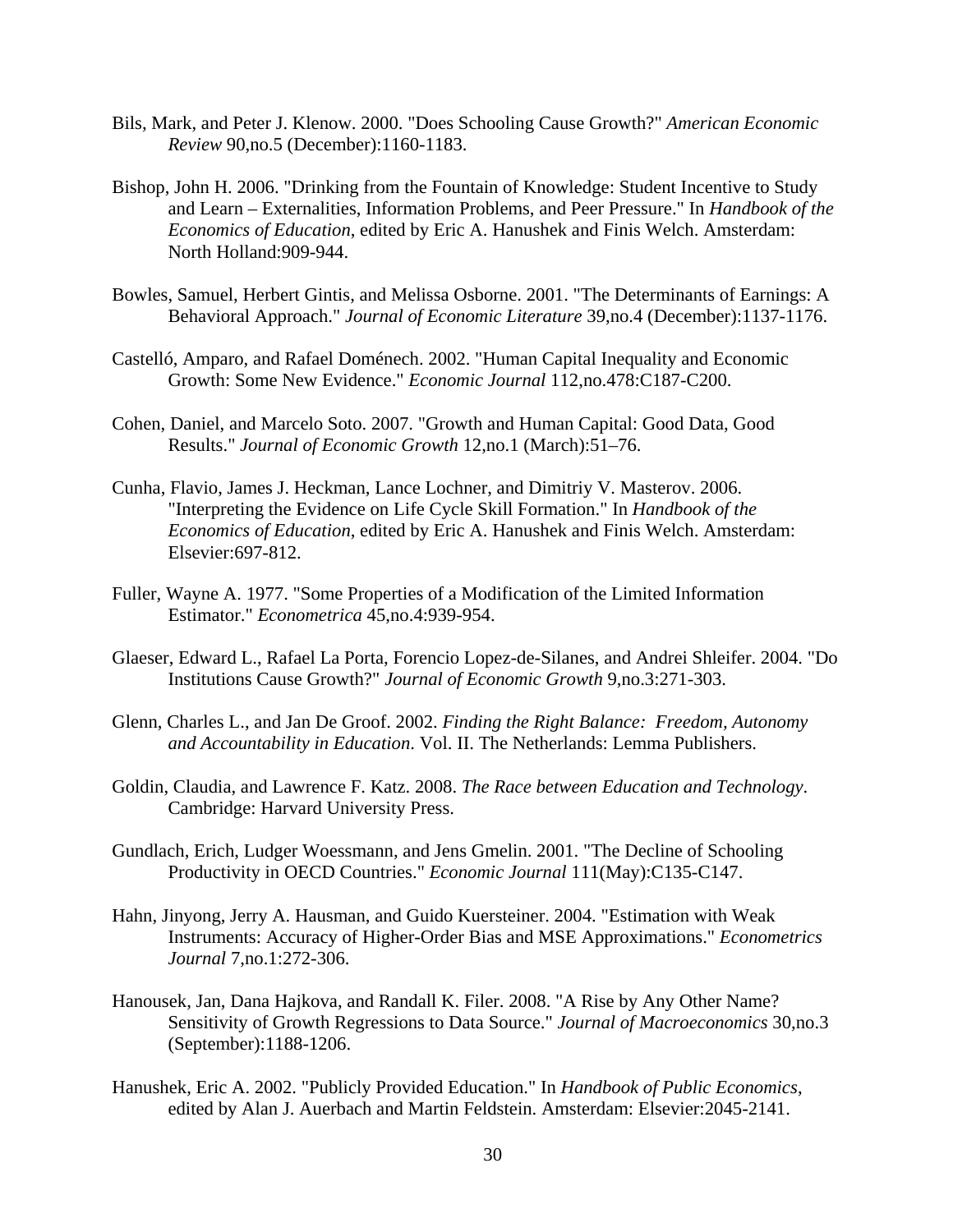Bils, Mark, and Peter J. Klenow. 2000. "Does Schooling Cause Growth?" *American Economic Review* 90,no.5 (December):1160-1183.

Bishop, John H. 2006. "Drinking from the Fountain of Knowledge: Student Incentive to Study and Learn – Externalities, Information Problems, and Peer Pressure." In *Handbook of the Economics of Education*, edited by Eric A. Hanushek and Finis Welch. Amsterdam: North Holland:909-944.

Bowles, Samuel, Herbert Gintis, and Melissa Osborne. 2001. "The Determinants of Earnings: A Behavioral Approach." *Journal of Economic Literature* 39,no.4 (December):1137-1176.

Castelló, Amparo, and Rafael Doménech. 2002. "Human Capital Inequality and Economic Growth: Some New Evidence." *Economic Journal* 112,no.478:C187-C200.

Cohen, Daniel, and Marcelo Soto. 2007. "Growth and Human Capital: Good Data, Good Results." *Journal of Economic Growth* 12,no.1 (March):51–76.

Cunha, Flavio, James J. Heckman, Lance Lochner, and Dimitriy V. Masterov. 2006. "Interpreting the Evidence on Life Cycle Skill Formation." In *Handbook of the Economics of Education*, edited by Eric A. Hanushek and Finis Welch. Amsterdam: Elsevier:697-812.

Fuller, Wayne A. 1977. "Some Properties of a Modification of the Limited Information Estimator." *Econometrica* 45,no.4:939-954.

Glaeser, Edward L., Rafael La Porta, Forencio Lopez-de-Silanes, and Andrei Shleifer. 2004. "Do Institutions Cause Growth?" *Journal of Economic Growth* 9,no.3:271-303.

Glenn, Charles L., and Jan De Groof. 2002. *Finding the Right Balance: Freedom, Autonomy and Accountability in Education*. Vol. II. The Netherlands: Lemma Publishers.

Goldin, Claudia, and Lawrence F. Katz. 2008. *The Race between Education and Technology*. Cambridge: Harvard University Press.

Gundlach, Erich, Ludger Woessmann, and Jens Gmelin. 2001. "The Decline of Schooling Productivity in OECD Countries." *Economic Journal* 111(May):C135-C147.

Hahn, Jinyong, Jerry A. Hausman, and Guido Kuersteiner. 2004. "Estimation with Weak Instruments: Accuracy of Higher-Order Bias and MSE Approximations." *Econometrics Journal* 7,no.1:272-306.

Hanousek, Jan, Dana Hajkova, and Randall K. Filer. 2008. "A Rise by Any Other Name? Sensitivity of Growth Regressions to Data Source." *Journal of Macroeconomics* 30,no.3 (September):1188-1206.

Hanushek, Eric A. 2002. "Publicly Provided Education." In *Handbook of Public Economics*, edited by Alan J. Auerbach and Martin Feldstein. Amsterdam: Elsevier:2045-2141.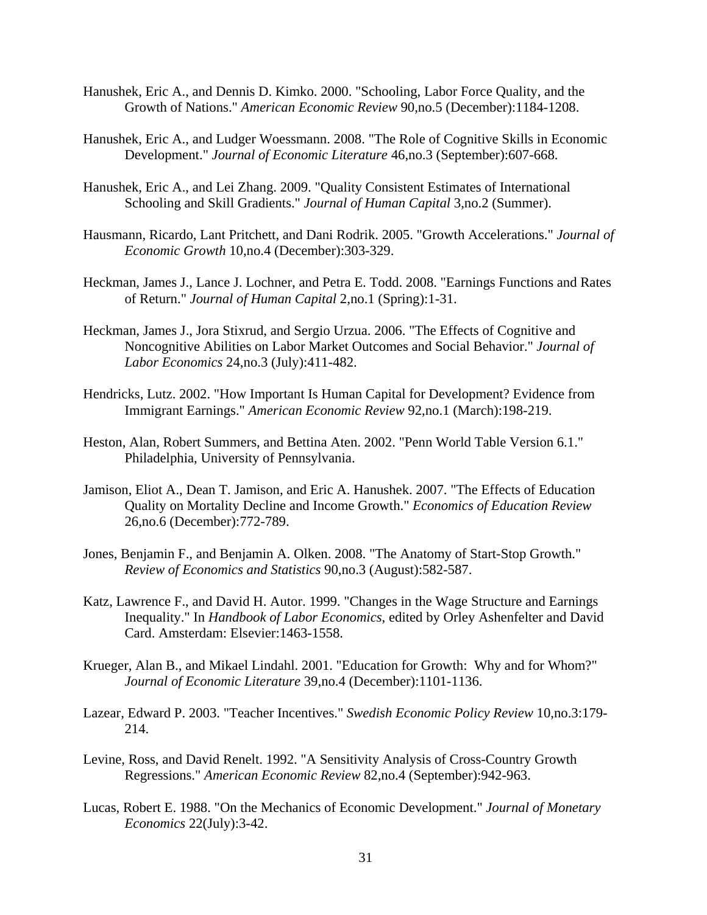Hanushek, Eric A., and Dennis D. Kimko. 2000. "Schooling, Labor Force Quality, and the Growth of Nations." *American Economic Review* 90,no.5 (December):1184-1208.

Hanushek, Eric A., and Ludger Woessmann. 2008. "The Role of Cognitive Skills in Economic Development." *Journal of Economic Literature* 46,no.3 (September):607-668.

Hanushek, Eric A., and Lei Zhang. 2009. "Quality Consistent Estimates of International Schooling and Skill Gradients." *Journal of Human Capital* 3,no.2 (Summer).

Hausmann, Ricardo, Lant Pritchett, and Dani Rodrik. 2005. "Growth Accelerations." *Journal of Economic Growth* 10,no.4 (December):303-329.

Heckman, James J., Lance J. Lochner, and Petra E. Todd. 2008. "Earnings Functions and Rates of Return." *Journal of Human Capital* 2,no.1 (Spring):1-31.

Heckman, James J., Jora Stixrud, and Sergio Urzua. 2006. "The Effects of Cognitive and Noncognitive Abilities on Labor Market Outcomes and Social Behavior." *Journal of Labor Economics* 24,no.3 (July):411-482.

Hendricks, Lutz. 2002. "How Important Is Human Capital for Development? Evidence from Immigrant Earnings." *American Economic Review* 92,no.1 (March):198-219.

Heston, Alan, Robert Summers, and Bettina Aten. 2002. "Penn World Table Version 6.1." Philadelphia, University of Pennsylvania.

Jamison, Eliot A., Dean T. Jamison, and Eric A. Hanushek. 2007. "The Effects of Education Quality on Mortality Decline and Income Growth." *Economics of Education Review* 26,no.6 (December):772-789.

Jones, Benjamin F., and Benjamin A. Olken. 2008. "The Anatomy of Start-Stop Growth." *Review of Economics and Statistics* 90,no.3 (August):582-587.

Katz, Lawrence F., and David H. Autor. 1999. "Changes in the Wage Structure and Earnings Inequality." In *Handbook of Labor Economics*, edited by Orley Ashenfelter and David Card. Amsterdam: Elsevier:1463-1558.

Krueger, Alan B., and Mikael Lindahl. 2001. "Education for Growth: Why and for Whom?" *Journal of Economic Literature* 39,no.4 (December):1101-1136.

Lazear, Edward P. 2003. "Teacher Incentives." *Swedish Economic Policy Review* 10,no.3:179-214.

Levine, Ross, and David Renelt. 1992. "A Sensitivity Analysis of Cross-Country Growth Regressions." *American Economic Review* 82,no.4 (September):942-963.

Lucas, Robert E. 1988. "On the Mechanics of Economic Development." *Journal of Monetary Economics* 22(July):3-42.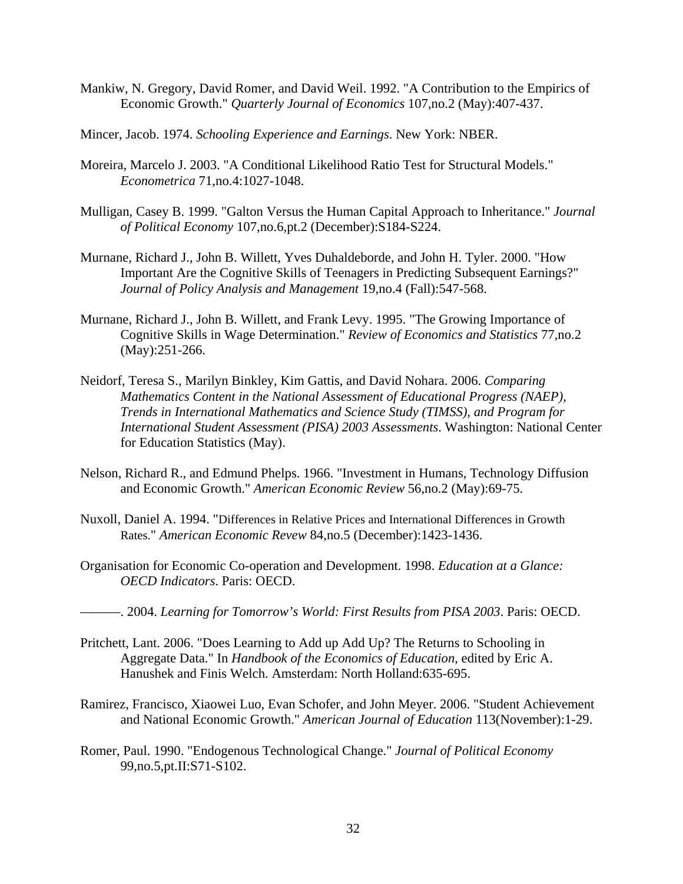Mankiw, N. Gregory, David Romer, and David Weil. 1992. "A Contribution to the Empirics of Economic Growth." *Quarterly Journal of Economics* 107,no.2 (May):407-437.

Mincer, Jacob. 1974. *Schooling Experience and Earnings*. New York: NBER.

Moreira, Marcelo J. 2003. "A Conditional Likelihood Ratio Test for Structural Models." *Econometrica* 71,no.4:1027-1048.

Mulligan, Casey B. 1999. "Galton Versus the Human Capital Approach to Inheritance." *Journal of Political Economy* 107,no.6,pt.2 (December):S184-S224.

Murnane, Richard J., John B. Willett, Yves Duhaldeborde, and John H. Tyler. 2000. "How Important Are the Cognitive Skills of Teenagers in Predicting Subsequent Earnings?" *Journal of Policy Analysis and Management* 19,no.4 (Fall):547-568.

Murnane, Richard J., John B. Willett, and Frank Levy. 1995. "The Growing Importance of Cognitive Skills in Wage Determination." *Review of Economics and Statistics* 77,no.2 (May):251-266.

Neidorf, Teresa S., Marilyn Binkley, Kim Gattis, and David Nohara. 2006. *Comparing Mathematics Content in the National Assessment of Educational Progress (NAEP), Trends in International Mathematics and Science Study (TIMSS), and Program for International Student Assessment (PISA) 2003 Assessments*. Washington: National Center for Education Statistics (May).

Nelson, Richard R., and Edmund Phelps. 1966. "Investment in Humans, Technology Diffusion and Economic Growth." *American Economic Review* 56,no.2 (May):69-75.

Nuxoll, Daniel A. 1994. "Differences in Relative Prices and International Differences in Growth Rates." *American Economic Revew* 84,no.5 (December):1423-1436.

Organisation for Economic Co-operation and Development. 1998. *Education at a Glance: OECD Indicators*. Paris: OECD.

———. 2004. *Learning for Tomorrow's World: First Results from PISA 2003*. Paris: OECD.

Pritchett, Lant. 2006. "Does Learning to Add up Add Up? The Returns to Schooling in Aggregate Data." In *Handbook of the Economics of Education*, edited by Eric A. Hanushek and Finis Welch. Amsterdam: North Holland:635-695.

Ramirez, Francisco, Xiaowei Luo, Evan Schofer, and John Meyer. 2006. "Student Achievement and National Economic Growth." *American Journal of Education* 113(November):1-29.

Romer, Paul. 1990. "Endogenous Technological Change." *Journal of Political Economy* 99,no.5,pt.II:S71-S102.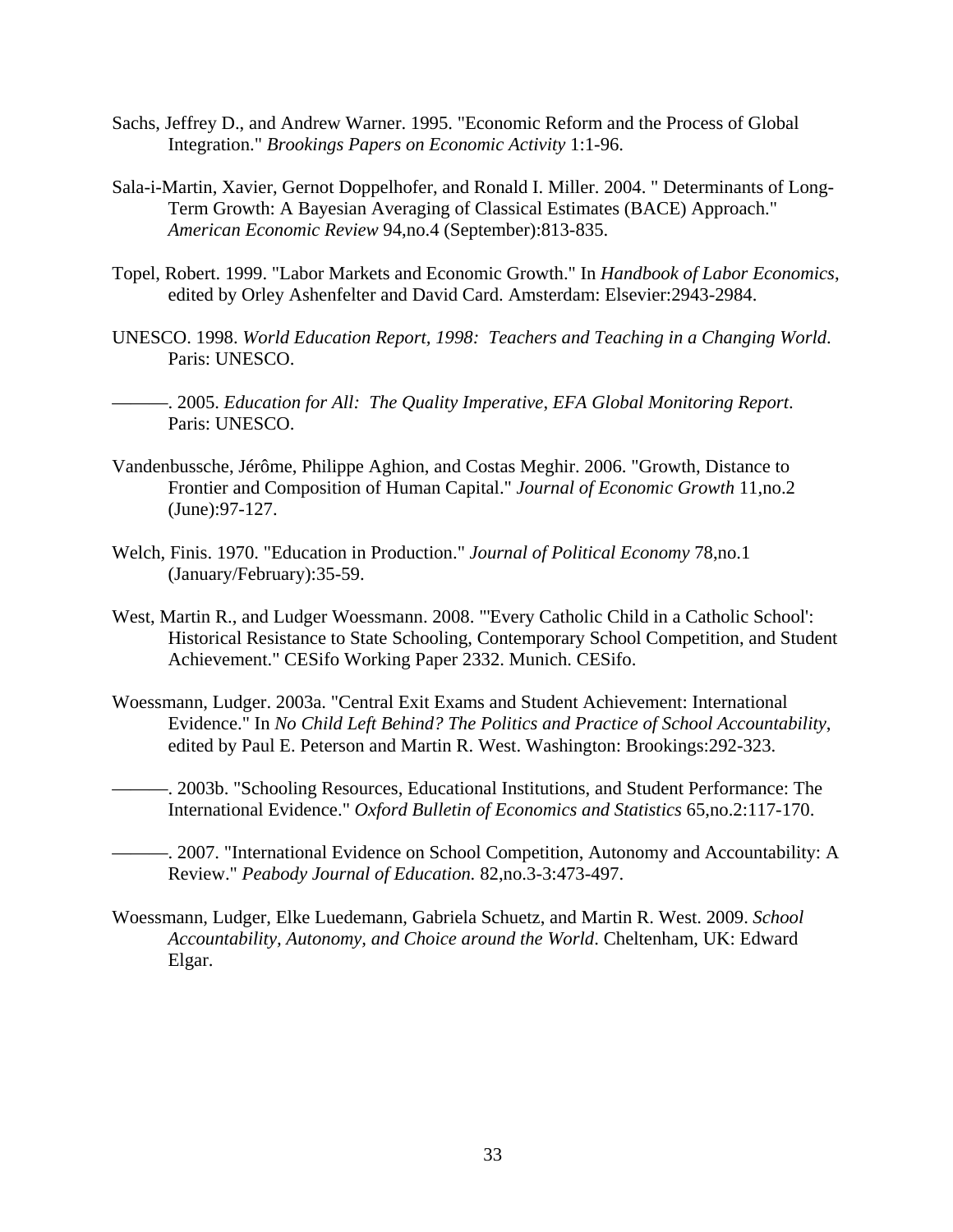Sachs, Jeffrey D., and Andrew Warner. 1995. "Economic Reform and the Process of Global Integration." *Brookings Papers on Economic Activity* 1:1-96.

Sala-i-Martin, Xavier, Gernot Doppelhofer, and Ronald I. Miller. 2004. " Determinants of Long-Term Growth: A Bayesian Averaging of Classical Estimates (BACE) Approach." *American Economic Review* 94,no.4 (September):813-835.

Topel, Robert. 1999. "Labor Markets and Economic Growth." In *Handbook of Labor Economics*, edited by Orley Ashenfelter and David Card. Amsterdam: Elsevier:2943-2984.

UNESCO. 1998. *World Education Report, 1998: Teachers and Teaching in a Changing World.* Paris: UNESCO.

———. 2005. *Education for All: The Quality Imperative, EFA Global Monitoring Report*. Paris: UNESCO.

Vandenbussche, Jérôme, Philippe Aghion, and Costas Meghir. 2006. "Growth, Distance to Frontier and Composition of Human Capital." *Journal of Economic Growth* 11,no.2 (June):97-127.

Welch, Finis. 1970. "Education in Production." *Journal of Political Economy* 78,no.1 (January/February):35-59.

West, Martin R., and Ludger Woessmann. 2008. "'Every Catholic Child in a Catholic School': Historical Resistance to State Schooling, Contemporary School Competition, and Student Achievement." CESifo Working Paper 2332. Munich. CESifo.

Woessmann, Ludger. 2003a. "Central Exit Exams and Student Achievement: International Evidence." In *No Child Left Behind? The Politics and Practice of School Accountability*, edited by Paul E. Peterson and Martin R. West. Washington: Brookings:292-323.

———. 2003b. "Schooling Resources, Educational Institutions, and Student Performance: The International Evidence." *Oxford Bulletin of Economics and Statistics* 65,no.2:117-170.

———. 2007. "International Evidence on School Competition, Autonomy and Accountability: A Review." *Peabody Journal of Education.* 82,no.3-3:473-497.

Woessmann, Ludger, Elke Luedemann, Gabriela Schuetz, and Martin R. West. 2009. *School Accountability, Autonomy, and Choice around the World*. Cheltenham, UK: Edward Elgar.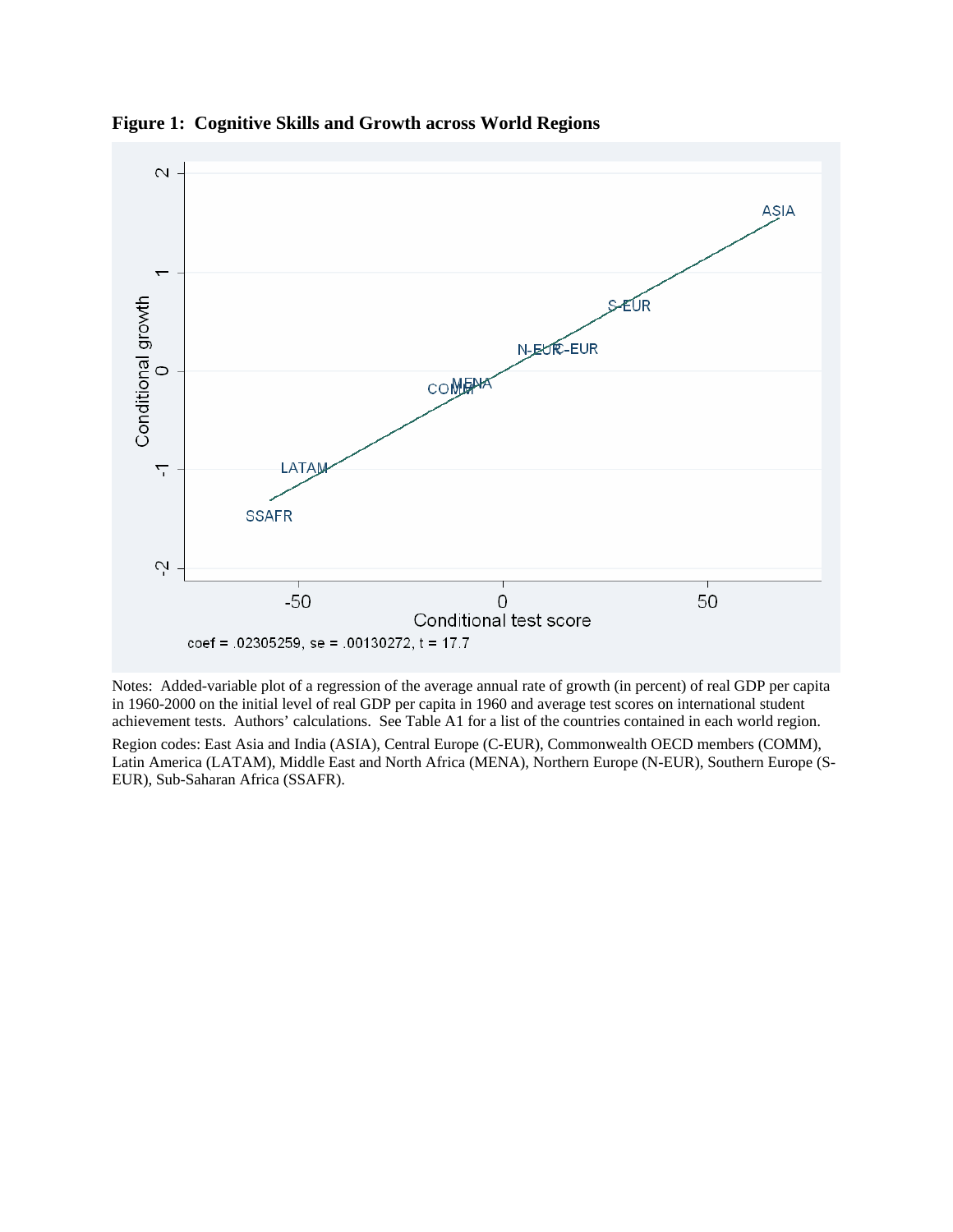**Figure 1: Cognitive Skills and Growth across World Regions**

coef = .02305259, se = .00130272, t = 17.7

Notes: Added-variable plot of a regression of the average annual rate of growth (in percent) of real GDP per capita in 1960-2000 on the initial level of real GDP per capita in 1960 and average test scores on international student achievement tests. Authors' calculations. See Table A1 for a list of the countries contained in each world region.

Region codes: East Asia and India (ASIA), Central Europe (C-EUR), Commonwealth OECD members (COMM), Latin America (LATAM), Middle East and North Africa (MENA), Northern Europe (N-EUR), Southern Europe (S-EUR), Sub-Saharan Africa (SSAFR).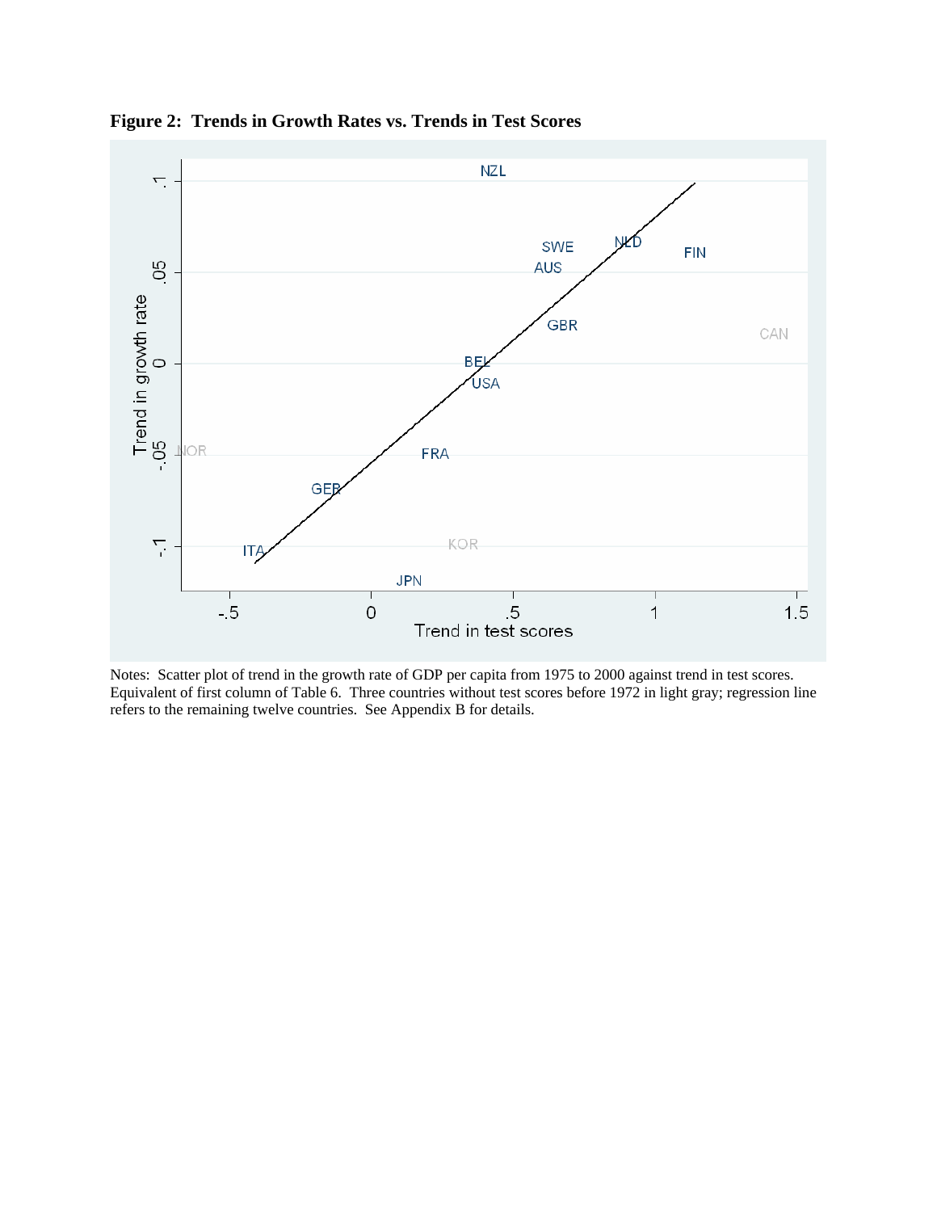**Figure 2: Trends in Growth Rates vs. Trends in Test Scores**

Notes: Scatter plot of trend in the growth rate of GDP per capita from 1975 to 2000 against trend in test scores. Equivalent of first column of Table 6. Three countries without test scores before 1972 in light gray; regression line refers to the remaining twelve countries. See Appendix B for details.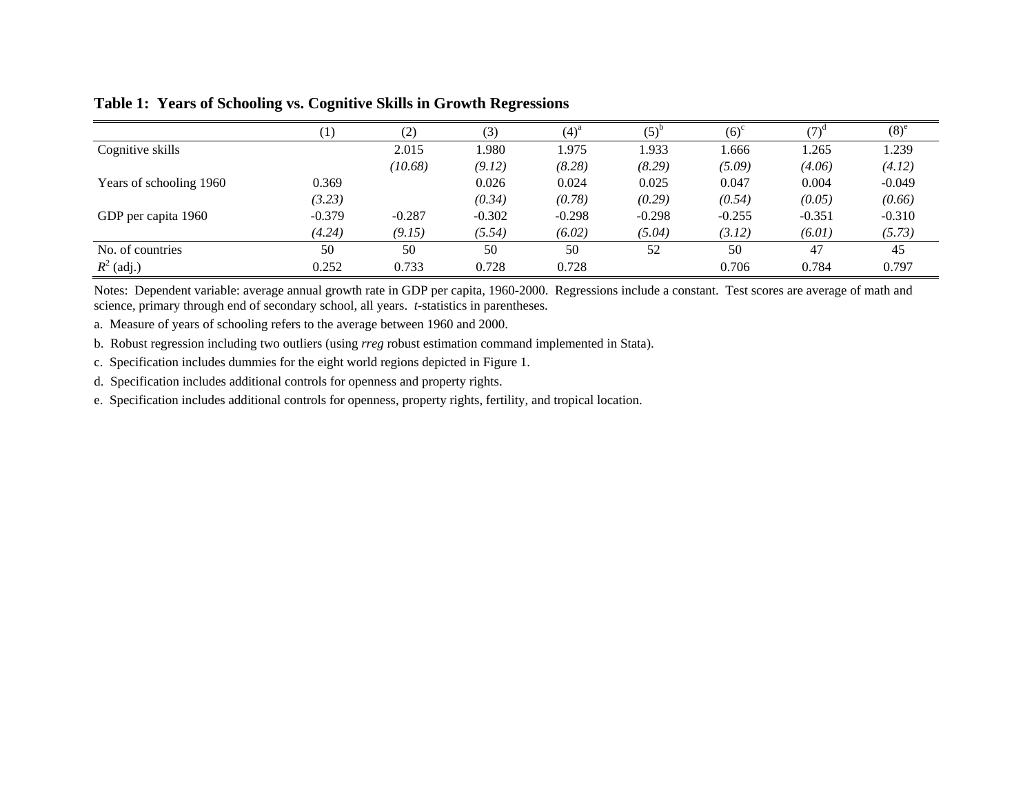**Table 1: Years of Schooling vs. Cognitive Skills in Growth Regressions**

| | (1) | (2) | (3) | (4)[a] | (5)[b] | (6)[c] | (7)[d] | (8)[e] |
|---|---|---|---|---|---|---|---|---|
| Cognitive skills | | 2.015 | 1.980 | 1.975 | 1.933 | 1.666 | 1.265 | 1.239 |
| | | *(10.68)* | *(9.12)* | *(8.28)* | *(8.29)* | *(5.09)* | *(4.06)* | *(4.12)* |
| Years of schooling 1960 | 0.369 | | 0.026 | 0.024 | 0.025 | 0.047 | 0.004 | -0.049 |
| | *(3.23)* | | *(0.34)* | *(0.78)* | *(0.29)* | *(0.54)* | *(0.05)* | *(0.66)* |
| GDP per capita 1960 | -0.379 | -0.287 | -0.302 | -0.298 | -0.298 | -0.255 | -0.351 | -0.310 |
| | *(4.24)* | *(9.15)* | *(5.54)* | *(6.02)* | *(5.04)* | *(3.12)* | *(6.01)* | *(5.73)* |
| No. of countries | 50 | 50 | 50 | 50 | 52 | 50 | 47 | 45 |
| $R^2$ (adj.) | 0.252 | 0.733 | 0.728 | 0.728 | | 0.706 | 0.784 | 0.797 |

Notes: Dependent variable: average annual growth rate in GDP per capita, 1960-2000. Regressions include a constant. Test scores are average of math and science, primary through end of secondary school, all years. *t*-statistics in parentheses.

a. Measure of years of schooling refers to the average between 1960 and 2000.

b. Robust regression including two outliers (using *rreg* robust estimation command implemented in Stata).

c. Specification includes dummies for the eight world regions depicted in Figure 1.

d. Specification includes additional controls for openness and property rights.

e. Specification includes additional controls for openness, property rights, fertility, and tropical location.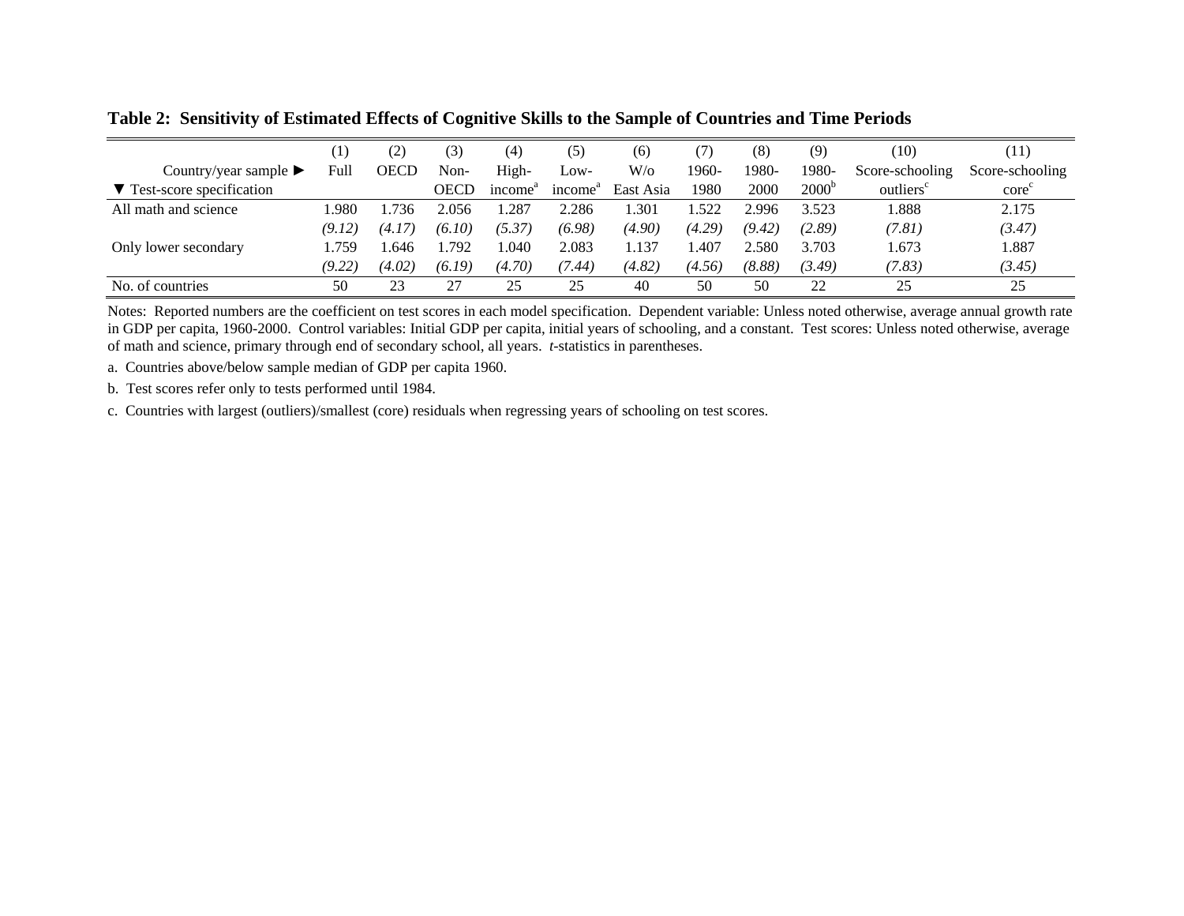**Table 2: Sensitivity of Estimated Effects of Cognitive Skills to the Sample of Countries and Time Periods**

| Country/year sample ► <br> ▼ Test-score specification | (1) <br> Full | (2) <br> OECD | (3) <br> Non-OECD | (4) <br> High-income[a] | (5) <br> Low-income[a] | (6) <br> W/o East Asia | (7) <br> 1960-1980 | (8) <br> 1980-2000 | (9) <br> 1980-2000[b] | (10) <br> Score-schooling outliers[c] | (11) <br> Score-schooling core[c] |
|---|---|---|---|---|---|---|---|---|---|---|---|
| All math and science | 1.980 | 1.736 | 2.056 | 1.287 | 2.286 | 1.301 | 1.522 | 2.996 | 3.523 | 1.888 | 2.175 |
| | *(9.12)* | *(4.17)* | *(6.10)* | *(5.37)* | *(6.98)* | *(4.90)* | *(4.29)* | *(9.42)* | *(2.89)* | *(7.81)* | *(3.47)* |
| Only lower secondary | 1.759 | 1.646 | 1.792 | 1.040 | 2.083 | 1.137 | 1.407 | 2.580 | 3.703 | 1.673 | 1.887 |
| | *(9.22)* | *(4.02)* | *(6.19)* | *(4.70)* | *(7.44)* | *(4.82)* | *(4.56)* | *(8.88)* | *(3.49)* | *(7.83)* | *(3.45)* |
| No. of countries | 50 | 23 | 27 | 25 | 25 | 40 | 50 | 50 | 22 | 25 | 25 |

Notes: Reported numbers are the coefficient on test scores in each model specification. Dependent variable: Unless noted otherwise, average annual growth rate in GDP per capita, 1960-2000. Control variables: Initial GDP per capita, initial years of schooling, and a constant. Test scores: Unless noted otherwise, average of math and science, primary through end of secondary school, all years. *t*-statistics in parentheses.

a. Countries above/below sample median of GDP per capita 1960.

b. Test scores refer only to tests performed until 1984.

c. Countries with largest (outliers)/smallest (core) residuals when regressing years of schooling on test scores.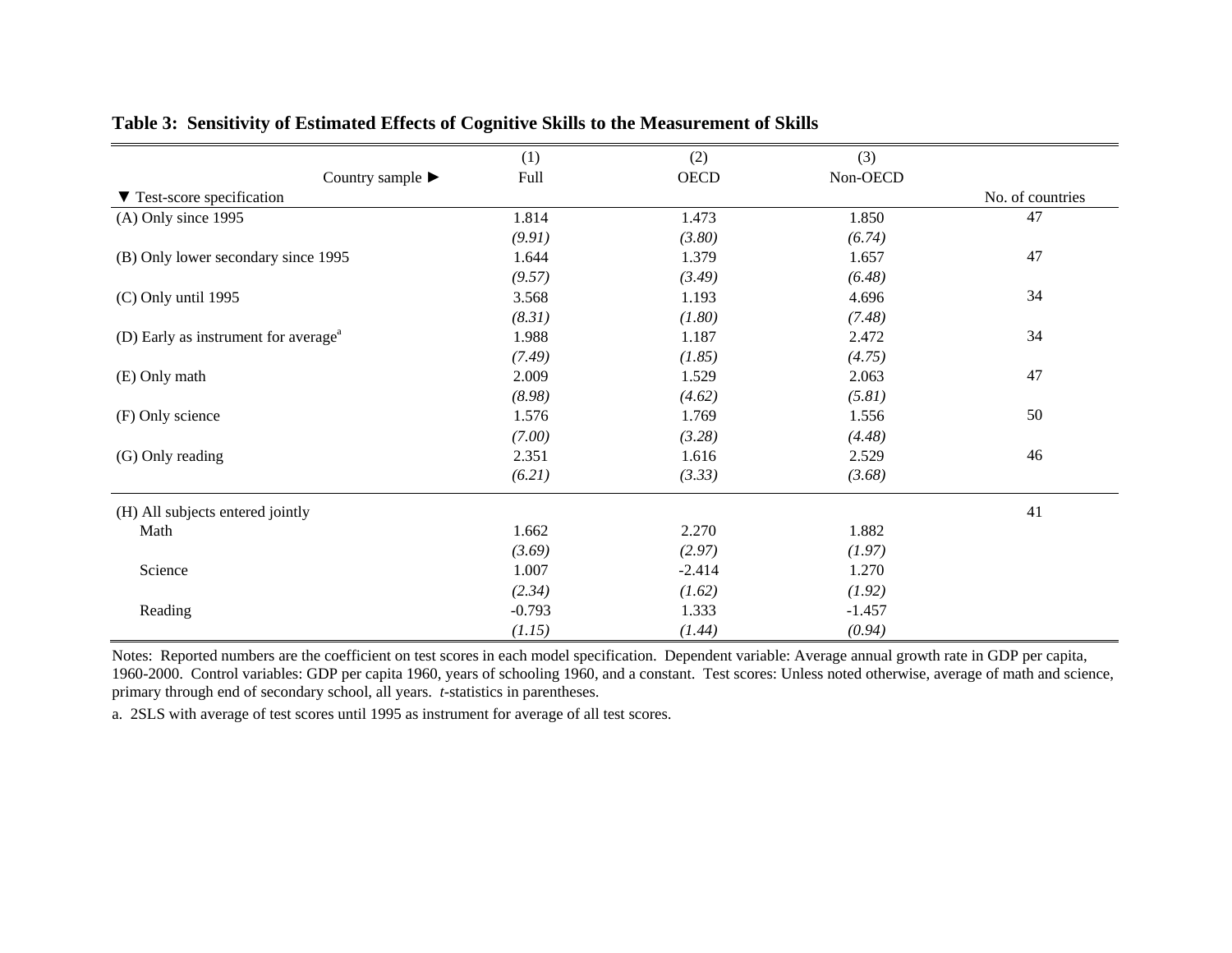**Table 3: Sensitivity of Estimated Effects of Cognitive Skills to the Measurement of Skills**

| | (1) | (2) | (3) | |
|---|---|---|---|---|
| Country sample ► | Full | OECD | Non-OECD | |
| ▼ Test-score specification | | | | No. of countries |
| (A) Only since 1995 | 1.814 | 1.473 | 1.850 | 47 |
| | *(9.91)* | *(3.80)* | *(6.74)* | |
| (B) Only lower secondary since 1995 | 1.644 | 1.379 | 1.657 | 47 |
| | *(9.57)* | *(3.49)* | *(6.48)* | |
| (C) Only until 1995 | 3.568 | 1.193 | 4.696 | 34 |
| | *(8.31)* | *(1.80)* | *(7.48)* | |
| (D) Early as instrument for average[a] | 1.988 | 1.187 | 2.472 | 34 |
| | *(7.49)* | *(1.85)* | *(4.75)* | |
| (E) Only math | 2.009 | 1.529 | 2.063 | 47 |
| | *(8.98)* | *(4.62)* | *(5.81)* | |
| (F) Only science | 1.576 | 1.769 | 1.556 | 50 |
| | *(7.00)* | *(3.28)* | *(4.48)* | |
| (G) Only reading | 2.351 | 1.616 | 2.529 | 46 |
| | *(6.21)* | *(3.33)* | *(3.68)* | |
| (H) All subjects entered jointly | | | | 41 |
| Math | 1.662 | 2.270 | 1.882 | |
| | *(3.69)* | *(2.97)* | *(1.97)* | |
| Science | 1.007 | -2.414 | 1.270 | |
| | *(2.34)* | *(1.62)* | *(1.92)* | |
| Reading | -0.793 | 1.333 | -1.457 | |
| | *(1.15)* | *(1.44)* | *(0.94)* | |

Notes: Reported numbers are the coefficient on test scores in each model specification. Dependent variable: Average annual growth rate in GDP per capita, 1960-2000. Control variables: GDP per capita 1960, years of schooling 1960, and a constant. Test scores: Unless noted otherwise, average of math and science, primary through end of secondary school, all years. *t*-statistics in parentheses.

a. 2SLS with average of test scores until 1995 as instrument for average of all test scores.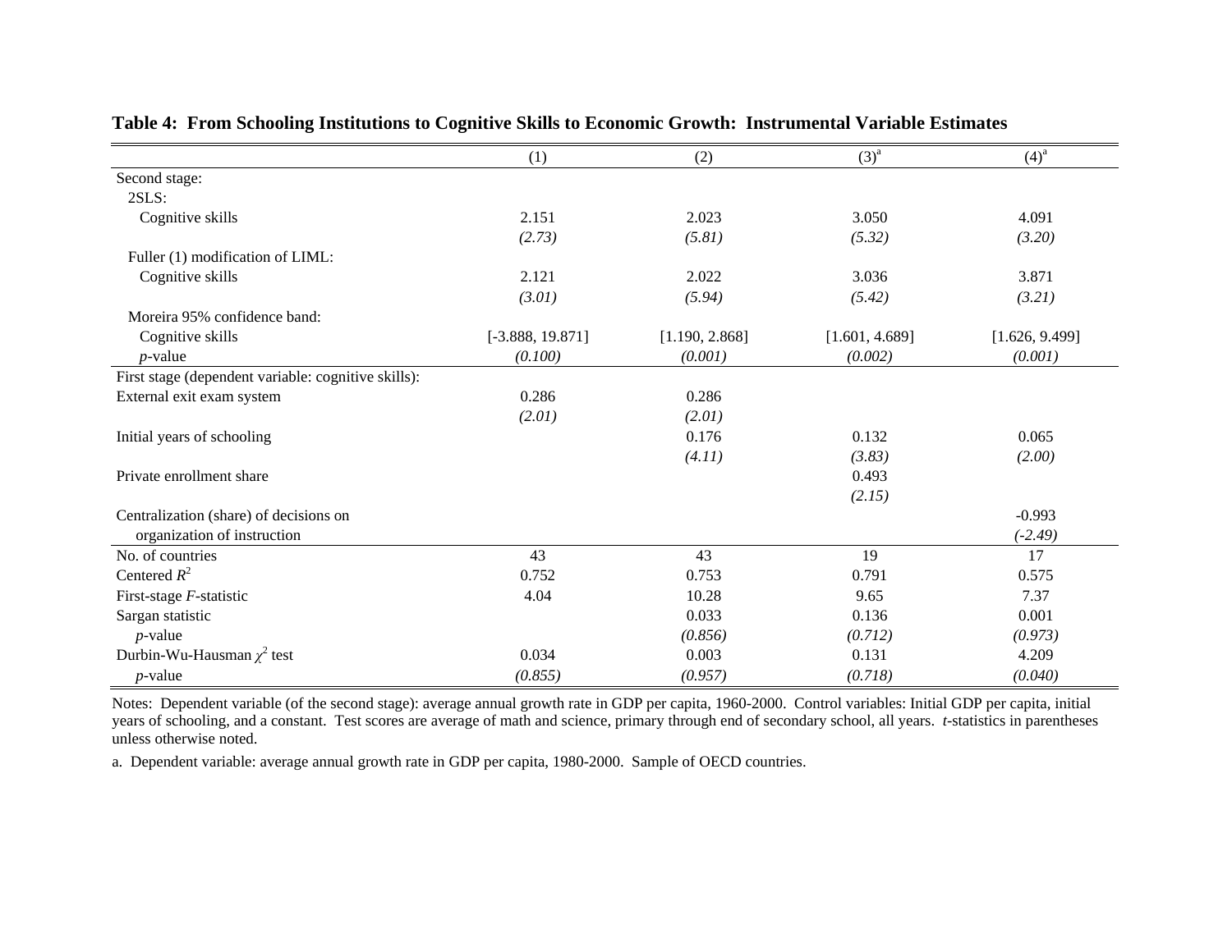**Table 4: From Schooling Institutions to Cognitive Skills to Economic Growth: Instrumental Variable Estimates**

| | (1) | (2) | (3)[a] | (4)[a] |
|---|---|---|---|---|
| Second stage: | | | | |
| 2SLS: | | | | |
| Cognitive skills | 2.151 | 2.023 | 3.050 | 4.091 |
| | *(2.73)* | *(5.81)* | *(5.32)* | *(3.20)* |
| Fuller (1) modification of LIML: | | | | |
| Cognitive skills | 2.121 | 2.022 | 3.036 | 3.871 |
| | *(3.01)* | *(5.94)* | *(5.42)* | *(3.21)* |
| Moreira 95% confidence band: | | | | |
| Cognitive skills | [-3.888, 19.871] | [1.190, 2.868] | [1.601, 4.689] | [1.626, 9.499] |
| *p*-value | *(0.100)* | *(0.001)* | *(0.002)* | *(0.001)* |
| First stage (dependent variable: cognitive skills): | | | | |
| External exit exam system | 0.286 | 0.286 | | |
| | *(2.01)* | *(2.01)* | | |
| Initial years of schooling | | 0.176 | 0.132 | 0.065 |
| | | *(4.11)* | *(3.83)* | *(2.00)* |
| Private enrollment share | | | 0.493 | |
| | | | *(2.15)* | |
| Centralization (share) of decisions on organization of instruction | | | | -0.993 |
| | | | | *(-2.49)* |
| No. of countries | 43 | 43 | 19 | 17 |
| Centered $R^2$ | 0.752 | 0.753 | 0.791 | 0.575 |
| First-stage *F*-statistic | 4.04 | 10.28 | 9.65 | 7.37 |
| Sargan statistic | | 0.033 | 0.136 | 0.001 |
| *p*-value | | *(0.856)* | *(0.712)* | *(0.973)* |
| Durbin-Wu-Hausman $\chi^2$ test | 0.034 | 0.003 | 0.131 | 4.209 |
| *p*-value | *(0.855)* | *(0.957)* | *(0.718)* | *(0.040)* |

Notes: Dependent variable (of the second stage): average annual growth rate in GDP per capita, 1960-2000. Control variables: Initial GDP per capita, initial years of schooling, and a constant. Test scores are average of math and science, primary through end of secondary school, all years. *t*-statistics in parentheses unless otherwise noted.

a. Dependent variable: average annual growth rate in GDP per capita, 1980-2000. Sample of OECD countries.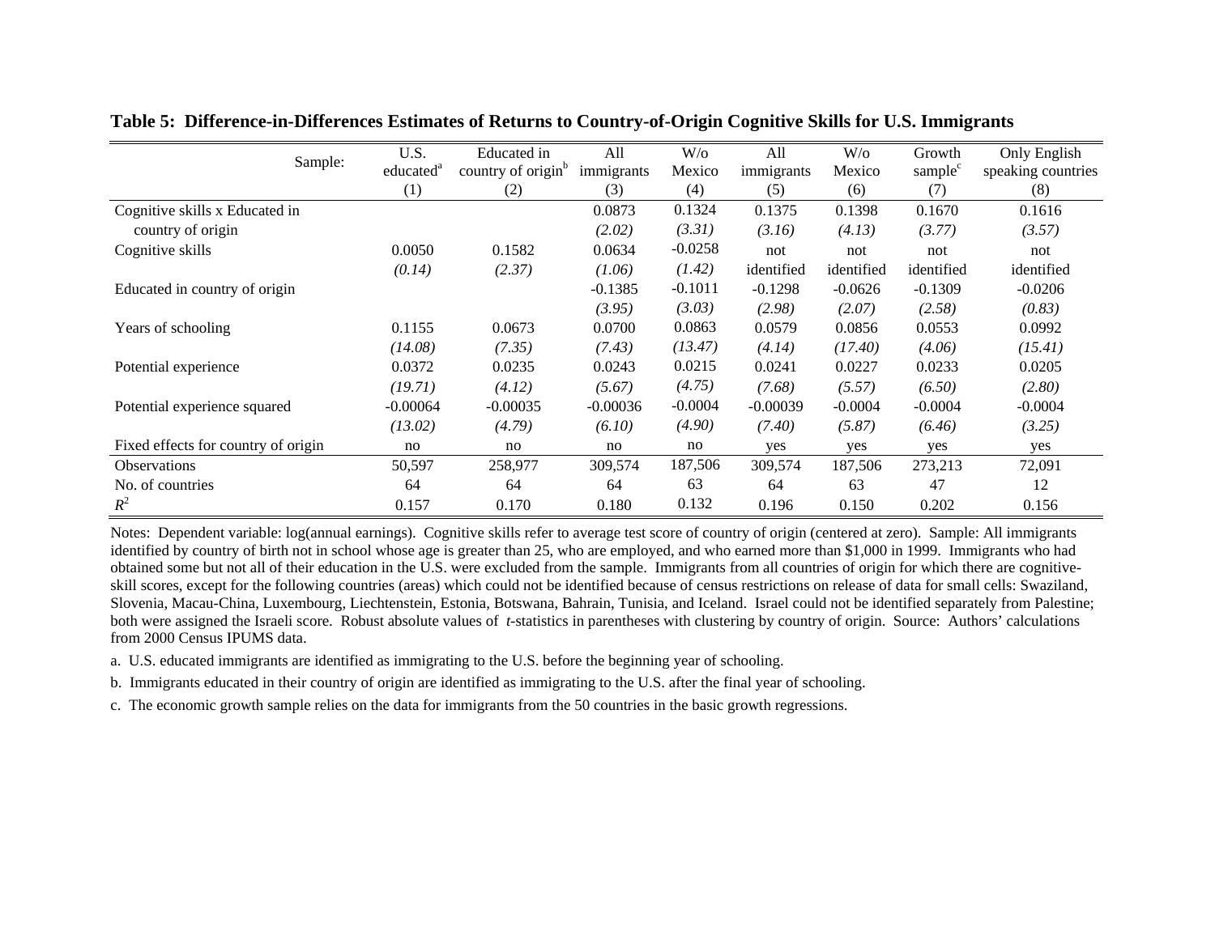**Table 5: Difference-in-Differences Estimates of Returns to Country-of-Origin Cognitive Skills for U.S. Immigrants**

| Sample: | U.S. educated[a] | Educated in country of origin[b] | All immigrants | W/o Mexico | All immigrants | W/o Mexico | Growth sample[c] | Only English speaking countries |
|---|---|---|---|---|---|---|---|---|
| | (1) | (2) | (3) | (4) | (5) | (6) | (7) | (8) |
| Cognitive skills x Educated in | | | 0.0873 | 0.1324 | 0.1375 | 0.1398 | 0.1670 | 0.1616 |
| country of origin | | | *(2.02)* | *(3.31)* | *(3.16)* | *(4.13)* | *(3.77)* | *(3.57)* |
| Cognitive skills | 0.0050 | 0.1582 | 0.0634 | -0.0258 | not | not | not | not |
| | *(0.14)* | *(2.37)* | *(1.06)* | *(1.42)* | identified | identified | identified | identified |
| Educated in country of origin | | | -0.1385 | -0.1011 | -0.1298 | -0.0626 | -0.1309 | -0.0206 |
| | | | *(3.95)* | *(3.03)* | *(2.98)* | *(2.07)* | *(2.58)* | *(0.83)* |
| Years of schooling | 0.1155 | 0.0673 | 0.0700 | 0.0863 | 0.0579 | 0.0856 | 0.0553 | 0.0992 |
| | *(14.08)* | *(7.35)* | *(7.43)* | *(13.47)* | *(4.14)* | *(17.40)* | *(4.06)* | *(15.41)* |
| Potential experience | 0.0372 | 0.0235 | 0.0243 | 0.0215 | 0.0241 | 0.0227 | 0.0233 | 0.0205 |
| | *(19.71)* | *(4.12)* | *(5.67)* | *(4.75)* | *(7.68)* | *(5.57)* | *(6.50)* | *(2.80)* |
| Potential experience squared | -0.00064 | -0.00035 | -0.00036 | -0.0004 | -0.00039 | -0.0004 | -0.0004 | -0.0004 |
| | *(13.02)* | *(4.79)* | *(6.10)* | *(4.90)* | *(7.40)* | *(5.87)* | *(6.46)* | *(3.25)* |
| Fixed effects for country of origin | no | no | no | no | yes | yes | yes | yes |
| Observations | 50,597 | 258,977 | 309,574 | 187,506 | 309,574 | 187,506 | 273,213 | 72,091 |
| No. of countries | 64 | 64 | 64 | 63 | 64 | 63 | 47 | 12 |
| $R^2$ | 0.157 | 0.170 | 0.180 | 0.132 | 0.196 | 0.150 | 0.202 | 0.156 |

Notes: Dependent variable: log(annual earnings). Cognitive skills refer to average test score of country of origin (centered at zero). Sample: All immigrants identified by country of birth not in school whose age is greater than 25, who are employed, and who earned more than $1,000 in 1999. Immigrants who had obtained some but not all of their education in the U.S. were excluded from the sample. Immigrants from all countries of origin for which there are cognitive-skill scores, except for the following countries (areas) which could not be identified because of census restrictions on release of data for small cells: Swaziland, Slovenia, Macau-China, Luxembourg, Liechtenstein, Estonia, Botswana, Bahrain, Tunisia, and Iceland. Israel could not be identified separately from Palestine; both were assigned the Israeli score. Robust absolute values of *t*-statistics in parentheses with clustering by country of origin. Source: Authors' calculations from 2000 Census IPUMS data.

a. U.S. educated immigrants are identified as immigrating to the U.S. before the beginning year of schooling.

b. Immigrants educated in their country of origin are identified as immigrating to the U.S. after the final year of schooling.

c. The economic growth sample relies on the data for immigrants from the 50 countries in the basic growth regressions.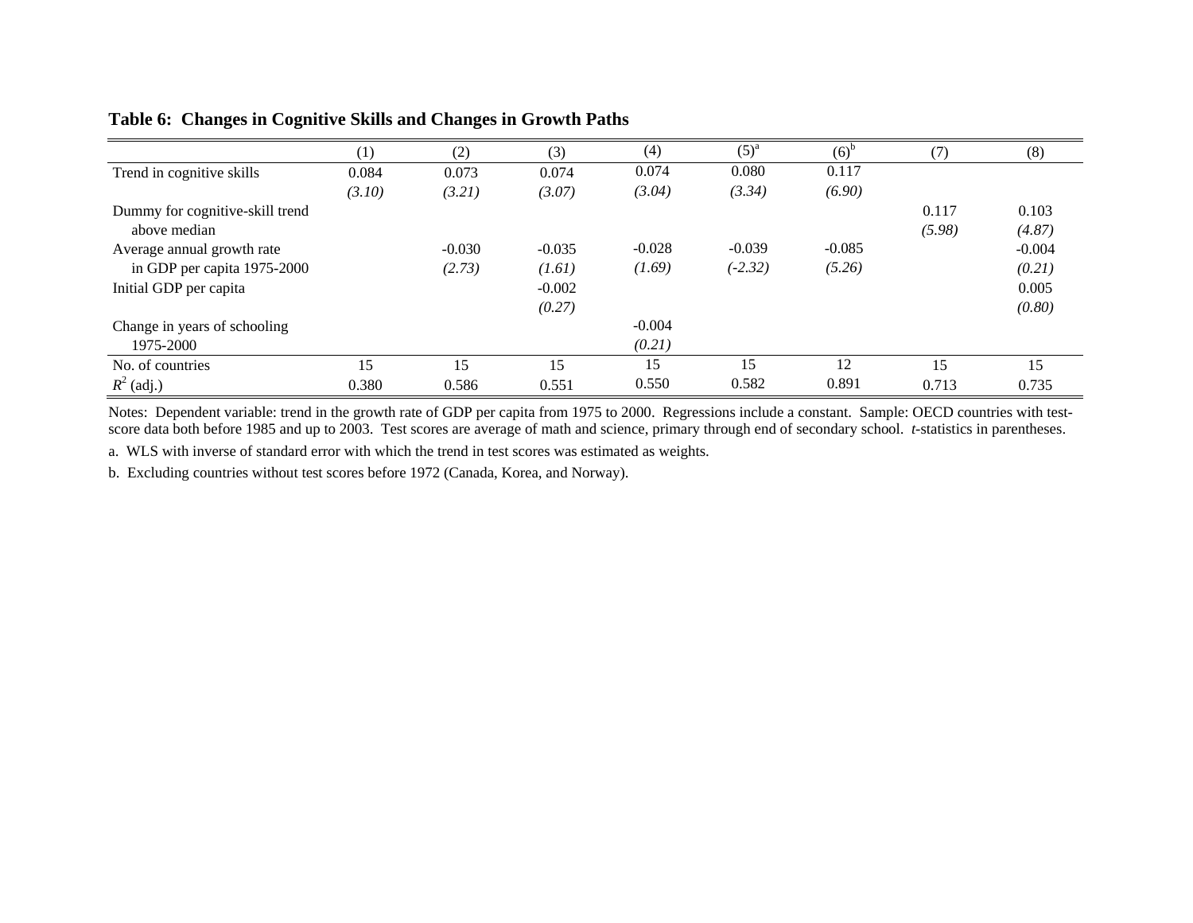**Table 6: Changes in Cognitive Skills and Changes in Growth Paths**

| | (1) | (2) | (3) | (4) | (5)[a] | (6)[b] | (7) | (8) |
|---|---|---|---|---|---|---|---|---|
| Trend in cognitive skills | 0.084 | 0.073 | 0.074 | 0.074 | 0.080 | 0.117 | | |
| | *(3.10)* | *(3.21)* | *(3.07)* | *(3.04)* | *(3.34)* | *(6.90)* | | |
| Dummy for cognitive-skill trend above median | | | | | | | 0.117 | 0.103 |
| | | | | | | | *(5.98)* | *(4.87)* |
| Average annual growth rate in GDP per capita 1975-2000 | | -0.030 | -0.035 | -0.028 | -0.039 | -0.085 | | -0.004 |
| | | *(2.73)* | *(1.61)* | *(1.69)* | *(-2.32)* | *(5.26)* | | *(0.21)* |
| Initial GDP per capita | | | -0.002 | | | | | 0.005 |
| | | | *(0.27)* | | | | | *(0.80)* |
| Change in years of schooling 1975-2000 | | | | -0.004 | | | | |
| | | | | *(0.21)* | | | | |
| No. of countries | 15 | 15 | 15 | 15 | 15 | 12 | 15 | 15 |
| $R^2$ (adj.) | 0.380 | 0.586 | 0.551 | 0.550 | 0.582 | 0.891 | 0.713 | 0.735 |

Notes: Dependent variable: trend in the growth rate of GDP per capita from 1975 to 2000. Regressions include a constant. Sample: OECD countries with test-score data both before 1985 and up to 2003. Test scores are average of math and science, primary through end of secondary school. *t*-statistics in parentheses.

a. WLS with inverse of standard error with which the trend in test scores was estimated as weights.

b. Excluding countries without test scores before 1972 (Canada, Korea, and Norway).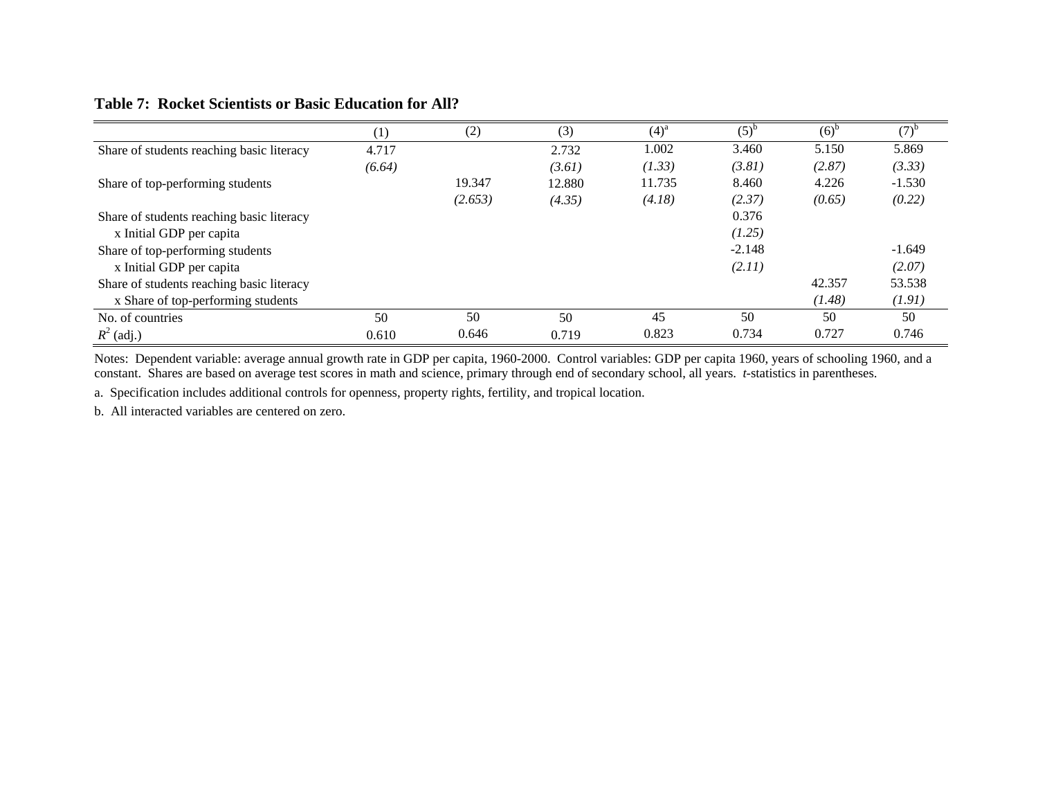**Table 7: Rocket Scientists or Basic Education for All?**

| | (1) | (2) | (3) | (4)[a] | (5)[b] | (6)[b] | (7)[b] |
|---|---|---|---|---|---|---|---|
| Share of students reaching basic literacy | 4.717 | | 2.732 | 1.002 | 3.460 | 5.150 | 5.869 |
| | *(6.64)* | | *(3.61)* | *(1.33)* | *(3.81)* | *(2.87)* | *(3.33)* |
| Share of top-performing students | | 19.347 | 12.880 | 11.735 | 8.460 | 4.226 | -1.530 |
| | | *(2.653)* | *(4.35)* | *(4.18)* | *(2.37)* | *(0.65)* | *(0.22)* |
| Share of students reaching basic literacy x Initial GDP per capita | | | | | 0.376 | | |
| | | | | | *(1.25)* | | |
| Share of top-performing students x Initial GDP per capita | | | | | -2.148 | | -1.649 |
| | | | | | *(2.11)* | | *(2.07)* |
| Share of students reaching basic literacy x Share of top-performing students | | | | | | 42.357 | 53.538 |
| | | | | | | *(1.48)* | *(1.91)* |
| No. of countries | 50 | 50 | 50 | 45 | 50 | 50 | 50 |
| $R^2$ (adj.) | 0.610 | 0.646 | 0.719 | 0.823 | 0.734 | 0.727 | 0.746 |

Notes: Dependent variable: average annual growth rate in GDP per capita, 1960-2000. Control variables: GDP per capita 1960, years of schooling 1960, and a constant. Shares are based on average test scores in math and science, primary through end of secondary school, all years. *t*-statistics in parentheses.

a. Specification includes additional controls for openness, property rights, fertility, and tropical location.

b. All interacted variables are centered on zero.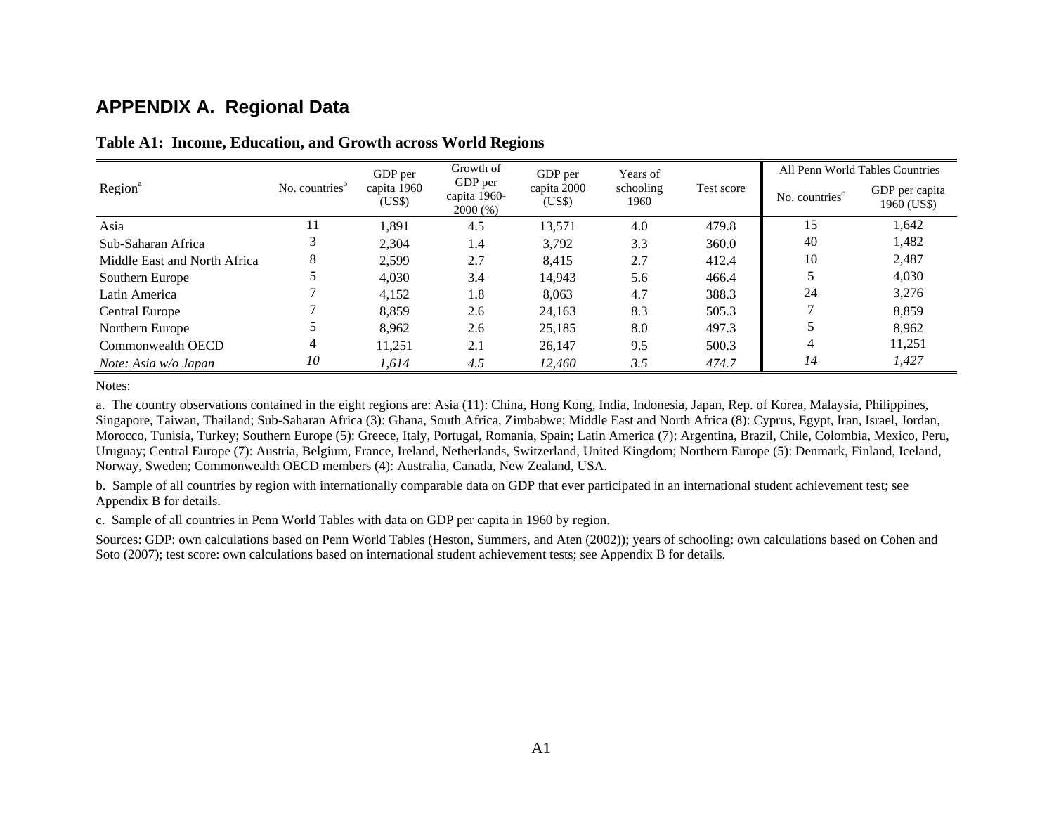# APPENDIX A. Regional Data

**Table A1: Income, Education, and Growth across World Regions**

| Region[a] | No. countries[b] | GDP per capita 1960 (US$) | Growth of GDP per capita 1960-2000 (%) | GDP per capita 2000 (US$) | Years of schooling 1960 | Test score | All Penn World Tables Countries | |
|---|---|---|---|---|---|---|---|---|
| | | | | | | | No. countries[c] | GDP per capita 1960 (US$) |
| Asia | 11 | 1,891 | 4.5 | 13,571 | 4.0 | 479.8 | 15 | 1,642 |
| Sub-Saharan Africa | 3 | 2,304 | 1.4 | 3,792 | 3.3 | 360.0 | 40 | 1,482 |
| Middle East and North Africa | 8 | 2,599 | 2.7 | 8,415 | 2.7 | 412.4 | 10 | 2,487 |
| Southern Europe | 5 | 4,030 | 3.4 | 14,943 | 5.6 | 466.4 | 5 | 4,030 |
| Latin America | 7 | 4,152 | 1.8 | 8,063 | 4.7 | 388.3 | 24 | 3,276 |
| Central Europe | 7 | 8,859 | 2.6 | 24,163 | 8.3 | 505.3 | 7 | 8,859 |
| Northern Europe | 5 | 8,962 | 2.6 | 25,185 | 8.0 | 497.3 | 5 | 8,962 |
| Commonwealth OECD | 4 | 11,251 | 2.1 | 26,147 | 9.5 | 500.3 | 4 | 11,251 |
| *Note: Asia w/o Japan* | *10* | *1,614* | *4.5* | *12,460* | *3.5* | *474.7* | *14* | *1,427* |

Notes:

a. The country observations contained in the eight regions are: Asia (11): China, Hong Kong, India, Indonesia, Japan, Rep. of Korea, Malaysia, Philippines, Singapore, Taiwan, Thailand; Sub-Saharan Africa (3): Ghana, South Africa, Zimbabwe; Middle East and North Africa (8): Cyprus, Egypt, Iran, Israel, Jordan, Morocco, Tunisia, Turkey; Southern Europe (5): Greece, Italy, Portugal, Romania, Spain; Latin America (7): Argentina, Brazil, Chile, Colombia, Mexico, Peru, Uruguay; Central Europe (7): Austria, Belgium, France, Ireland, Netherlands, Switzerland, United Kingdom; Northern Europe (5): Denmark, Finland, Iceland, Norway, Sweden; Commonwealth OECD members (4): Australia, Canada, New Zealand, USA.

b. Sample of all countries by region with internationally comparable data on GDP that ever participated in an international student achievement test; see Appendix B for details.

c. Sample of all countries in Penn World Tables with data on GDP per capita in 1960 by region.

Sources: GDP: own calculations based on Penn World Tables (Heston, Summers, and Aten (2002)); years of schooling: own calculations based on Cohen and Soto (2007); test score: own calculations based on international student achievement tests; see Appendix B for details.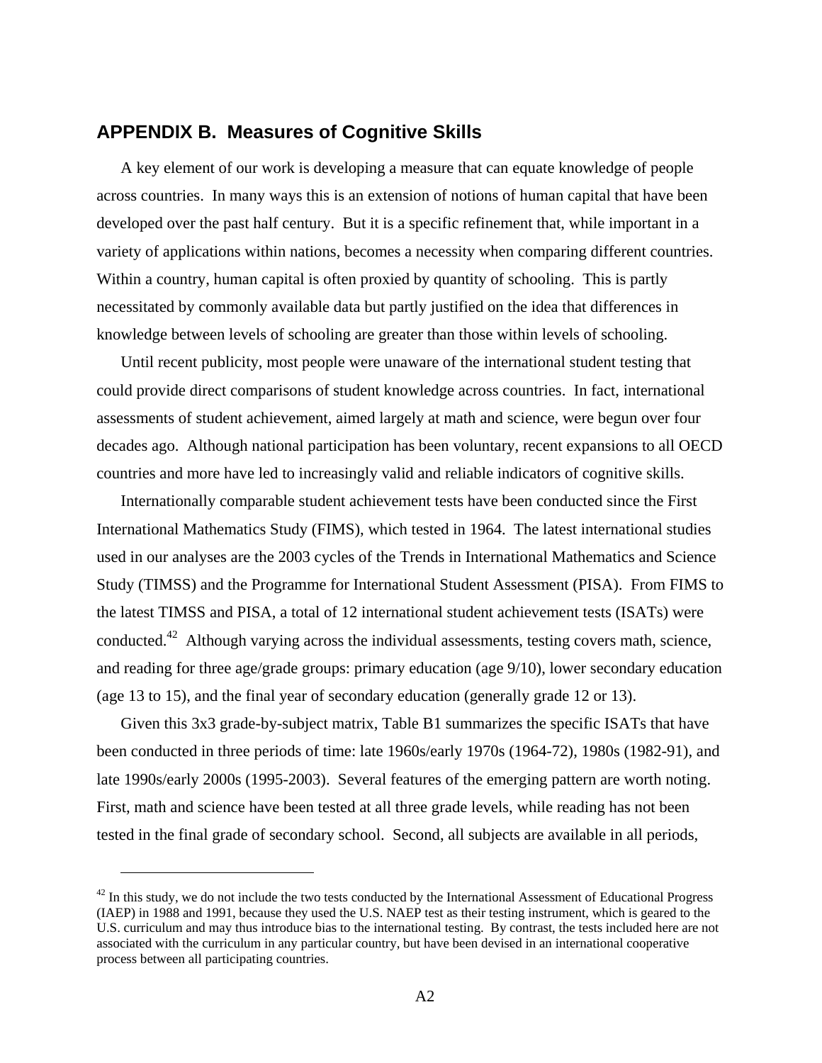## APPENDIX B. Measures of Cognitive Skills

A key element of our work is developing a measure that can equate knowledge of people across countries. In many ways this is an extension of notions of human capital that have been developed over the past half century. But it is a specific refinement that, while important in a variety of applications within nations, becomes a necessity when comparing different countries. Within a country, human capital is often proxied by quantity of schooling. This is partly necessitated by commonly available data but partly justified on the idea that differences in knowledge between levels of schooling are greater than those within levels of schooling.

Until recent publicity, most people were unaware of the international student testing that could provide direct comparisons of student knowledge across countries. In fact, international assessments of student achievement, aimed largely at math and science, were begun over four decades ago. Although national participation has been voluntary, recent expansions to all OECD countries and more have led to increasingly valid and reliable indicators of cognitive skills.

Internationally comparable student achievement tests have been conducted since the First International Mathematics Study (FIMS), which tested in 1964. The latest international studies used in our analyses are the 2003 cycles of the Trends in International Mathematics and Science Study (TIMSS) and the Programme for International Student Assessment (PISA). From FIMS to the latest TIMSS and PISA, a total of 12 international student achievement tests (ISATs) were conducted.[42] Although varying across the individual assessments, testing covers math, science, and reading for three age/grade groups: primary education (age 9/10), lower secondary education (age 13 to 15), and the final year of secondary education (generally grade 12 or 13).

Given this 3x3 grade-by-subject matrix, Table B1 summarizes the specific ISATs that have been conducted in three periods of time: late 1960s/early 1970s (1964-72), 1980s (1982-91), and late 1990s/early 2000s (1995-2003). Several features of the emerging pattern are worth noting. First, math and science have been tested at all three grade levels, while reading has not been tested in the final grade of secondary school. Second, all subjects are available in all periods,

[42] In this study, we do not include the two tests conducted by the International Assessment of Educational Progress (IAEP) in 1988 and 1991, because they used the U.S. NAEP test as their testing instrument, which is geared to the U.S. curriculum and may thus introduce bias to the international testing. By contrast, the tests included here are not associated with the curriculum in any particular country, but have been devised in an international cooperative process between all participating countries.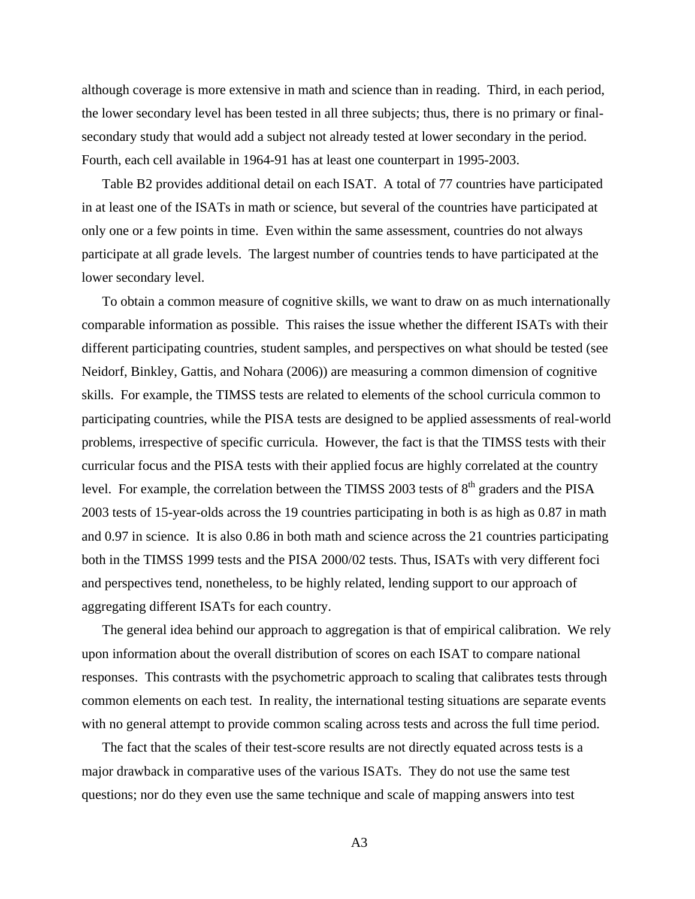although coverage is more extensive in math and science than in reading. Third, in each period, the lower secondary level has been tested in all three subjects; thus, there is no primary or final-secondary study that would add a subject not already tested at lower secondary in the period. Fourth, each cell available in 1964-91 has at least one counterpart in 1995-2003.

Table B2 provides additional detail on each ISAT. A total of 77 countries have participated in at least one of the ISATs in math or science, but several of the countries have participated at only one or a few points in time. Even within the same assessment, countries do not always participate at all grade levels. The largest number of countries tends to have participated at the lower secondary level.

To obtain a common measure of cognitive skills, we want to draw on as much internationally comparable information as possible. This raises the issue whether the different ISATs with their different participating countries, student samples, and perspectives on what should be tested (see Neidorf, Binkley, Gattis, and Nohara (2006)) are measuring a common dimension of cognitive skills. For example, the TIMSS tests are related to elements of the school curricula common to participating countries, while the PISA tests are designed to be applied assessments of real-world problems, irrespective of specific curricula. However, the fact is that the TIMSS tests with their curricular focus and the PISA tests with their applied focus are highly correlated at the country level. For example, the correlation between the TIMSS 2003 tests of 8th graders and the PISA 2003 tests of 15-year-olds across the 19 countries participating in both is as high as 0.87 in math and 0.97 in science. It is also 0.86 in both math and science across the 21 countries participating both in the TIMSS 1999 tests and the PISA 2000/02 tests. Thus, ISATs with very different foci and perspectives tend, nonetheless, to be highly related, lending support to our approach of aggregating different ISATs for each country.

The general idea behind our approach to aggregation is that of empirical calibration. We rely upon information about the overall distribution of scores on each ISAT to compare national responses. This contrasts with the psychometric approach to scaling that calibrates tests through common elements on each test. In reality, the international testing situations are separate events with no general attempt to provide common scaling across tests and across the full time period.

The fact that the scales of their test-score results are not directly equated across tests is a major drawback in comparative uses of the various ISATs. They do not use the same test questions; nor do they even use the same technique and scale of mapping answers into test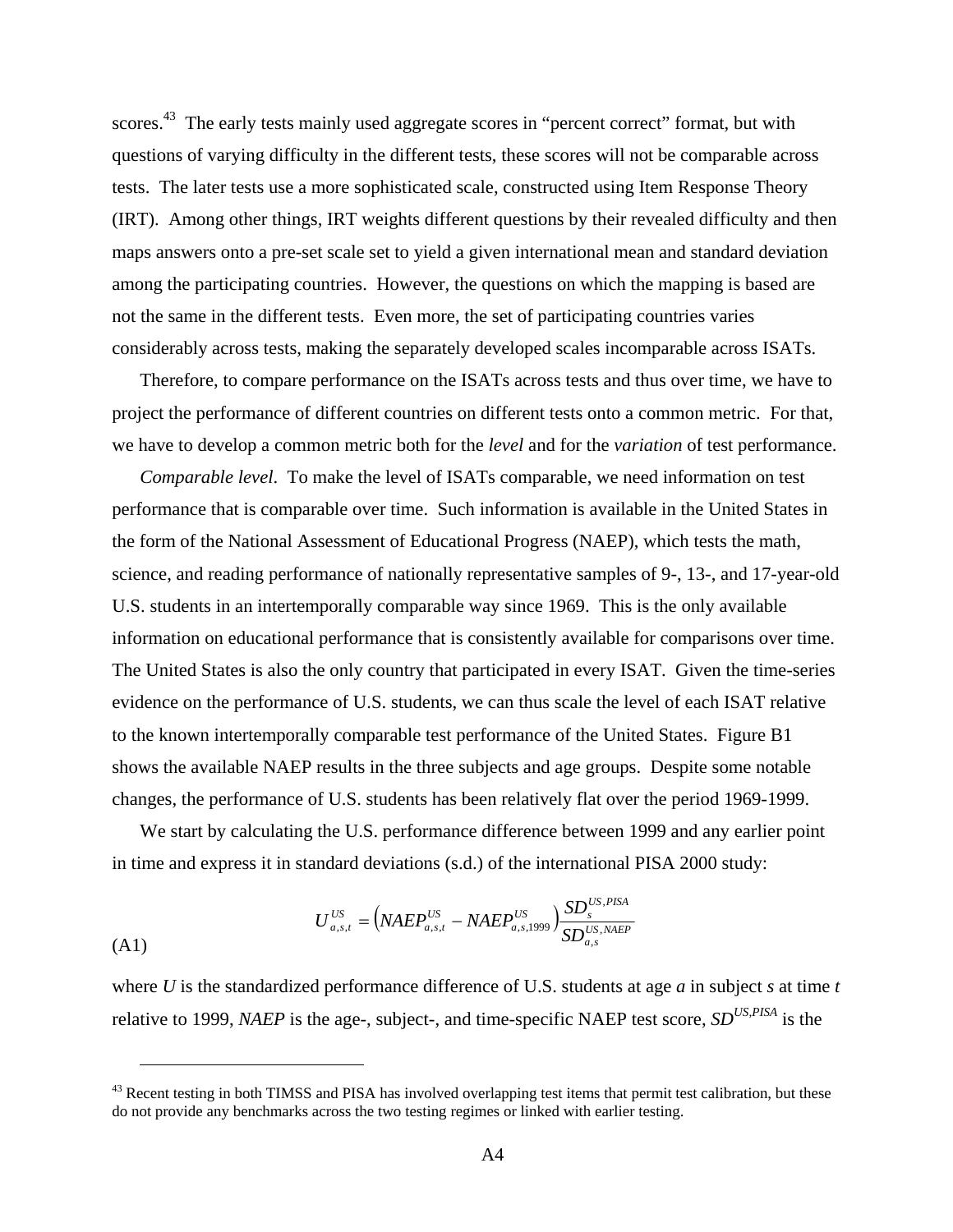scores.[43] The early tests mainly used aggregate scores in "percent correct" format, but with questions of varying difficulty in the different tests, these scores will not be comparable across tests. The later tests use a more sophisticated scale, constructed using Item Response Theory (IRT). Among other things, IRT weights different questions by their revealed difficulty and then maps answers onto a pre-set scale set to yield a given international mean and standard deviation among the participating countries. However, the questions on which the mapping is based are not the same in the different tests. Even more, the set of participating countries varies considerably across tests, making the separately developed scales incomparable across ISATs.

Therefore, to compare performance on the ISATs across tests and thus over time, we have to project the performance of different countries on different tests onto a common metric. For that, we have to develop a common metric both for the *level* and for the *variation* of test performance.

*Comparable level*. To make the level of ISATs comparable, we need information on test performance that is comparable over time. Such information is available in the United States in the form of the National Assessment of Educational Progress (NAEP), which tests the math, science, and reading performance of nationally representative samples of 9-, 13-, and 17-year-old U.S. students in an intertemporally comparable way since 1969. This is the only available information on educational performance that is consistently available for comparisons over time. The United States is also the only country that participated in every ISAT. Given the time-series evidence on the performance of U.S. students, we can thus scale the level of each ISAT relative to the known intertemporally comparable test performance of the United States. Figure B1 shows the available NAEP results in the three subjects and age groups. Despite some notable changes, the performance of U.S. students has been relatively flat over the period 1969-1999.

We start by calculating the U.S. performance difference between 1999 and any earlier point in time and express it in standard deviations (s.d.) of the international PISA 2000 study:

$$U_{a,s,t}^{US} = \left(NAEP_{a,s,t}^{US} - NAEP_{a,s,1999}^{US}\right)\frac{SD_{s}^{US,PISA}}{SD_{a,s}^{US,NAEP}} \tag{A1}$$

where $U$ is the standardized performance difference of U.S. students at age $a$ in subject $s$ at time $t$ relative to 1999, $NAEP$ is the age-, subject-, and time-specific NAEP test score, $SD^{US,PISA}$ is the

[43] Recent testing in both TIMSS and PISA has involved overlapping test items that permit test calibration, but these do not provide any benchmarks across the two testing regimes or linked with earlier testing.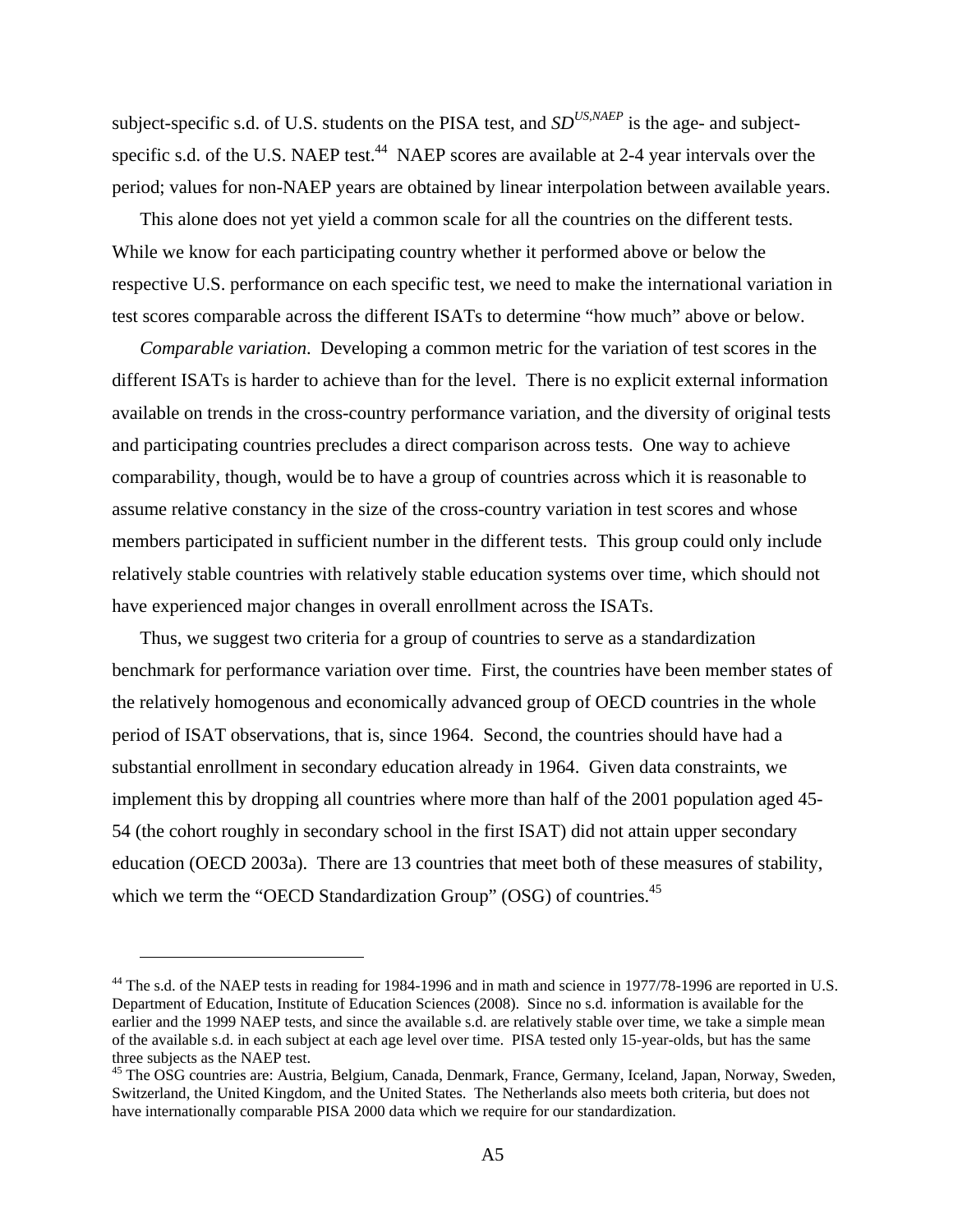subject-specific s.d. of U.S. students on the PISA test, and $SD^{US,NAEP}$ is the age- and subject-specific s.d. of the U.S. NAEP test.[44] NAEP scores are available at 2-4 year intervals over the period; values for non-NAEP years are obtained by linear interpolation between available years.

This alone does not yet yield a common scale for all the countries on the different tests. While we know for each participating country whether it performed above or below the respective U.S. performance on each specific test, we need to make the international variation in test scores comparable across the different ISATs to determine "how much" above or below.

*Comparable variation*. Developing a common metric for the variation of test scores in the different ISATs is harder to achieve than for the level. There is no explicit external information available on trends in the cross-country performance variation, and the diversity of original tests and participating countries precludes a direct comparison across tests. One way to achieve comparability, though, would be to have a group of countries across which it is reasonable to assume relative constancy in the size of the cross-country variation in test scores and whose members participated in sufficient number in the different tests. This group could only include relatively stable countries with relatively stable education systems over time, which should not have experienced major changes in overall enrollment across the ISATs.

Thus, we suggest two criteria for a group of countries to serve as a standardization benchmark for performance variation over time. First, the countries have been member states of the relatively homogenous and economically advanced group of OECD countries in the whole period of ISAT observations, that is, since 1964. Second, the countries should have had a substantial enrollment in secondary education already in 1964. Given data constraints, we implement this by dropping all countries where more than half of the 2001 population aged 45-54 (the cohort roughly in secondary school in the first ISAT) did not attain upper secondary education (OECD 2003a). There are 13 countries that meet both of these measures of stability, which we term the "OECD Standardization Group" (OSG) of countries.[45]

---

[44] The s.d. of the NAEP tests in reading for 1984-1996 and in math and science in 1977/78-1996 are reported in U.S. Department of Education, Institute of Education Sciences (2008). Since no s.d. information is available for the earlier and the 1999 NAEP tests, and since the available s.d. are relatively stable over time, we take a simple mean of the available s.d. in each subject at each age level over time. PISA tested only 15-year-olds, but has the same three subjects as the NAEP test.

[45] The OSG countries are: Austria, Belgium, Canada, Denmark, France, Germany, Iceland, Japan, Norway, Sweden, Switzerland, the United Kingdom, and the United States. The Netherlands also meets both criteria, but does not have internationally comparable PISA 2000 data which we require for our standardization.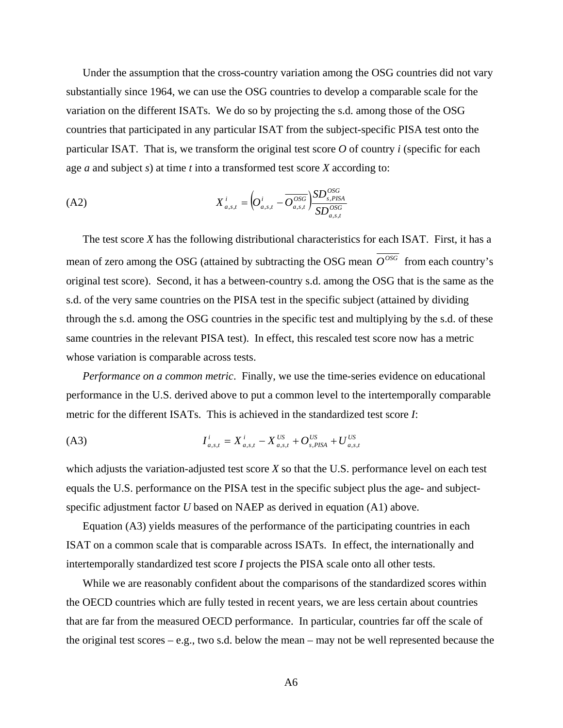Under the assumption that the cross-country variation among the OSG countries did not vary substantially since 1964, we can use the OSG countries to develop a comparable scale for the variation on the different ISATs. We do so by projecting the s.d. among those of the OSG countries that participated in any particular ISAT from the subject-specific PISA test onto the particular ISAT. That is, we transform the original test score *O* of country *i* (specific for each age *a* and subject *s*) at time *t* into a transformed test score *X* according to:

$$X^{i}_{a,s,t} = \left(O^{i}_{a,s,t} - \overline{O^{OSG}_{a,s,t}}\right)\frac{SD^{OSG}_{s,PISA}}{SD^{OSG}_{a,s,t}} \tag{A2}$$

The test score *X* has the following distributional characteristics for each ISAT. First, it has a mean of zero among the OSG (attained by subtracting the OSG mean $\overline{O^{OSG}}$ from each country's original test score). Second, it has a between-country s.d. among the OSG that is the same as the s.d. of the very same countries on the PISA test in the specific subject (attained by dividing through the s.d. among the OSG countries in the specific test and multiplying by the s.d. of these same countries in the relevant PISA test). In effect, this rescaled test score now has a metric whose variation is comparable across tests.

*Performance on a common metric*. Finally, we use the time-series evidence on educational performance in the U.S. derived above to put a common level to the intertemporally comparable metric for the different ISATs. This is achieved in the standardized test score *I*:

$$I^{i}_{a,s,t} = X^{i}_{a,s,t} - X^{US}_{a,s,t} + O^{US}_{s,PISA} + U^{US}_{a,s,t} \tag{A3}$$

which adjusts the variation-adjusted test score *X* so that the U.S. performance level on each test equals the U.S. performance on the PISA test in the specific subject plus the age- and subject-specific adjustment factor *U* based on NAEP as derived in equation (A1) above.

Equation (A3) yields measures of the performance of the participating countries in each ISAT on a common scale that is comparable across ISATs. In effect, the internationally and intertemporally standardized test score *I* projects the PISA scale onto all other tests.

While we are reasonably confident about the comparisons of the standardized scores within the OECD countries which are fully tested in recent years, we are less certain about countries that are far from the measured OECD performance. In particular, countries far off the scale of the original test scores – e.g., two s.d. below the mean – may not be well represented because the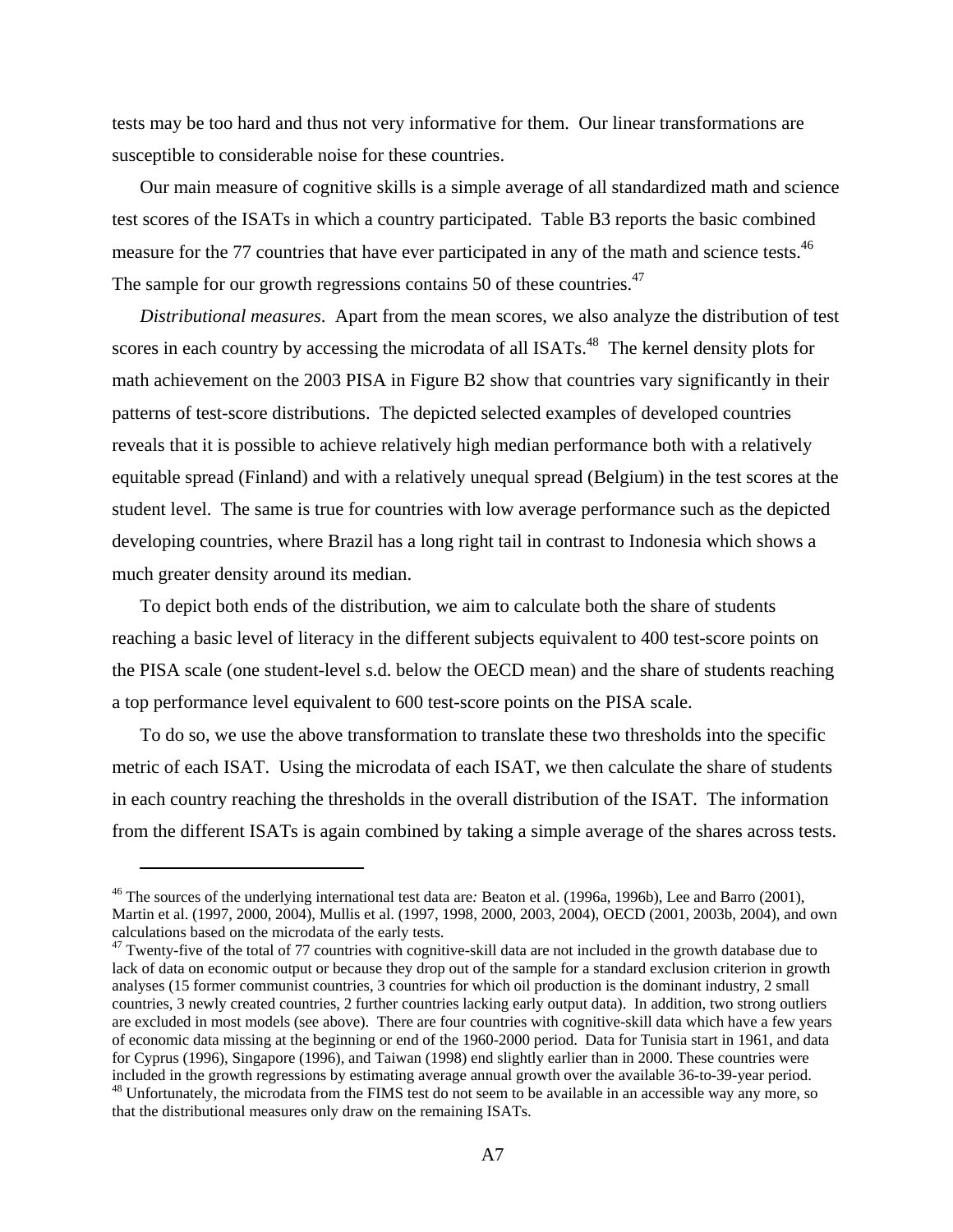tests may be too hard and thus not very informative for them. Our linear transformations are susceptible to considerable noise for these countries.

Our main measure of cognitive skills is a simple average of all standardized math and science test scores of the ISATs in which a country participated. Table B3 reports the basic combined measure for the 77 countries that have ever participated in any of the math and science tests.[46] The sample for our growth regressions contains 50 of these countries.[47]

*Distributional measures*. Apart from the mean scores, we also analyze the distribution of test scores in each country by accessing the microdata of all ISATs.[48] The kernel density plots for math achievement on the 2003 PISA in Figure B2 show that countries vary significantly in their patterns of test-score distributions. The depicted selected examples of developed countries reveals that it is possible to achieve relatively high median performance both with a relatively equitable spread (Finland) and with a relatively unequal spread (Belgium) in the test scores at the student level. The same is true for countries with low average performance such as the depicted developing countries, where Brazil has a long right tail in contrast to Indonesia which shows a much greater density around its median.

To depict both ends of the distribution, we aim to calculate both the share of students reaching a basic level of literacy in the different subjects equivalent to 400 test-score points on the PISA scale (one student-level s.d. below the OECD mean) and the share of students reaching a top performance level equivalent to 600 test-score points on the PISA scale.

To do so, we use the above transformation to translate these two thresholds into the specific metric of each ISAT. Using the microdata of each ISAT, we then calculate the share of students in each country reaching the thresholds in the overall distribution of the ISAT. The information from the different ISATs is again combined by taking a simple average of the shares across tests.

---

[46] The sources of the underlying international test data are*:* Beaton et al. (1996a, 1996b), Lee and Barro (2001), Martin et al. (1997, 2000, 2004), Mullis et al. (1997, 1998, 2000, 2003, 2004), OECD (2001, 2003b, 2004), and own calculations based on the microdata of the early tests.

[47] Twenty-five of the total of 77 countries with cognitive-skill data are not included in the growth database due to lack of data on economic output or because they drop out of the sample for a standard exclusion criterion in growth analyses (15 former communist countries, 3 countries for which oil production is the dominant industry, 2 small countries, 3 newly created countries, 2 further countries lacking early output data). In addition, two strong outliers are excluded in most models (see above). There are four countries with cognitive-skill data which have a few years of economic data missing at the beginning or end of the 1960-2000 period. Data for Tunisia start in 1961, and data for Cyprus (1996), Singapore (1996), and Taiwan (1998) end slightly earlier than in 2000. These countries were included in the growth regressions by estimating average annual growth over the available 36-to-39-year period.

[48] Unfortunately, the microdata from the FIMS test do not seem to be available in an accessible way any more, so that the distributional measures only draw on the remaining ISATs.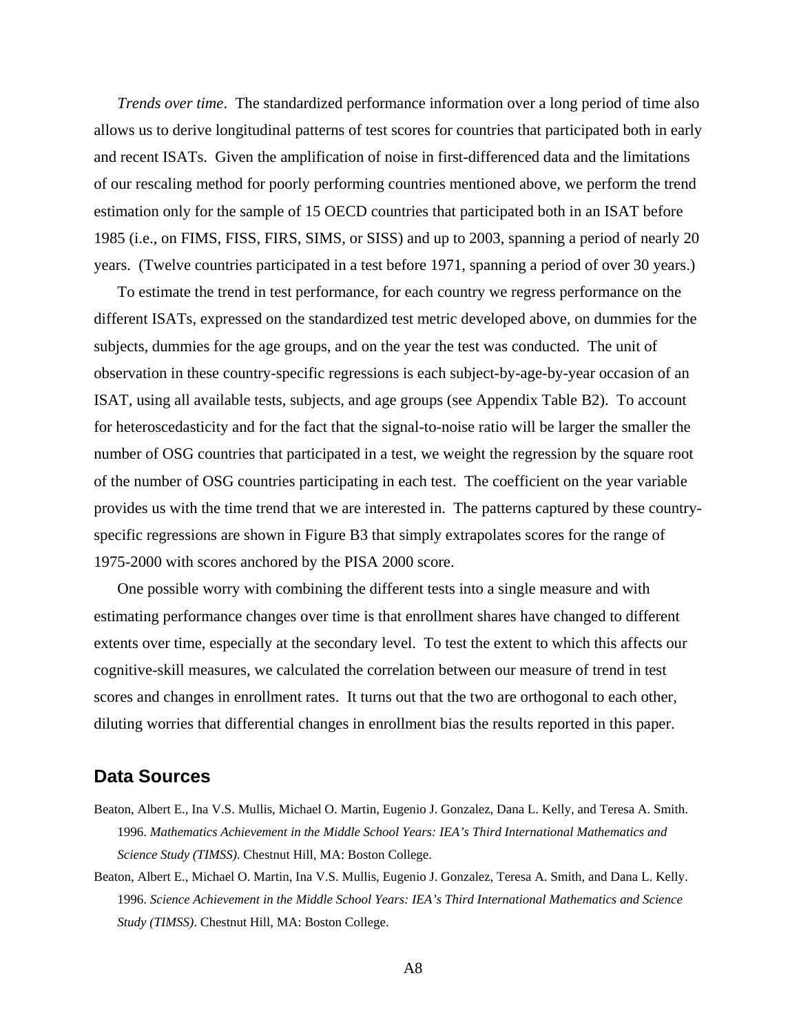*Trends over time*. The standardized performance information over a long period of time also allows us to derive longitudinal patterns of test scores for countries that participated both in early and recent ISATs. Given the amplification of noise in first-differenced data and the limitations of our rescaling method for poorly performing countries mentioned above, we perform the trend estimation only for the sample of 15 OECD countries that participated both in an ISAT before 1985 (i.e., on FIMS, FISS, FIRS, SIMS, or SISS) and up to 2003, spanning a period of nearly 20 years. (Twelve countries participated in a test before 1971, spanning a period of over 30 years.)

To estimate the trend in test performance, for each country we regress performance on the different ISATs, expressed on the standardized test metric developed above, on dummies for the subjects, dummies for the age groups, and on the year the test was conducted. The unit of observation in these country-specific regressions is each subject-by-age-by-year occasion of an ISAT, using all available tests, subjects, and age groups (see Appendix Table B2). To account for heteroscedasticity and for the fact that the signal-to-noise ratio will be larger the smaller the number of OSG countries that participated in a test, we weight the regression by the square root of the number of OSG countries participating in each test. The coefficient on the year variable provides us with the time trend that we are interested in. The patterns captured by these country-specific regressions are shown in Figure B3 that simply extrapolates scores for the range of 1975-2000 with scores anchored by the PISA 2000 score.

One possible worry with combining the different tests into a single measure and with estimating performance changes over time is that enrollment shares have changed to different extents over time, especially at the secondary level. To test the extent to which this affects our cognitive-skill measures, we calculated the correlation between our measure of trend in test scores and changes in enrollment rates. It turns out that the two are orthogonal to each other, diluting worries that differential changes in enrollment bias the results reported in this paper.

## Data Sources

Beaton, Albert E., Ina V.S. Mullis, Michael O. Martin, Eugenio J. Gonzalez, Dana L. Kelly, and Teresa A. Smith. 1996. *Mathematics Achievement in the Middle School Years: IEA's Third International Mathematics and Science Study (TIMSS)*. Chestnut Hill, MA: Boston College.

Beaton, Albert E., Michael O. Martin, Ina V.S. Mullis, Eugenio J. Gonzalez, Teresa A. Smith, and Dana L. Kelly. 1996. *Science Achievement in the Middle School Years: IEA's Third International Mathematics and Science Study (TIMSS)*. Chestnut Hill, MA: Boston College.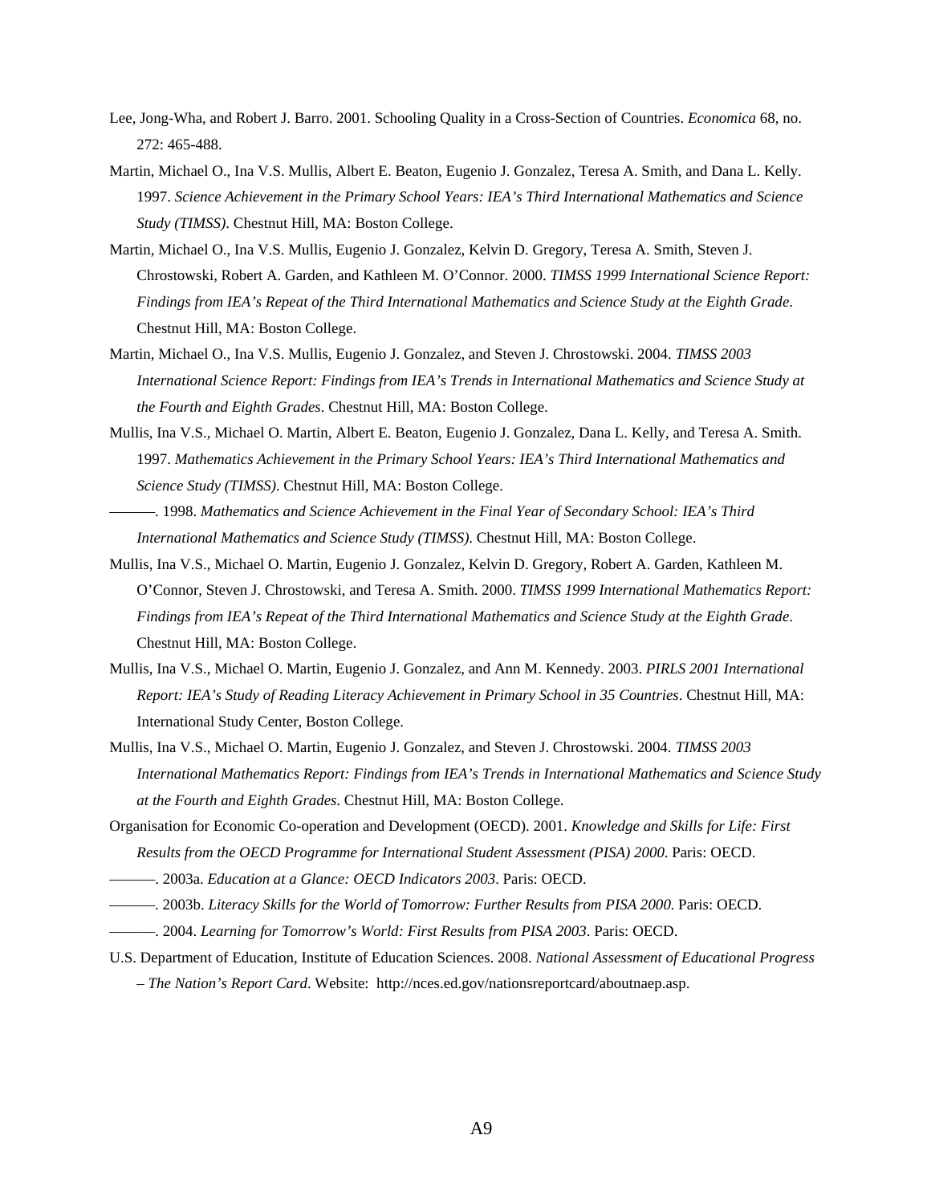Lee, Jong-Wha, and Robert J. Barro. 2001. Schooling Quality in a Cross-Section of Countries. *Economica* 68, no. 272: 465-488.

Martin, Michael O., Ina V.S. Mullis, Albert E. Beaton, Eugenio J. Gonzalez, Teresa A. Smith, and Dana L. Kelly. 1997. *Science Achievement in the Primary School Years: IEA's Third International Mathematics and Science Study (TIMSS)*. Chestnut Hill, MA: Boston College.

Martin, Michael O., Ina V.S. Mullis, Eugenio J. Gonzalez, Kelvin D. Gregory, Teresa A. Smith, Steven J. Chrostowski, Robert A. Garden, and Kathleen M. O'Connor. 2000. *TIMSS 1999 International Science Report: Findings from IEA's Repeat of the Third International Mathematics and Science Study at the Eighth Grade*. Chestnut Hill, MA: Boston College.

Martin, Michael O., Ina V.S. Mullis, Eugenio J. Gonzalez, and Steven J. Chrostowski. 2004. *TIMSS 2003 International Science Report: Findings from IEA's Trends in International Mathematics and Science Study at the Fourth and Eighth Grades*. Chestnut Hill, MA: Boston College.

Mullis, Ina V.S., Michael O. Martin, Albert E. Beaton, Eugenio J. Gonzalez, Dana L. Kelly, and Teresa A. Smith. 1997. *Mathematics Achievement in the Primary School Years: IEA's Third International Mathematics and Science Study (TIMSS)*. Chestnut Hill, MA: Boston College.

———. 1998. *Mathematics and Science Achievement in the Final Year of Secondary School: IEA's Third International Mathematics and Science Study (TIMSS)*. Chestnut Hill, MA: Boston College.

Mullis, Ina V.S., Michael O. Martin, Eugenio J. Gonzalez, Kelvin D. Gregory, Robert A. Garden, Kathleen M. O'Connor, Steven J. Chrostowski, and Teresa A. Smith. 2000. *TIMSS 1999 International Mathematics Report: Findings from IEA's Repeat of the Third International Mathematics and Science Study at the Eighth Grade*. Chestnut Hill, MA: Boston College.

Mullis, Ina V.S., Michael O. Martin, Eugenio J. Gonzalez, and Ann M. Kennedy. 2003. *PIRLS 2001 International Report: IEA's Study of Reading Literacy Achievement in Primary School in 35 Countries*. Chestnut Hill, MA: International Study Center, Boston College.

Mullis, Ina V.S., Michael O. Martin, Eugenio J. Gonzalez, and Steven J. Chrostowski. 2004. *TIMSS 2003 International Mathematics Report: Findings from IEA's Trends in International Mathematics and Science Study at the Fourth and Eighth Grades.* Chestnut Hill, MA: Boston College.

Organisation for Economic Co-operation and Development (OECD). 2001. *Knowledge and Skills for Life: First Results from the OECD Programme for International Student Assessment (PISA) 2000.* Paris: OECD.

———. 2003a. *Education at a Glance: OECD Indicators 2003*. Paris: OECD.

———. 2003b. *Literacy Skills for the World of Tomorrow: Further Results from PISA 2000.* Paris: OECD.

———. 2004. *Learning for Tomorrow's World: First Results from PISA 2003*. Paris: OECD.

U.S. Department of Education, Institute of Education Sciences. 2008. *National Assessment of Educational Progress – The Nation's Report Card*. Website: http://nces.ed.gov/nationsreportcard/aboutnaep.asp.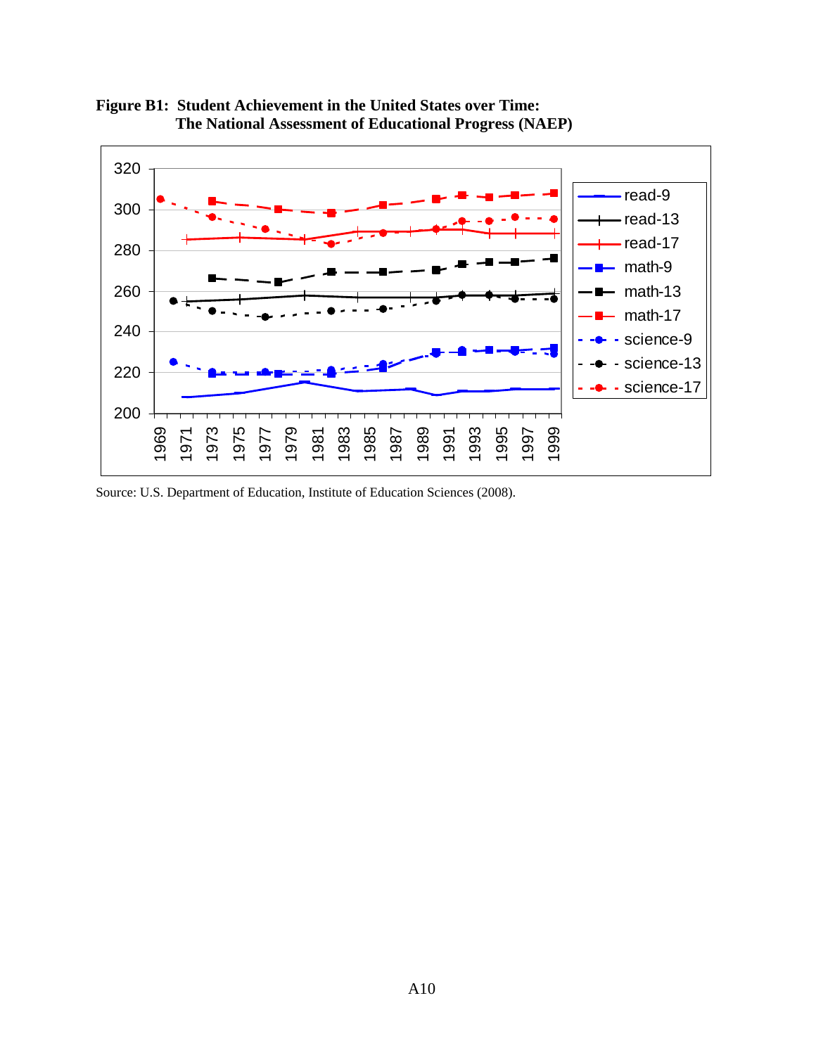**Figure B1: Student Achievement in the United States over Time: The National Assessment of Educational Progress (NAEP)**

Source: U.S. Department of Education, Institute of Education Sciences (2008).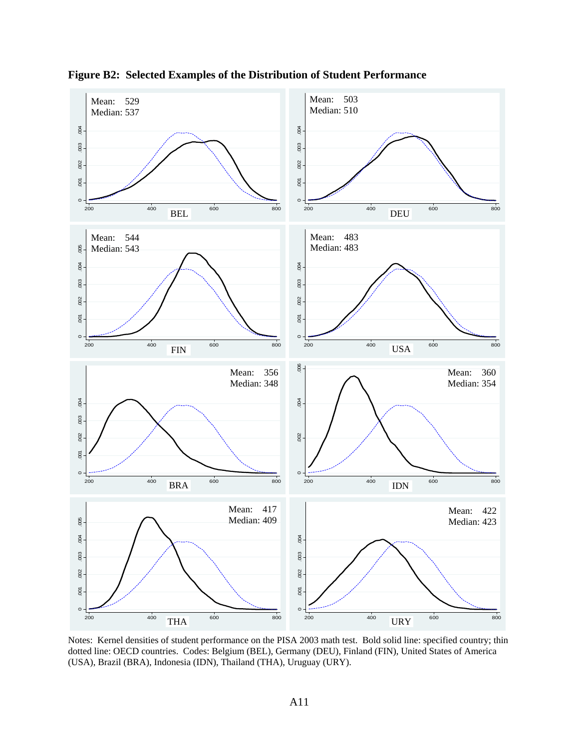**Figure B2: Selected Examples of the Distribution of Student Performance**

Notes: Kernel densities of student performance on the PISA 2003 math test. Bold solid line: specified country; thin dotted line: OECD countries. Codes: Belgium (BEL), Germany (DEU), Finland (FIN), United States of America (USA), Brazil (BRA), Indonesia (IDN), Thailand (THA), Uruguay (URY).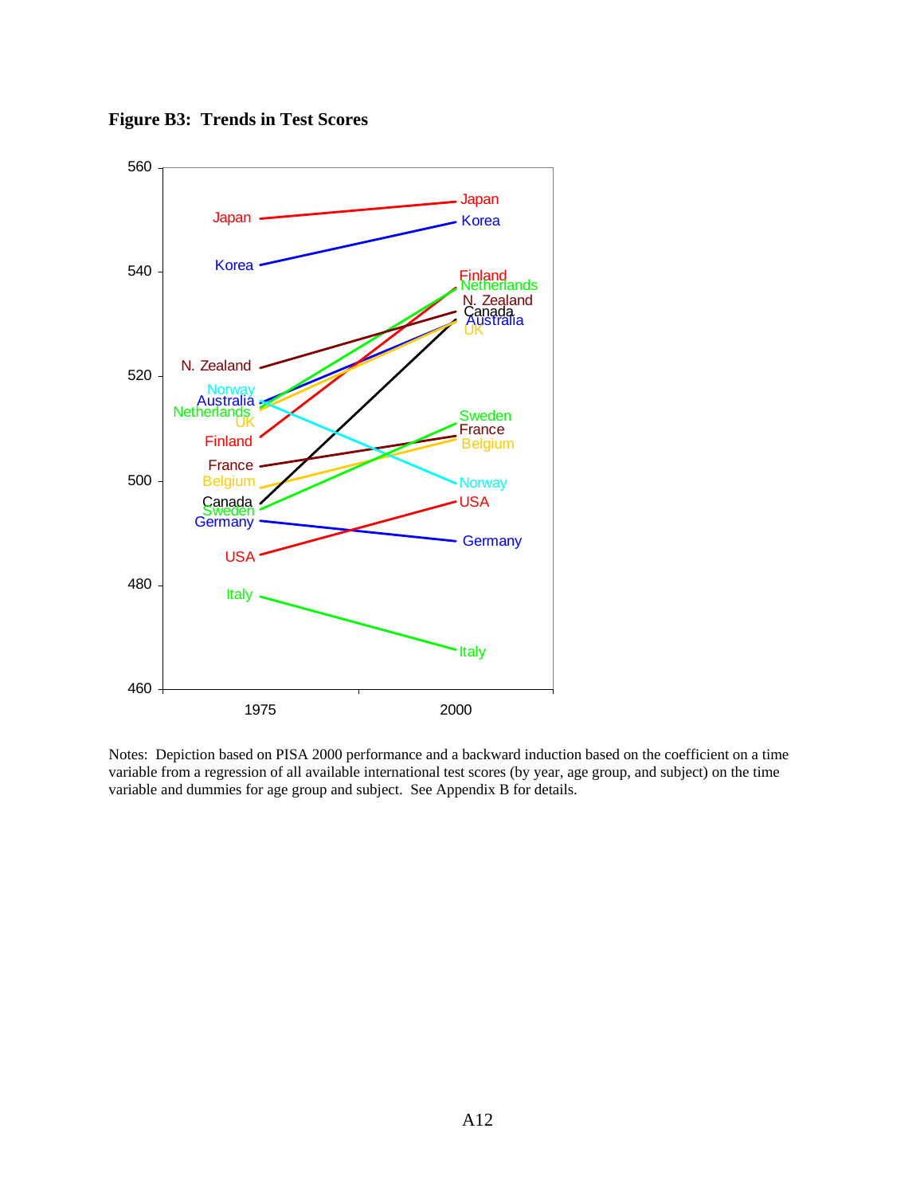**Figure B3: Trends in Test Scores**

Notes: Depiction based on PISA 2000 performance and a backward induction based on the coefficient on a time variable from a regression of all available international test scores (by year, age group, and subject) on the time variable and dummies for age group and subject. See Appendix B for details.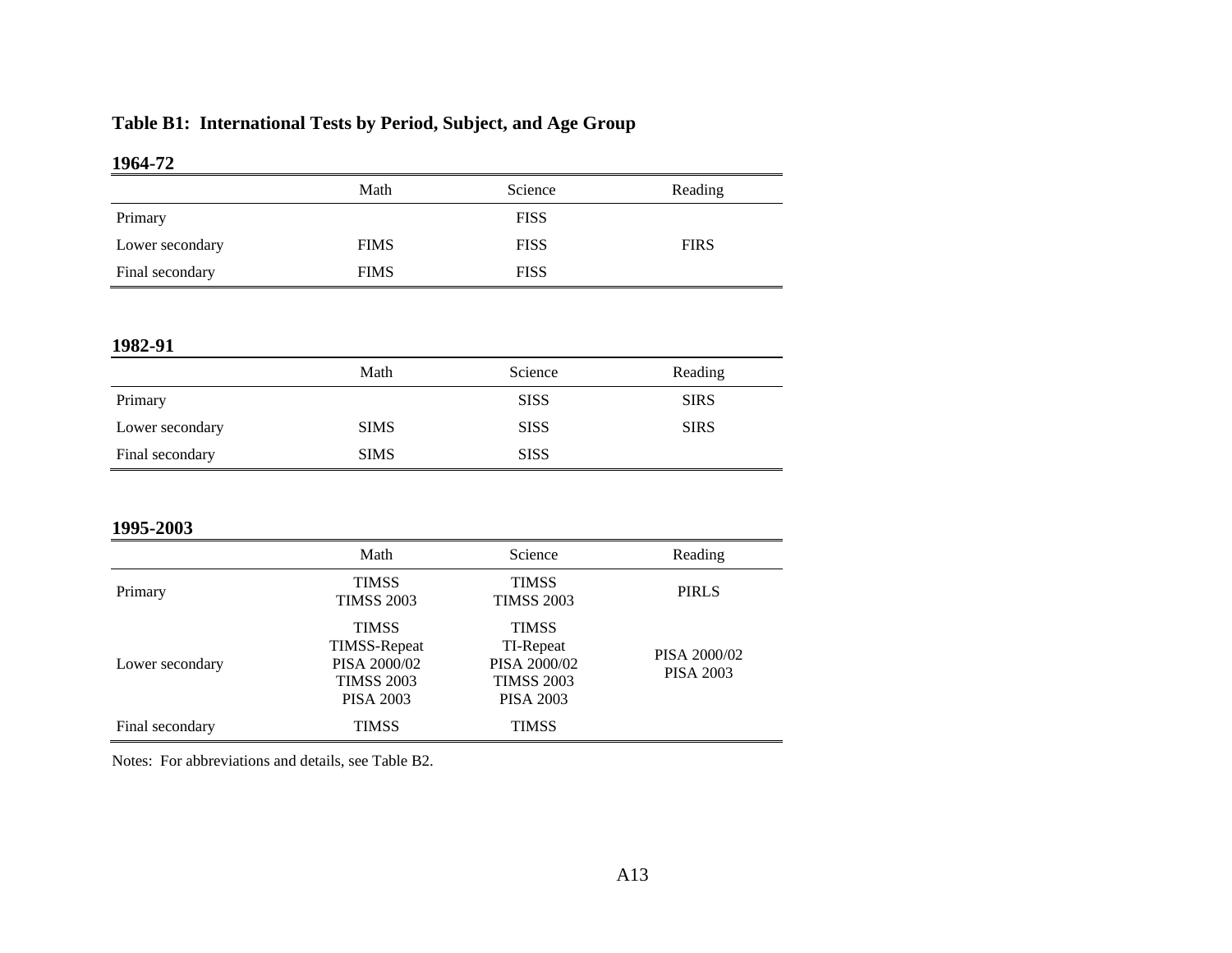# Table B1: International Tests by Period, Subject, and Age Group

**1964-72**

| | Math | Science | Reading |
|---|---|---|---|
| Primary | | FISS | |
| Lower secondary | FIMS | FISS | FIRS |
| Final secondary | FIMS | FISS | |

**1982-91**

| | Math | Science | Reading |
|---|---|---|---|
| Primary | | SISS | SIRS |
| Lower secondary | SIMS | SISS | SIRS |
| Final secondary | SIMS | SISS | |

**1995-2003**

| | Math | Science | Reading |
|---|---|---|---|
| Primary | TIMSS<br>TIMSS 2003 | TIMSS<br>TIMSS 2003 | PIRLS |
| Lower secondary | TIMSS<br>TIMSS-Repeat<br>PISA 2000/02<br>TIMSS 2003<br>PISA 2003 | TIMSS<br>TI-Repeat<br>PISA 2000/02<br>TIMSS 2003<br>PISA 2003 | PISA 2000/02<br>PISA 2003 |
| Final secondary | TIMSS | TIMSS | |

Notes: For abbreviations and details, see Table B2.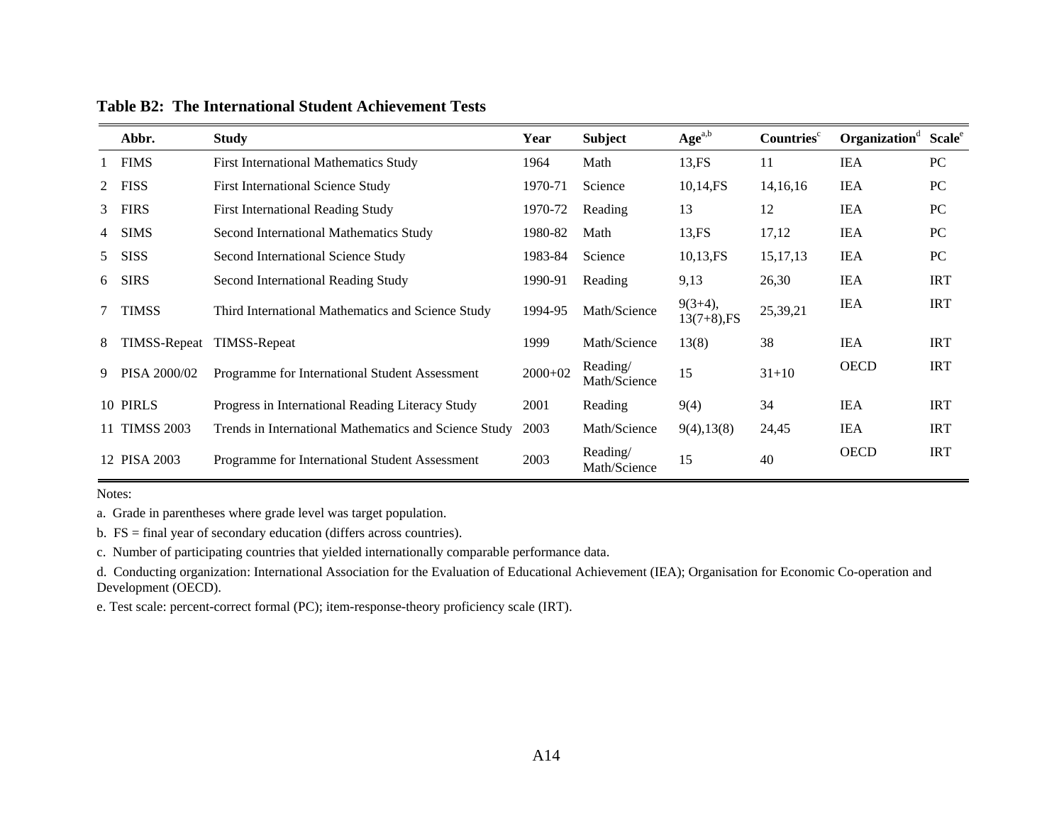**Table B2: The International Student Achievement Tests**

| | Abbr. | Study | Year | Subject | Age[a,b] | Countries[c] | Organization[d] | Scale[e] |
|---|---|---|---|---|---|---|---|---|
| 1 | FIMS | First International Mathematics Study | 1964 | Math | 13,FS | 11 | IEA | PC |
| 2 | FISS | First International Science Study | 1970-71 | Science | 10,14,FS | 14,16,16 | IEA | PC |
| 3 | FIRS | First International Reading Study | 1970-72 | Reading | 13 | 12 | IEA | PC |
| 4 | SIMS | Second International Mathematics Study | 1980-82 | Math | 13,FS | 17,12 | IEA | PC |
| 5 | SISS | Second International Science Study | 1983-84 | Science | 10,13,FS | 15,17,13 | IEA | PC |
| 6 | SIRS | Second International Reading Study | 1990-91 | Reading | 9,13 | 26,30 | IEA | IRT |
| 7 | TIMSS | Third International Mathematics and Science Study | 1994-95 | Math/Science | 9(3+4), 13(7+8),FS | 25,39,21 | IEA | IRT |
| 8 | TIMSS-Repeat | TIMSS-Repeat | 1999 | Math/Science | 13(8) | 38 | IEA | IRT |
| 9 | PISA 2000/02 | Programme for International Student Assessment | 2000+02 | Reading/ Math/Science | 15 | 31+10 | OECD | IRT |
| 10 | PIRLS | Progress in International Reading Literacy Study | 2001 | Reading | 9(4) | 34 | IEA | IRT |
| 11 | TIMSS 2003 | Trends in International Mathematics and Science Study | 2003 | Math/Science | 9(4),13(8) | 24,45 | IEA | IRT |
| 12 | PISA 2003 | Programme for International Student Assessment | 2003 | Reading/ Math/Science | 15 | 40 | OECD | IRT |

Notes:

a. Grade in parentheses where grade level was target population.

b. FS = final year of secondary education (differs across countries).

c. Number of participating countries that yielded internationally comparable performance data.

d. Conducting organization: International Association for the Evaluation of Educational Achievement (IEA); Organisation for Economic Co-operation and Development (OECD).

e. Test scale: percent-correct formal (PC); item-response-theory proficiency scale (IRT).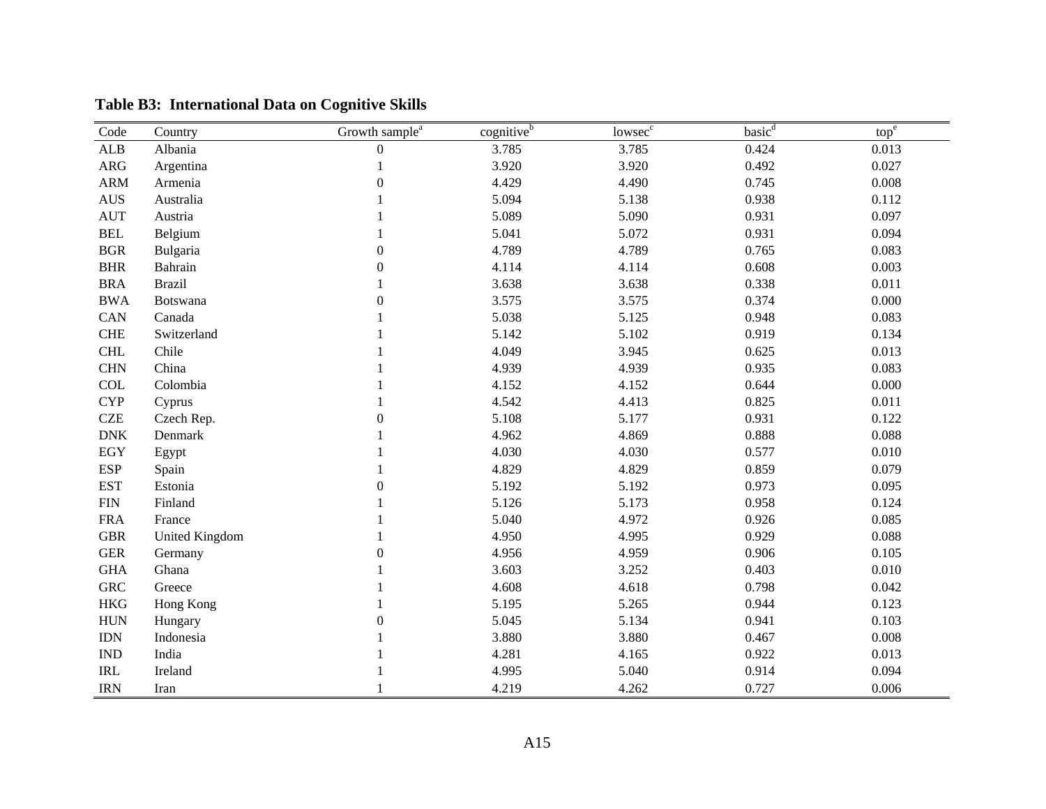**Table B3: International Data on Cognitive Skills**

| Code | Country | Growth sample[a] | cognitive[b] | lowsec[c] | basic[d] | top[e] |
|---|---|---|---|---|---|---|
| ALB | Albania | 0 | 3.785 | 3.785 | 0.424 | 0.013 |
| ARG | Argentina | 1 | 3.920 | 3.920 | 0.492 | 0.027 |
| ARM | Armenia | 0 | 4.429 | 4.490 | 0.745 | 0.008 |
| AUS | Australia | 1 | 5.094 | 5.138 | 0.938 | 0.112 |
| AUT | Austria | 1 | 5.089 | 5.090 | 0.931 | 0.097 |
| BEL | Belgium | 1 | 5.041 | 5.072 | 0.931 | 0.094 |
| BGR | Bulgaria | 0 | 4.789 | 4.789 | 0.765 | 0.083 |
| BHR | Bahrain | 0 | 4.114 | 4.114 | 0.608 | 0.003 |
| BRA | Brazil | 1 | 3.638 | 3.638 | 0.338 | 0.011 |
| BWA | Botswana | 0 | 3.575 | 3.575 | 0.374 | 0.000 |
| CAN | Canada | 1 | 5.038 | 5.125 | 0.948 | 0.083 |
| CHE | Switzerland | 1 | 5.142 | 5.102 | 0.919 | 0.134 |
| CHL | Chile | 1 | 4.049 | 3.945 | 0.625 | 0.013 |
| CHN | China | 1 | 4.939 | 4.939 | 0.935 | 0.083 |
| COL | Colombia | 1 | 4.152 | 4.152 | 0.644 | 0.000 |
| CYP | Cyprus | 1 | 4.542 | 4.413 | 0.825 | 0.011 |
| CZE | Czech Rep. | 0 | 5.108 | 5.177 | 0.931 | 0.122 |
| DNK | Denmark | 1 | 4.962 | 4.869 | 0.888 | 0.088 |
| EGY | Egypt | 1 | 4.030 | 4.030 | 0.577 | 0.010 |
| ESP | Spain | 1 | 4.829 | 4.829 | 0.859 | 0.079 |
| EST | Estonia | 0 | 5.192 | 5.192 | 0.973 | 0.095 |
| FIN | Finland | 1 | 5.126 | 5.173 | 0.958 | 0.124 |
| FRA | France | 1 | 5.040 | 4.972 | 0.926 | 0.085 |
| GBR | United Kingdom | 1 | 4.950 | 4.995 | 0.929 | 0.088 |
| GER | Germany | 0 | 4.956 | 4.959 | 0.906 | 0.105 |
| GHA | Ghana | 1 | 3.603 | 3.252 | 0.403 | 0.010 |
| GRC | Greece | 1 | 4.608 | 4.618 | 0.798 | 0.042 |
| HKG | Hong Kong | 1 | 5.195 | 5.265 | 0.944 | 0.123 |
| HUN | Hungary | 0 | 5.045 | 5.134 | 0.941 | 0.103 |
| IDN | Indonesia | 1 | 3.880 | 3.880 | 0.467 | 0.008 |
| IND | India | 1 | 4.281 | 4.165 | 0.922 | 0.013 |
| IRL | Ireland | 1 | 4.995 | 5.040 | 0.914 | 0.094 |
| IRN | Iran | 1 | 4.219 | 4.262 | 0.727 | 0.006 |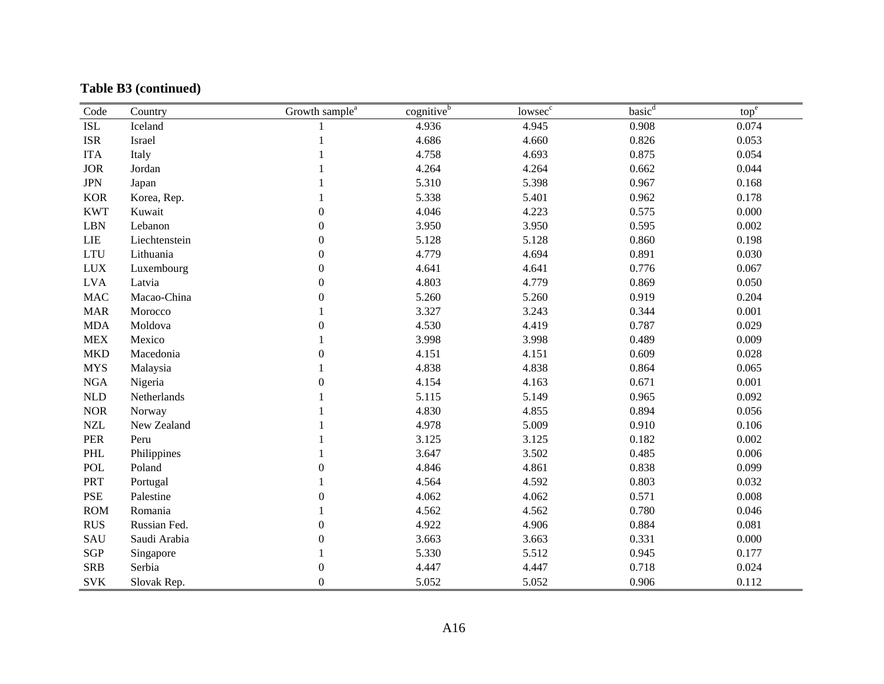**Table B3 (continued)**

| Code | Country | Growth sample[a] | cognitive[b] | lowsec[c] | basic[d] | top[e] |
|---|---|---|---|---|---|---|
| ISL | Iceland | 1 | 4.936 | 4.945 | 0.908 | 0.074 |
| ISR | Israel | 1 | 4.686 | 4.660 | 0.826 | 0.053 |
| ITA | Italy | 1 | 4.758 | 4.693 | 0.875 | 0.054 |
| JOR | Jordan | 1 | 4.264 | 4.264 | 0.662 | 0.044 |
| JPN | Japan | 1 | 5.310 | 5.398 | 0.967 | 0.168 |
| KOR | Korea, Rep. | 1 | 5.338 | 5.401 | 0.962 | 0.178 |
| KWT | Kuwait | 0 | 4.046 | 4.223 | 0.575 | 0.000 |
| LBN | Lebanon | 0 | 3.950 | 3.950 | 0.595 | 0.002 |
| LIE | Liechtenstein | 0 | 5.128 | 5.128 | 0.860 | 0.198 |
| LTU | Lithuania | 0 | 4.779 | 4.694 | 0.891 | 0.030 |
| LUX | Luxembourg | 0 | 4.641 | 4.641 | 0.776 | 0.067 |
| LVA | Latvia | 0 | 4.803 | 4.779 | 0.869 | 0.050 |
| MAC | Macao-China | 0 | 5.260 | 5.260 | 0.919 | 0.204 |
| MAR | Morocco | 1 | 3.327 | 3.243 | 0.344 | 0.001 |
| MDA | Moldova | 0 | 4.530 | 4.419 | 0.787 | 0.029 |
| MEX | Mexico | 1 | 3.998 | 3.998 | 0.489 | 0.009 |
| MKD | Macedonia | 0 | 4.151 | 4.151 | 0.609 | 0.028 |
| MYS | Malaysia | 1 | 4.838 | 4.838 | 0.864 | 0.065 |
| NGA | Nigeria | 0 | 4.154 | 4.163 | 0.671 | 0.001 |
| NLD | Netherlands | 1 | 5.115 | 5.149 | 0.965 | 0.092 |
| NOR | Norway | 1 | 4.830 | 4.855 | 0.894 | 0.056 |
| NZL | New Zealand | 1 | 4.978 | 5.009 | 0.910 | 0.106 |
| PER | Peru | 1 | 3.125 | 3.125 | 0.182 | 0.002 |
| PHL | Philippines | 1 | 3.647 | 3.502 | 0.485 | 0.006 |
| POL | Poland | 0 | 4.846 | 4.861 | 0.838 | 0.099 |
| PRT | Portugal | 1 | 4.564 | 4.592 | 0.803 | 0.032 |
| PSE | Palestine | 0 | 4.062 | 4.062 | 0.571 | 0.008 |
| ROM | Romania | 1 | 4.562 | 4.562 | 0.780 | 0.046 |
| RUS | Russian Fed. | 0 | 4.922 | 4.906 | 0.884 | 0.081 |
| SAU | Saudi Arabia | 0 | 3.663 | 3.663 | 0.331 | 0.000 |
| SGP | Singapore | 1 | 5.330 | 5.512 | 0.945 | 0.177 |
| SRB | Serbia | 0 | 4.447 | 4.447 | 0.718 | 0.024 |
| SVK | Slovak Rep. | 0 | 5.052 | 5.052 | 0.906 | 0.112 |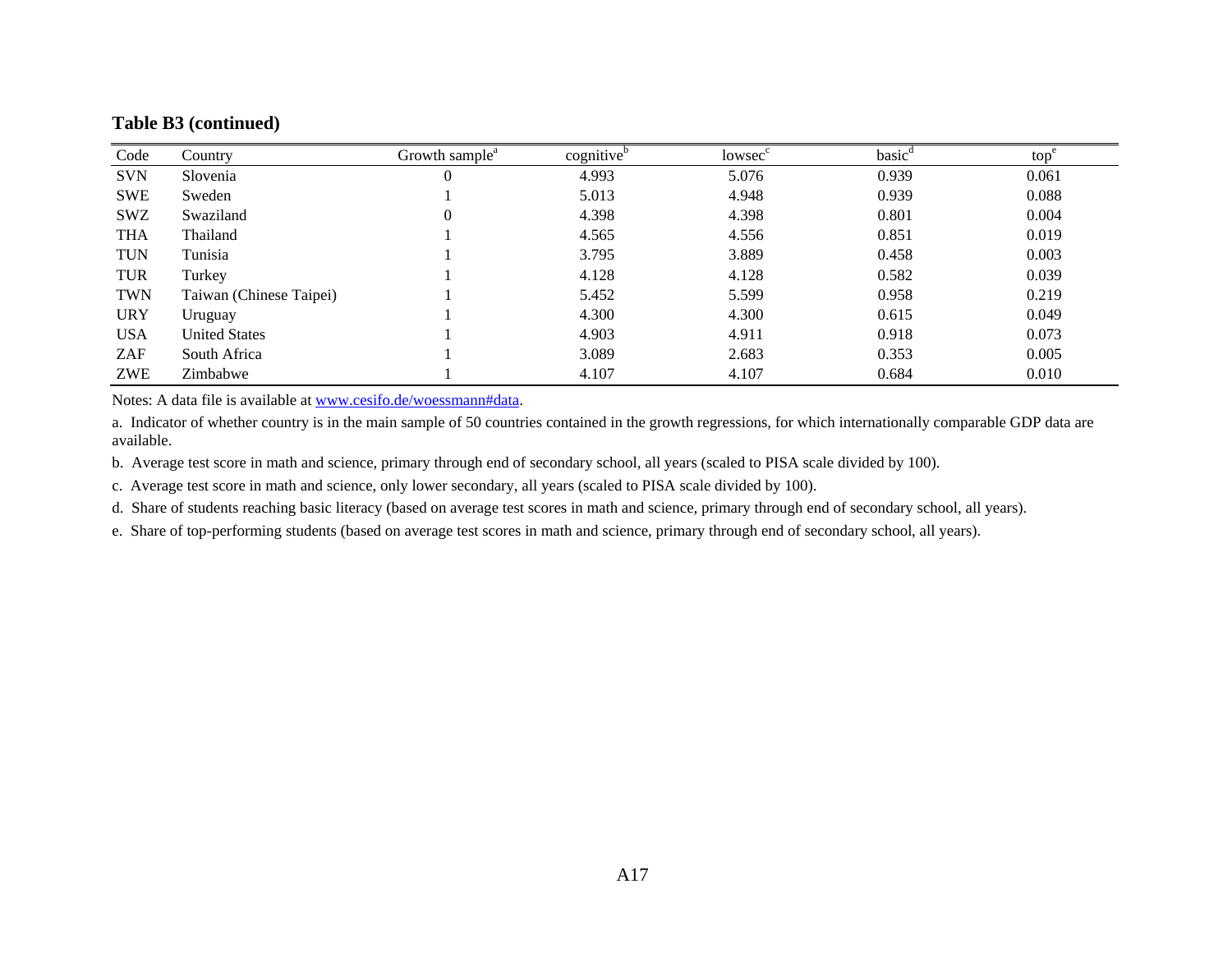**Table B3 (continued)**

| Code | Country | Growth sample[a] | cognitive[b] | lowsec[c] | basic[d] | top[e] |
|---|---|---|---|---|---|---|
| SVN | Slovenia | 0 | 4.993 | 5.076 | 0.939 | 0.061 |
| SWE | Sweden | 1 | 5.013 | 4.948 | 0.939 | 0.088 |
| SWZ | Swaziland | 0 | 4.398 | 4.398 | 0.801 | 0.004 |
| THA | Thailand | 1 | 4.565 | 4.556 | 0.851 | 0.019 |
| TUN | Tunisia | 1 | 3.795 | 3.889 | 0.458 | 0.003 |
| TUR | Turkey | 1 | 4.128 | 4.128 | 0.582 | 0.039 |
| TWN | Taiwan (Chinese Taipei) | 1 | 5.452 | 5.599 | 0.958 | 0.219 |
| URY | Uruguay | 1 | 4.300 | 4.300 | 0.615 | 0.049 |
| USA | United States | 1 | 4.903 | 4.911 | 0.918 | 0.073 |
| ZAF | South Africa | 1 | 3.089 | 2.683 | 0.353 | 0.005 |
| ZWE | Zimbabwe | 1 | 4.107 | 4.107 | 0.684 | 0.010 |

Notes: A data file is available at www.cesifo.de/woessmann#data.

a. Indicator of whether country is in the main sample of 50 countries contained in the growth regressions, for which internationally comparable GDP data are available.

b. Average test score in math and science, primary through end of secondary school, all years (scaled to PISA scale divided by 100).

c. Average test score in math and science, only lower secondary, all years (scaled to PISA scale divided by 100).

d. Share of students reaching basic literacy (based on average test scores in math and science, primary through end of secondary school, all years).

e. Share of top-performing students (based on average test scores in math and science, primary through end of secondary school, all years).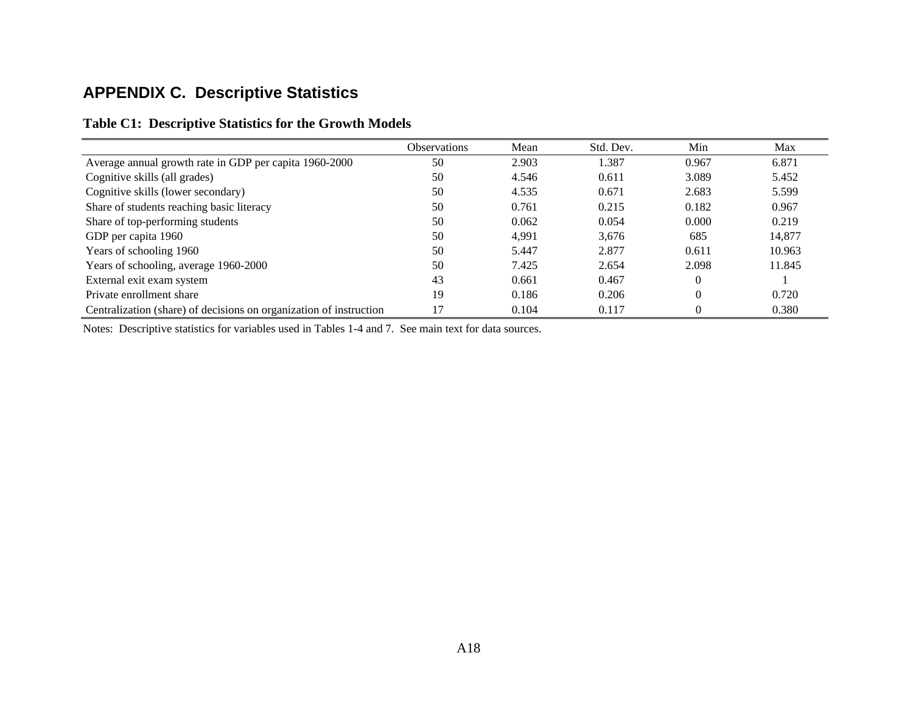## APPENDIX C. Descriptive Statistics

### Table C1: Descriptive Statistics for the Growth Models

| | Observations | Mean | Std. Dev. | Min | Max |
|---|---|---|---|---|---|
| Average annual growth rate in GDP per capita 1960-2000 | 50 | 2.903 | 1.387 | 0.967 | 6.871 |
| Cognitive skills (all grades) | 50 | 4.546 | 0.611 | 3.089 | 5.452 |
| Cognitive skills (lower secondary) | 50 | 4.535 | 0.671 | 2.683 | 5.599 |
| Share of students reaching basic literacy | 50 | 0.761 | 0.215 | 0.182 | 0.967 |
| Share of top-performing students | 50 | 0.062 | 0.054 | 0.000 | 0.219 |
| GDP per capita 1960 | 50 | 4,991 | 3,676 | 685 | 14,877 |
| Years of schooling 1960 | 50 | 5.447 | 2.877 | 0.611 | 10.963 |
| Years of schooling, average 1960-2000 | 50 | 7.425 | 2.654 | 2.098 | 11.845 |
| External exit exam system | 43 | 0.661 | 0.467 | 0 | 1 |
| Private enrollment share | 19 | 0.186 | 0.206 | 0 | 0.720 |
| Centralization (share) of decisions on organization of instruction | 17 | 0.104 | 0.117 | 0 | 0.380 |

Notes: Descriptive statistics for variables used in Tables 1-4 and 7. See main text for data sources.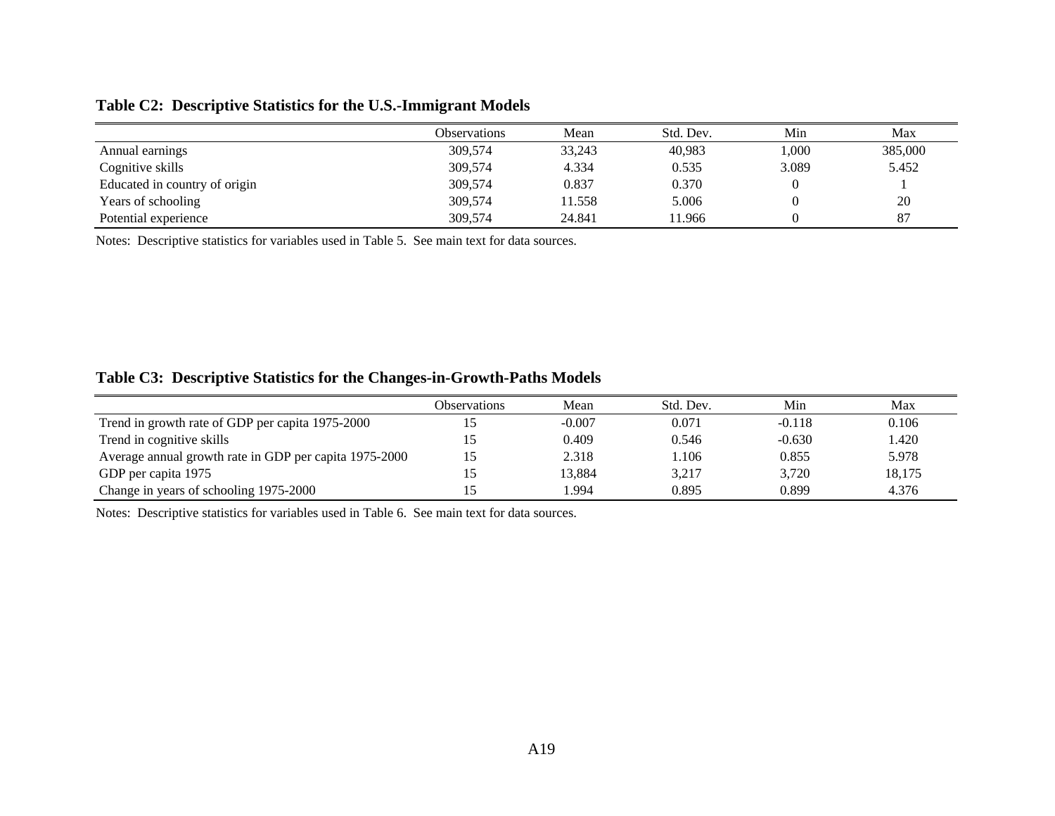**Table C2: Descriptive Statistics for the U.S.-Immigrant Models**

| | Observations | Mean | Std. Dev. | Min | Max |
|---|---|---|---|---|---|
| Annual earnings | 309,574 | 33,243 | 40,983 | 1,000 | 385,000 |
| Cognitive skills | 309,574 | 4.334 | 0.535 | 3.089 | 5.452 |
| Educated in country of origin | 309,574 | 0.837 | 0.370 | 0 | 1 |
| Years of schooling | 309,574 | 11.558 | 5.006 | 0 | 20 |
| Potential experience | 309,574 | 24.841 | 11.966 | 0 | 87 |

Notes: Descriptive statistics for variables used in Table 5. See main text for data sources.

**Table C3: Descriptive Statistics for the Changes-in-Growth-Paths Models**

| | Observations | Mean | Std. Dev. | Min | Max |
|---|---|---|---|---|---|
| Trend in growth rate of GDP per capita 1975-2000 | 15 | -0.007 | 0.071 | -0.118 | 0.106 |
| Trend in cognitive skills | 15 | 0.409 | 0.546 | -0.630 | 1.420 |
| Average annual growth rate in GDP per capita 1975-2000 | 15 | 2.318 | 1.106 | 0.855 | 5.978 |
| GDP per capita 1975 | 15 | 13,884 | 3,217 | 3,720 | 18,175 |
| Change in years of schooling 1975-2000 | 15 | 1.994 | 0.895 | 0.899 | 4.376 |

Notes: Descriptive statistics for variables used in Table 6. See main text for data sources.